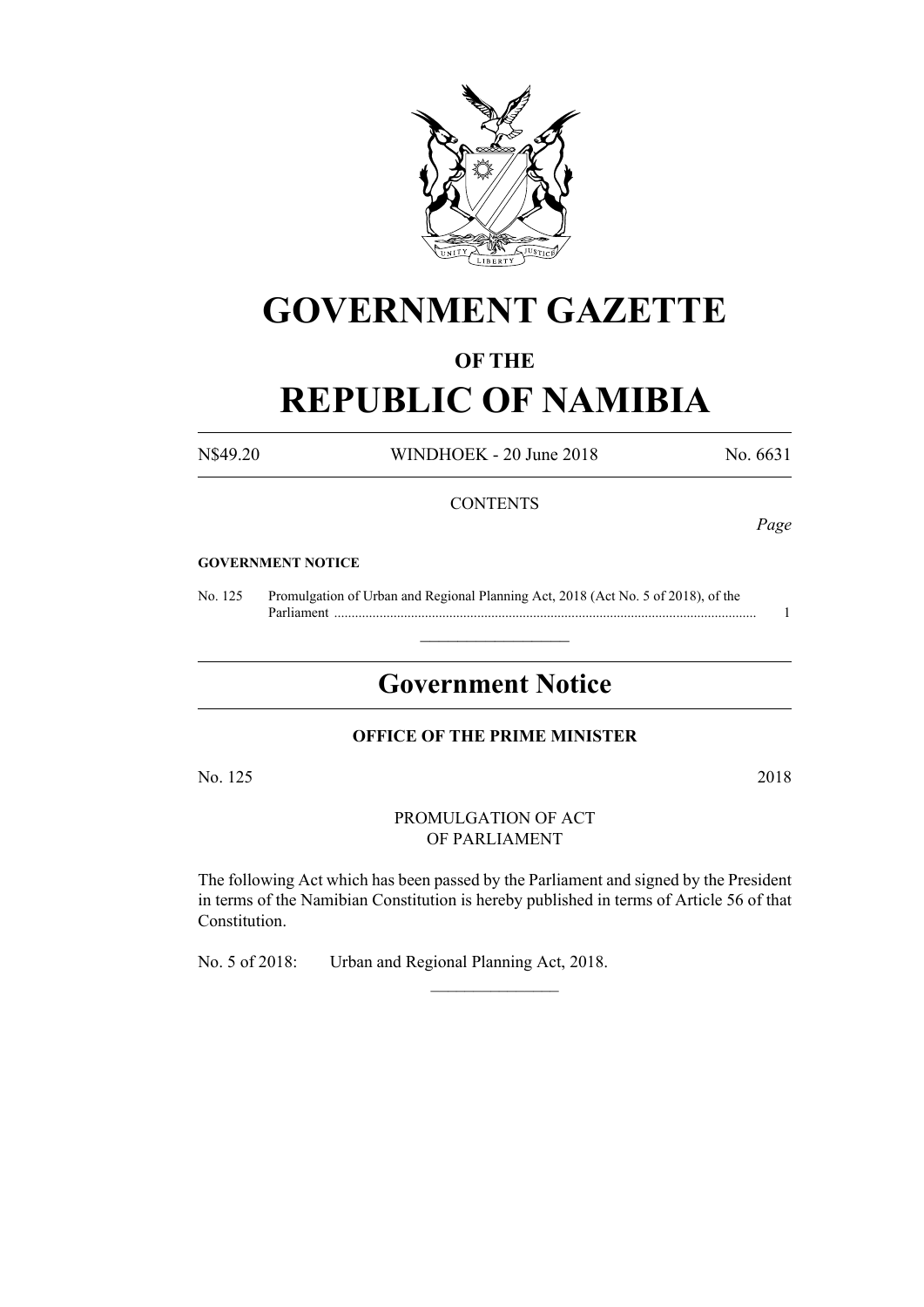# GOVERNMENT GAZETTE

## OF THE

# REPUBLIC OF NAMIBIA

N$49.20 WINDHOEK - 20 June 2018 No. 6631

CONTENTS

*Page*

**GOVERNMENT NOTICE**

No. 125 Promulgation of Urban and Regional Planning Act, 2018 (Act No. 5 of 2018), of the Parliament ........................................................................................................................ 1

---

## Government Notice

**OFFICE OF THE PRIME MINISTER**

No. 125 2018

PROMULGATION OF ACT
OF PARLIAMENT

The following Act which has been passed by the Parliament and signed by the President in terms of the Namibian Constitution is hereby published in terms of Article 56 of that Constitution.

No. 5 of 2018: Urban and Regional Planning Act, 2018.

---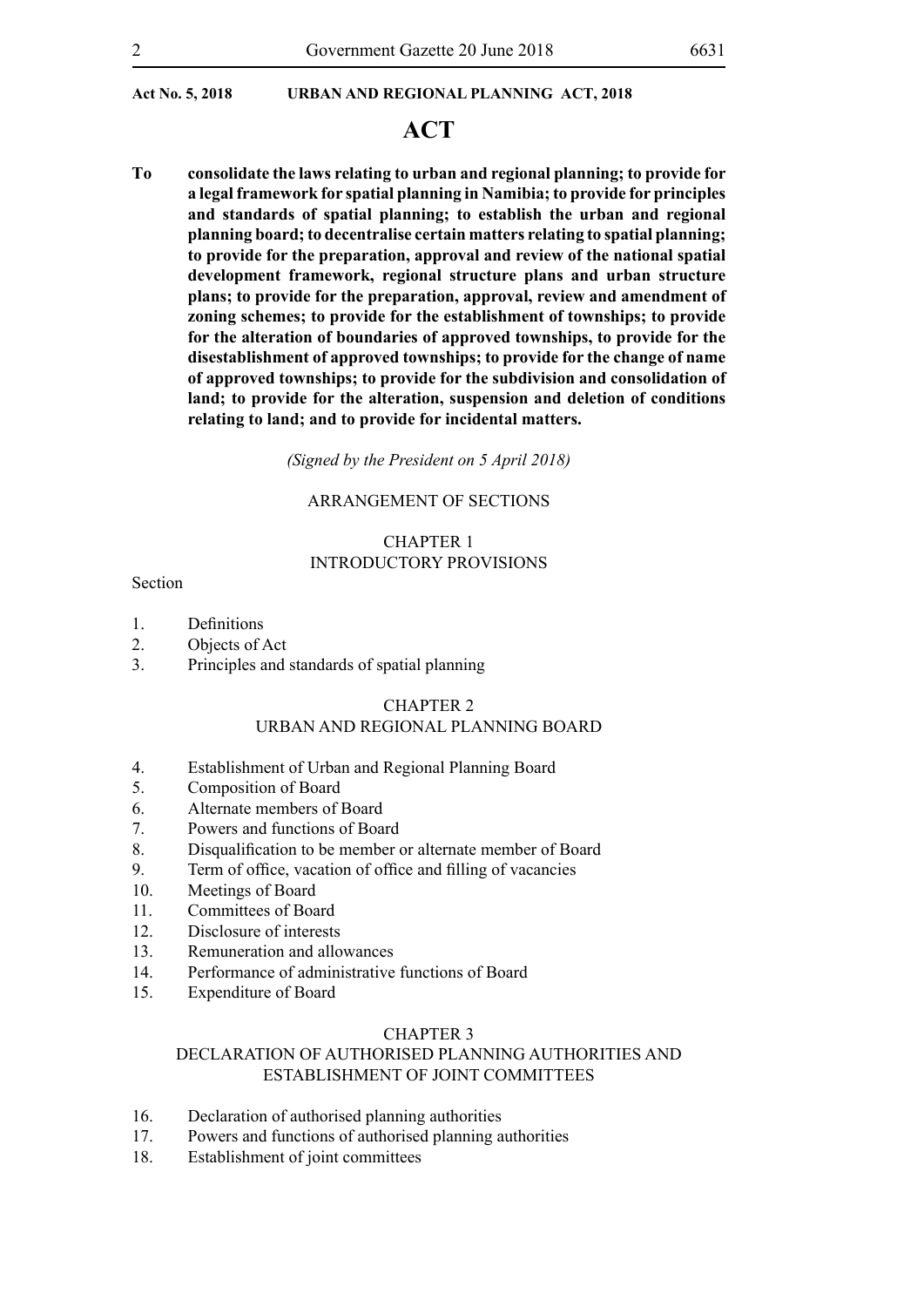# ACT

**To consolidate the laws relating to urban and regional planning; to provide for a legal framework for spatial planning in Namibia; to provide for principles and standards of spatial planning; to establish the urban and regional planning board; to decentralise certain matters relating to spatial planning; to provide for the preparation, approval and review of the national spatial development framework, regional structure plans and urban structure plans; to provide for the preparation, approval, review and amendment of zoning schemes; to provide for the establishment of townships; to provide for the alteration of boundaries of approved townships, to provide for the disestablishment of approved townships; to provide for the change of name of approved townships; to provide for the subdivision and consolidation of land; to provide for the alteration, suspension and deletion of conditions relating to land; and to provide for incidental matters.**

*(Signed by the President on 5 April 2018)*

## ARRANGEMENT OF SECTIONS

### CHAPTER 1
### INTRODUCTORY PROVISIONS

Section

1. Definitions
2. Objects of Act
3. Principles and standards of spatial planning

### CHAPTER 2
### URBAN AND REGIONAL PLANNING BOARD

4. Establishment of Urban and Regional Planning Board
5. Composition of Board
6. Alternate members of Board
7. Powers and functions of Board
8. Disqualification to be member or alternate member of Board
9. Term of office, vacation of office and filling of vacancies
10. Meetings of Board
11. Committees of Board
12. Disclosure of interests
13. Remuneration and allowances
14. Performance of administrative functions of Board
15. Expenditure of Board

### CHAPTER 3
### DECLARATION OF AUTHORISED PLANNING AUTHORITIES AND ESTABLISHMENT OF JOINT COMMITTEES

16. Declaration of authorised planning authorities
17. Powers and functions of authorised planning authorities
18. Establishment of joint committees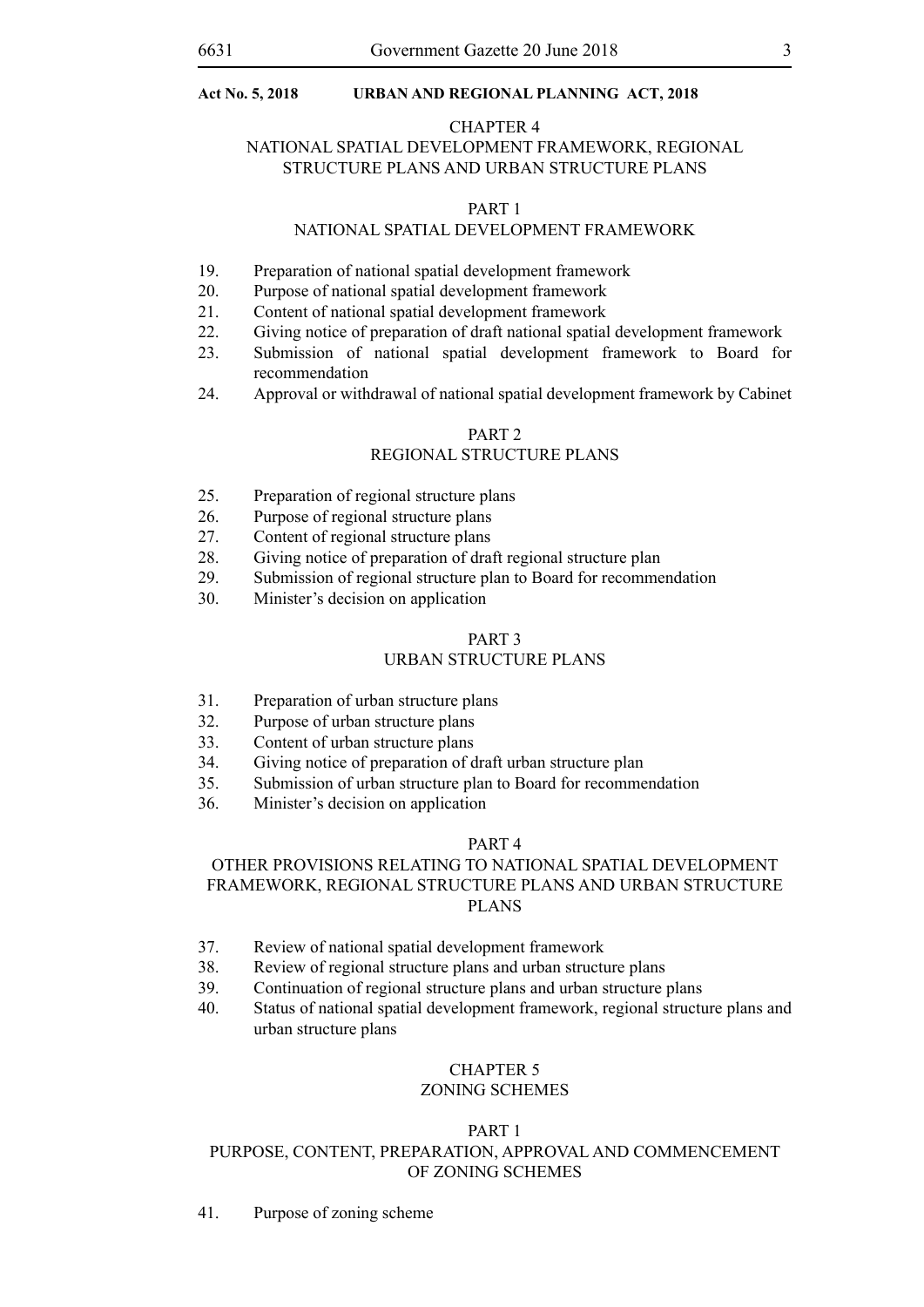CHAPTER 4

NATIONAL SPATIAL DEVELOPMENT FRAMEWORK, REGIONAL STRUCTURE PLANS AND URBAN STRUCTURE PLANS

PART 1

NATIONAL SPATIAL DEVELOPMENT FRAMEWORK

19. Preparation of national spatial development framework
20. Purpose of national spatial development framework
21. Content of national spatial development framework
22. Giving notice of preparation of draft national spatial development framework
23. Submission of national spatial development framework to Board for recommendation
24. Approval or withdrawal of national spatial development framework by Cabinet

PART 2

REGIONAL STRUCTURE PLANS

25. Preparation of regional structure plans
26. Purpose of regional structure plans
27. Content of regional structure plans
28. Giving notice of preparation of draft regional structure plan
29. Submission of regional structure plan to Board for recommendation
30. Minister's decision on application

PART 3

URBAN STRUCTURE PLANS

31. Preparation of urban structure plans
32. Purpose of urban structure plans
33. Content of urban structure plans
34. Giving notice of preparation of draft urban structure plan
35. Submission of urban structure plan to Board for recommendation
36. Minister's decision on application

PART 4

OTHER PROVISIONS RELATING TO NATIONAL SPATIAL DEVELOPMENT FRAMEWORK, REGIONAL STRUCTURE PLANS AND URBAN STRUCTURE PLANS

37. Review of national spatial development framework
38. Review of regional structure plans and urban structure plans
39. Continuation of regional structure plans and urban structure plans
40. Status of national spatial development framework, regional structure plans and urban structure plans

CHAPTER 5

ZONING SCHEMES

PART 1

PURPOSE, CONTENT, PREPARATION, APPROVAL AND COMMENCEMENT OF ZONING SCHEMES

41. Purpose of zoning scheme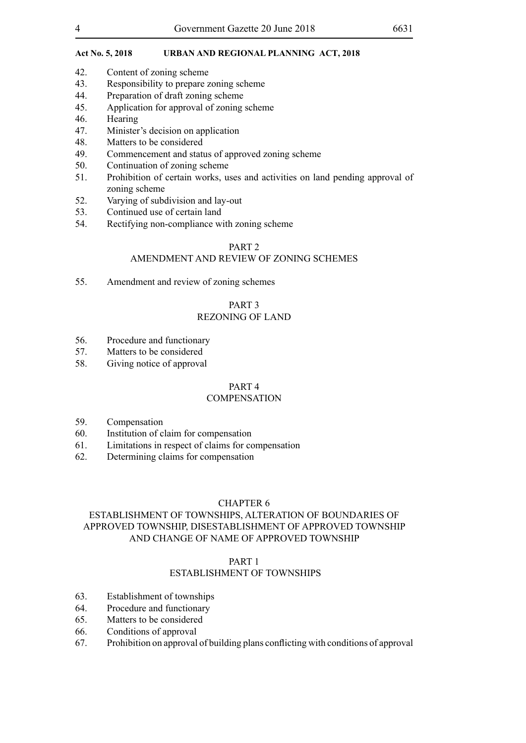42. Content of zoning scheme
43. Responsibility to prepare zoning scheme
44. Preparation of draft zoning scheme
45. Application for approval of zoning scheme
46. Hearing
47. Minister's decision on application
48. Matters to be considered
49. Commencement and status of approved zoning scheme
50. Continuation of zoning scheme
51. Prohibition of certain works, uses and activities on land pending approval of zoning scheme
52. Varying of subdivision and lay-out
53. Continued use of certain land
54. Rectifying non-compliance with zoning scheme

PART 2
AMENDMENT AND REVIEW OF ZONING SCHEMES

55. Amendment and review of zoning schemes

PART 3
REZONING OF LAND

56. Procedure and functionary
57. Matters to be considered
58. Giving notice of approval

PART 4
COMPENSATION

59. Compensation
60. Institution of claim for compensation
61. Limitations in respect of claims for compensation
62. Determining claims for compensation

CHAPTER 6
ESTABLISHMENT OF TOWNSHIPS, ALTERATION OF BOUNDARIES OF APPROVED TOWNSHIP, DISESTABLISHMENT OF APPROVED TOWNSHIP AND CHANGE OF NAME OF APPROVED TOWNSHIP

PART 1
ESTABLISHMENT OF TOWNSHIPS

63. Establishment of townships
64. Procedure and functionary
65. Matters to be considered
66. Conditions of approval
67. Prohibition on approval of building plans conflicting with conditions of approval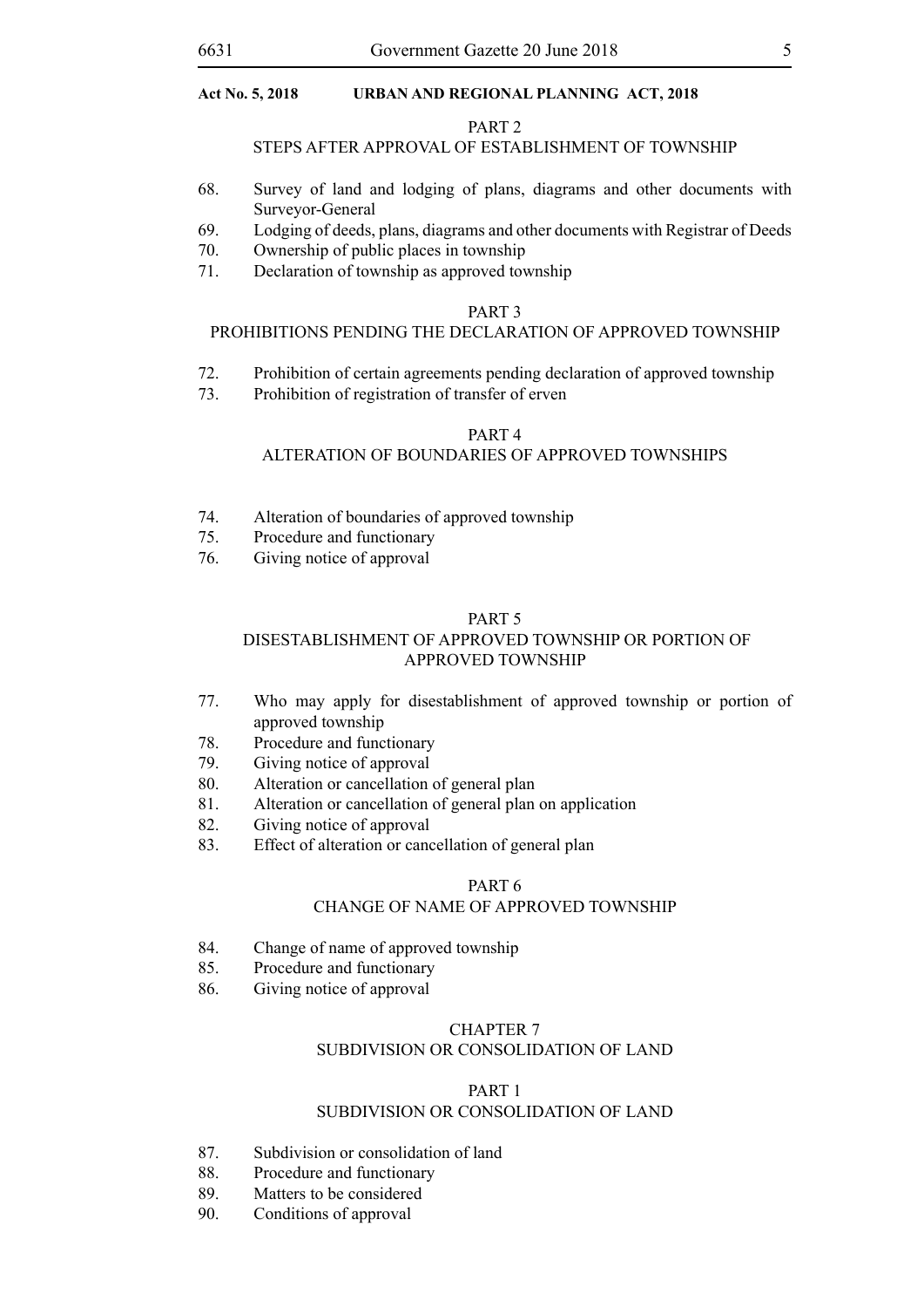PART 2

STEPS AFTER APPROVAL OF ESTABLISHMENT OF TOWNSHIP

68. Survey of land and lodging of plans, diagrams and other documents with Surveyor-General
69. Lodging of deeds, plans, diagrams and other documents with Registrar of Deeds
70. Ownership of public places in township
71. Declaration of township as approved township

PART 3

PROHIBITIONS PENDING THE DECLARATION OF APPROVED TOWNSHIP

72. Prohibition of certain agreements pending declaration of approved township
73. Prohibition of registration of transfer of erven

PART 4

ALTERATION OF BOUNDARIES OF APPROVED TOWNSHIPS

74. Alteration of boundaries of approved township
75. Procedure and functionary
76. Giving notice of approval

PART 5

DISESTABLISHMENT OF APPROVED TOWNSHIP OR PORTION OF APPROVED TOWNSHIP

77. Who may apply for disestablishment of approved township or portion of approved township
78. Procedure and functionary
79. Giving notice of approval
80. Alteration or cancellation of general plan
81. Alteration or cancellation of general plan on application
82. Giving notice of approval
83. Effect of alteration or cancellation of general plan

PART 6

CHANGE OF NAME OF APPROVED TOWNSHIP

84. Change of name of approved township
85. Procedure and functionary
86. Giving notice of approval

CHAPTER 7

SUBDIVISION OR CONSOLIDATION OF LAND

PART 1

SUBDIVISION OR CONSOLIDATION OF LAND

87. Subdivision or consolidation of land
88. Procedure and functionary
89. Matters to be considered
90. Conditions of approval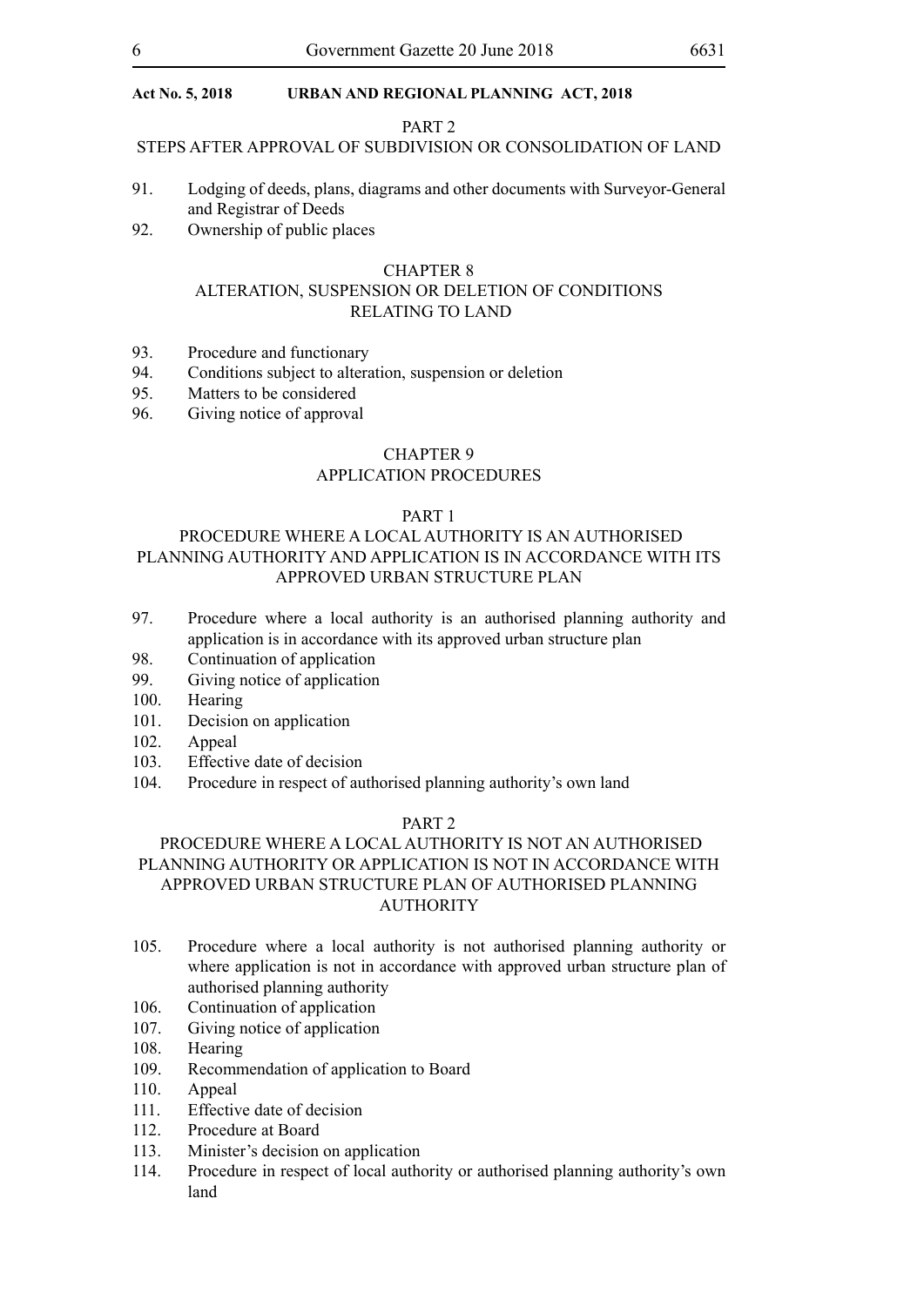PART 2

STEPS AFTER APPROVAL OF SUBDIVISION OR CONSOLIDATION OF LAND

91. Lodging of deeds, plans, diagrams and other documents with Surveyor-General and Registrar of Deeds
92. Ownership of public places

CHAPTER 8

ALTERATION, SUSPENSION OR DELETION OF CONDITIONS RELATING TO LAND

93. Procedure and functionary
94. Conditions subject to alteration, suspension or deletion
95. Matters to be considered
96. Giving notice of approval

CHAPTER 9

APPLICATION PROCEDURES

PART 1

PROCEDURE WHERE A LOCAL AUTHORITY IS AN AUTHORISED PLANNING AUTHORITY AND APPLICATION IS IN ACCORDANCE WITH ITS APPROVED URBAN STRUCTURE PLAN

97. Procedure where a local authority is an authorised planning authority and application is in accordance with its approved urban structure plan
98. Continuation of application
99. Giving notice of application
100. Hearing
101. Decision on application
102. Appeal
103. Effective date of decision
104. Procedure in respect of authorised planning authority's own land

PART 2

PROCEDURE WHERE A LOCAL AUTHORITY IS NOT AN AUTHORISED PLANNING AUTHORITY OR APPLICATION IS NOT IN ACCORDANCE WITH APPROVED URBAN STRUCTURE PLAN OF AUTHORISED PLANNING AUTHORITY

105. Procedure where a local authority is not authorised planning authority or where application is not in accordance with approved urban structure plan of authorised planning authority
106. Continuation of application
107. Giving notice of application
108. Hearing
109. Recommendation of application to Board
110. Appeal
111. Effective date of decision
112. Procedure at Board
113. Minister's decision on application
114. Procedure in respect of local authority or authorised planning authority's own land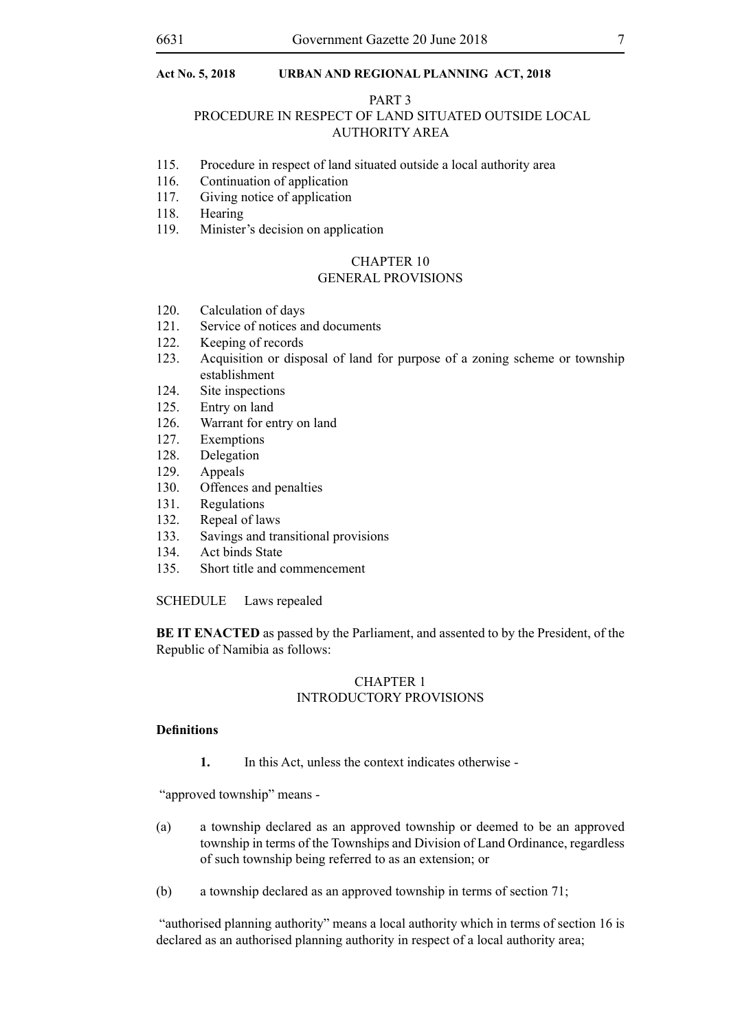PART 3

PROCEDURE IN RESPECT OF LAND SITUATED OUTSIDE LOCAL AUTHORITY AREA

115. Procedure in respect of land situated outside a local authority area
116. Continuation of application
117. Giving notice of application
118. Hearing
119. Minister's decision on application

CHAPTER 10

GENERAL PROVISIONS

120. Calculation of days
121. Service of notices and documents
122. Keeping of records
123. Acquisition or disposal of land for purpose of a zoning scheme or township establishment
124. Site inspections
125. Entry on land
126. Warrant for entry on land
127. Exemptions
128. Delegation
129. Appeals
130. Offences and penalties
131. Regulations
132. Repeal of laws
133. Savings and transitional provisions
134. Act binds State
135. Short title and commencement

SCHEDULE Laws repealed

**BE IT ENACTED** as passed by the Parliament, and assented to by the President, of the Republic of Namibia as follows:

## CHAPTER 1
## INTRODUCTORY PROVISIONS

### Definitions

**1.** In this Act, unless the context indicates otherwise -

"approved township" means -

(a) a township declared as an approved township or deemed to be an approved township in terms of the Townships and Division of Land Ordinance, regardless of such township being referred to as an extension; or

(b) a township declared as an approved township in terms of section 71;

"authorised planning authority" means a local authority which in terms of section 16 is declared as an authorised planning authority in respect of a local authority area;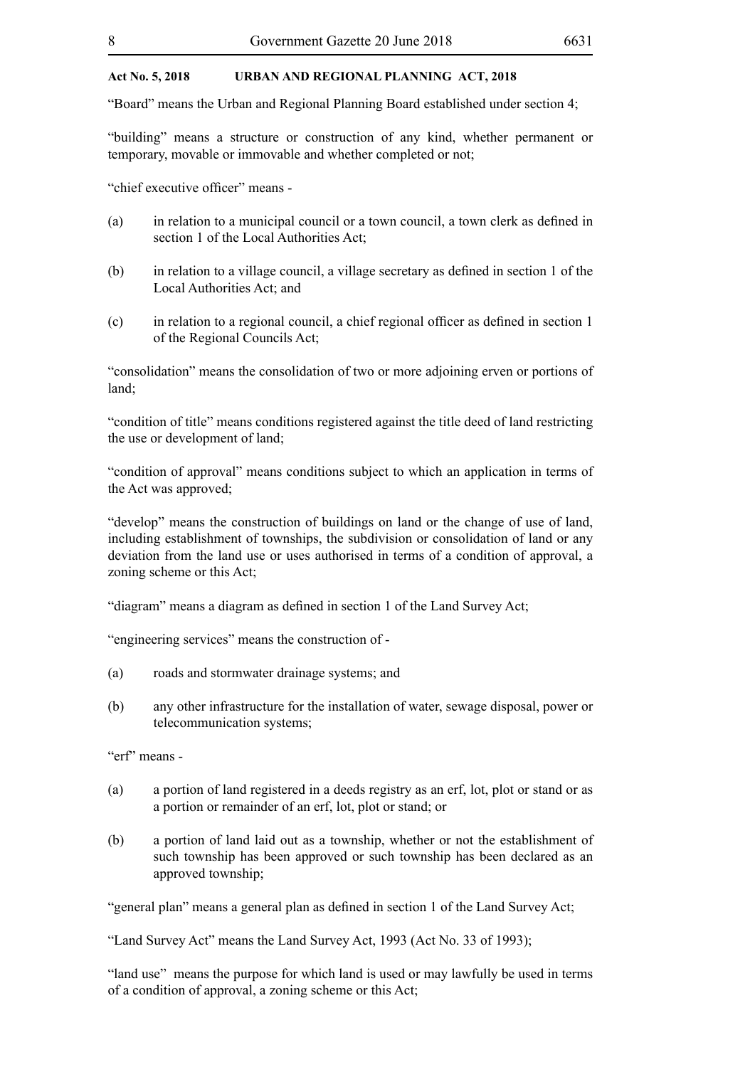"Board" means the Urban and Regional Planning Board established under section 4;

"building" means a structure or construction of any kind, whether permanent or temporary, movable or immovable and whether completed or not;

"chief executive officer" means -

(a) in relation to a municipal council or a town council, a town clerk as defined in section 1 of the Local Authorities Act;

(b) in relation to a village council, a village secretary as defined in section 1 of the Local Authorities Act; and

(c) in relation to a regional council, a chief regional officer as defined in section 1 of the Regional Councils Act;

"consolidation" means the consolidation of two or more adjoining erven or portions of land;

"condition of title" means conditions registered against the title deed of land restricting the use or development of land;

"condition of approval" means conditions subject to which an application in terms of the Act was approved;

"develop" means the construction of buildings on land or the change of use of land, including establishment of townships, the subdivision or consolidation of land or any deviation from the land use or uses authorised in terms of a condition of approval, a zoning scheme or this Act;

"diagram" means a diagram as defined in section 1 of the Land Survey Act;

"engineering services" means the construction of -

(a) roads and stormwater drainage systems; and

(b) any other infrastructure for the installation of water, sewage disposal, power or telecommunication systems;

"erf" means -

(a) a portion of land registered in a deeds registry as an erf, lot, plot or stand or as a portion or remainder of an erf, lot, plot or stand; or

(b) a portion of land laid out as a township, whether or not the establishment of such township has been approved or such township has been declared as an approved township;

"general plan" means a general plan as defined in section 1 of the Land Survey Act;

"Land Survey Act" means the Land Survey Act, 1993 (Act No. 33 of 1993);

"land use" means the purpose for which land is used or may lawfully be used in terms of a condition of approval, a zoning scheme or this Act;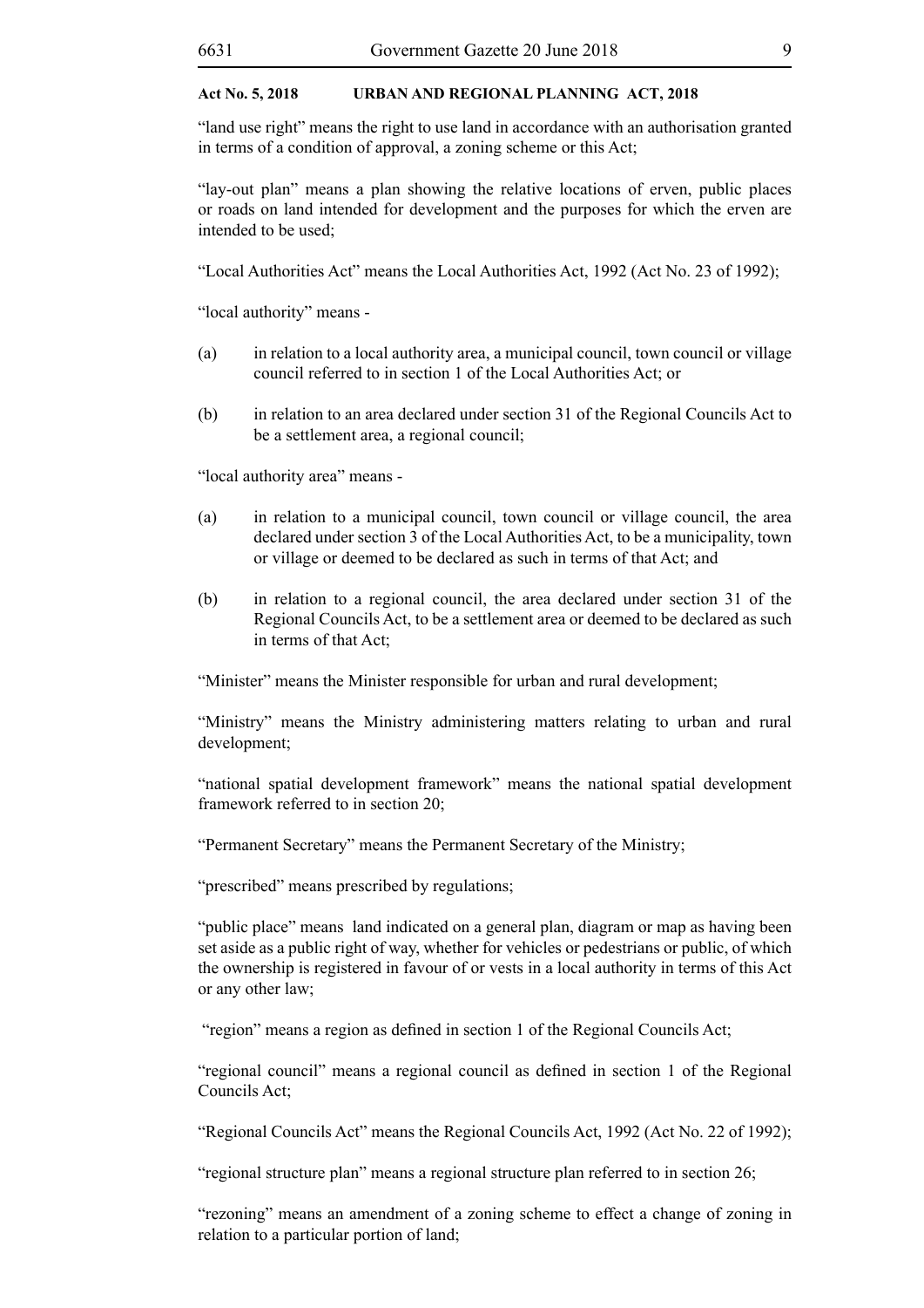"land use right" means the right to use land in accordance with an authorisation granted in terms of a condition of approval, a zoning scheme or this Act;

"lay-out plan" means a plan showing the relative locations of erven, public places or roads on land intended for development and the purposes for which the erven are intended to be used;

"Local Authorities Act" means the Local Authorities Act, 1992 (Act No. 23 of 1992);

"local authority" means -

(a) in relation to a local authority area, a municipal council, town council or village council referred to in section 1 of the Local Authorities Act; or

(b) in relation to an area declared under section 31 of the Regional Councils Act to be a settlement area, a regional council;

"local authority area" means -

(a) in relation to a municipal council, town council or village council, the area declared under section 3 of the Local Authorities Act, to be a municipality, town or village or deemed to be declared as such in terms of that Act; and

(b) in relation to a regional council, the area declared under section 31 of the Regional Councils Act, to be a settlement area or deemed to be declared as such in terms of that Act;

"Minister" means the Minister responsible for urban and rural development;

"Ministry" means the Ministry administering matters relating to urban and rural development;

"national spatial development framework" means the national spatial development framework referred to in section 20;

"Permanent Secretary" means the Permanent Secretary of the Ministry;

"prescribed" means prescribed by regulations;

"public place" means land indicated on a general plan, diagram or map as having been set aside as a public right of way, whether for vehicles or pedestrians or public, of which the ownership is registered in favour of or vests in a local authority in terms of this Act or any other law;

"region" means a region as defined in section 1 of the Regional Councils Act;

"regional council" means a regional council as defined in section 1 of the Regional Councils Act;

"Regional Councils Act" means the Regional Councils Act, 1992 (Act No. 22 of 1992);

"regional structure plan" means a regional structure plan referred to in section 26;

"rezoning" means an amendment of a zoning scheme to effect a change of zoning in relation to a particular portion of land;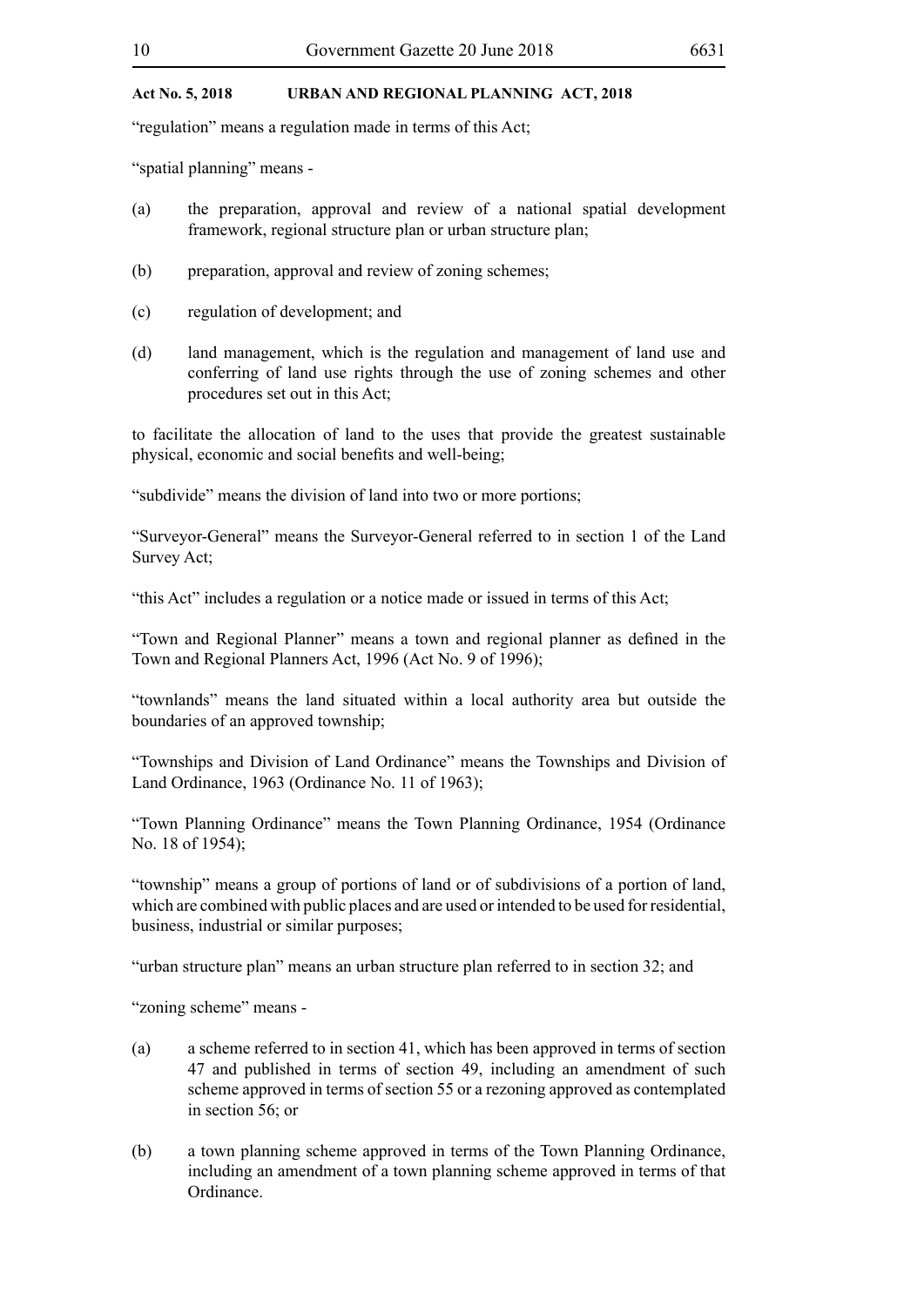"regulation" means a regulation made in terms of this Act;

"spatial planning" means -

(a) the preparation, approval and review of a national spatial development framework, regional structure plan or urban structure plan;

(b) preparation, approval and review of zoning schemes;

(c) regulation of development; and

(d) land management, which is the regulation and management of land use and conferring of land use rights through the use of zoning schemes and other procedures set out in this Act;

to facilitate the allocation of land to the uses that provide the greatest sustainable physical, economic and social benefits and well-being;

"subdivide" means the division of land into two or more portions;

"Surveyor-General" means the Surveyor-General referred to in section 1 of the Land Survey Act;

"this Act" includes a regulation or a notice made or issued in terms of this Act;

"Town and Regional Planner" means a town and regional planner as defined in the Town and Regional Planners Act, 1996 (Act No. 9 of 1996);

"townlands" means the land situated within a local authority area but outside the boundaries of an approved township;

"Townships and Division of Land Ordinance" means the Townships and Division of Land Ordinance, 1963 (Ordinance No. 11 of 1963);

"Town Planning Ordinance" means the Town Planning Ordinance, 1954 (Ordinance No. 18 of 1954);

"township" means a group of portions of land or of subdivisions of a portion of land, which are combined with public places and are used or intended to be used for residential, business, industrial or similar purposes;

"urban structure plan" means an urban structure plan referred to in section 32; and

"zoning scheme" means -

(a) a scheme referred to in section 41, which has been approved in terms of section 47 and published in terms of section 49, including an amendment of such scheme approved in terms of section 55 or a rezoning approved as contemplated in section 56; or

(b) a town planning scheme approved in terms of the Town Planning Ordinance, including an amendment of a town planning scheme approved in terms of that Ordinance.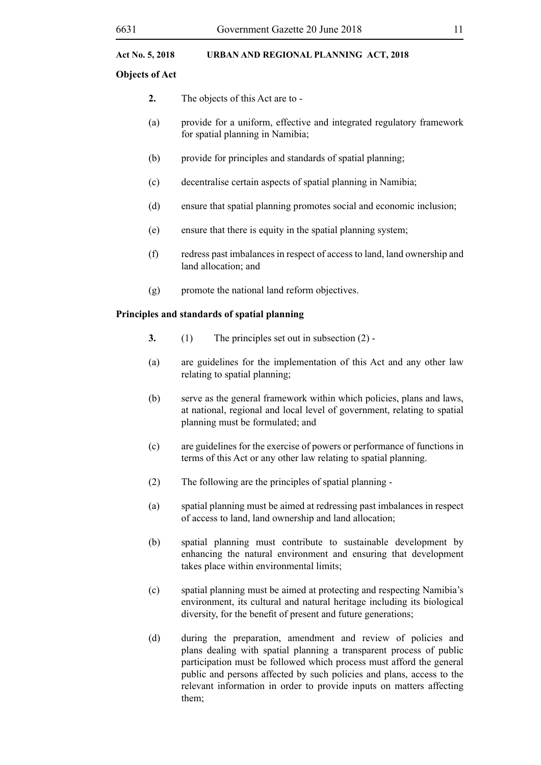**Objects of Act**

**2.** The objects of this Act are to -

(a) provide for a uniform, effective and integrated regulatory framework for spatial planning in Namibia;

(b) provide for principles and standards of spatial planning;

(c) decentralise certain aspects of spatial planning in Namibia;

(d) ensure that spatial planning promotes social and economic inclusion;

(e) ensure that there is equity in the spatial planning system;

(f) redress past imbalances in respect of access to land, land ownership and land allocation; and

(g) promote the national land reform objectives.

**Principles and standards of spatial planning**

**3.** (1) The principles set out in subsection (2) -

(a) are guidelines for the implementation of this Act and any other law relating to spatial planning;

(b) serve as the general framework within which policies, plans and laws, at national, regional and local level of government, relating to spatial planning must be formulated; and

(c) are guidelines for the exercise of powers or performance of functions in terms of this Act or any other law relating to spatial planning.

(2) The following are the principles of spatial planning -

(a) spatial planning must be aimed at redressing past imbalances in respect of access to land, land ownership and land allocation;

(b) spatial planning must contribute to sustainable development by enhancing the natural environment and ensuring that development takes place within environmental limits;

(c) spatial planning must be aimed at protecting and respecting Namibia's environment, its cultural and natural heritage including its biological diversity, for the benefit of present and future generations;

(d) during the preparation, amendment and review of policies and plans dealing with spatial planning a transparent process of public participation must be followed which process must afford the general public and persons affected by such policies and plans, access to the relevant information in order to provide inputs on matters affecting them;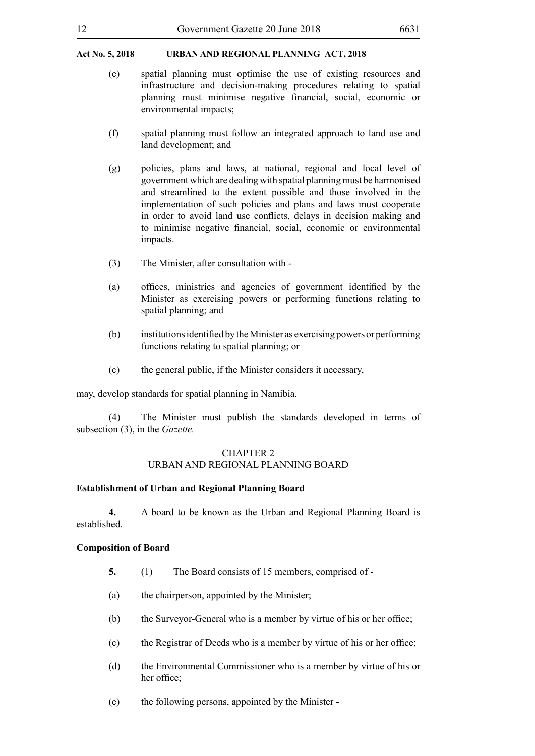(e) spatial planning must optimise the use of existing resources and infrastructure and decision-making procedures relating to spatial planning must minimise negative financial, social, economic or environmental impacts;

(f) spatial planning must follow an integrated approach to land use and land development; and

(g) policies, plans and laws, at national, regional and local level of government which are dealing with spatial planning must be harmonised and streamlined to the extent possible and those involved in the implementation of such policies and plans and laws must cooperate in order to avoid land use conflicts, delays in decision making and to minimise negative financial, social, economic or environmental impacts.

(3) The Minister, after consultation with -

(a) offices, ministries and agencies of government identified by the Minister as exercising powers or performing functions relating to spatial planning; and

(b) institutions identified by the Minister as exercising powers or performing functions relating to spatial planning; or

(c) the general public, if the Minister considers it necessary,

may, develop standards for spatial planning in Namibia.

(4) The Minister must publish the standards developed in terms of subsection (3), in the *Gazette.*

## CHAPTER 2
## URBAN AND REGIONAL PLANNING BOARD

**Establishment of Urban and Regional Planning Board**

**4.** A board to be known as the Urban and Regional Planning Board is established.

**Composition of Board**

**5.** (1) The Board consists of 15 members, comprised of -

(a) the chairperson, appointed by the Minister;

(b) the Surveyor-General who is a member by virtue of his or her office;

(c) the Registrar of Deeds who is a member by virtue of his or her office;

(d) the Environmental Commissioner who is a member by virtue of his or her office;

(e) the following persons, appointed by the Minister -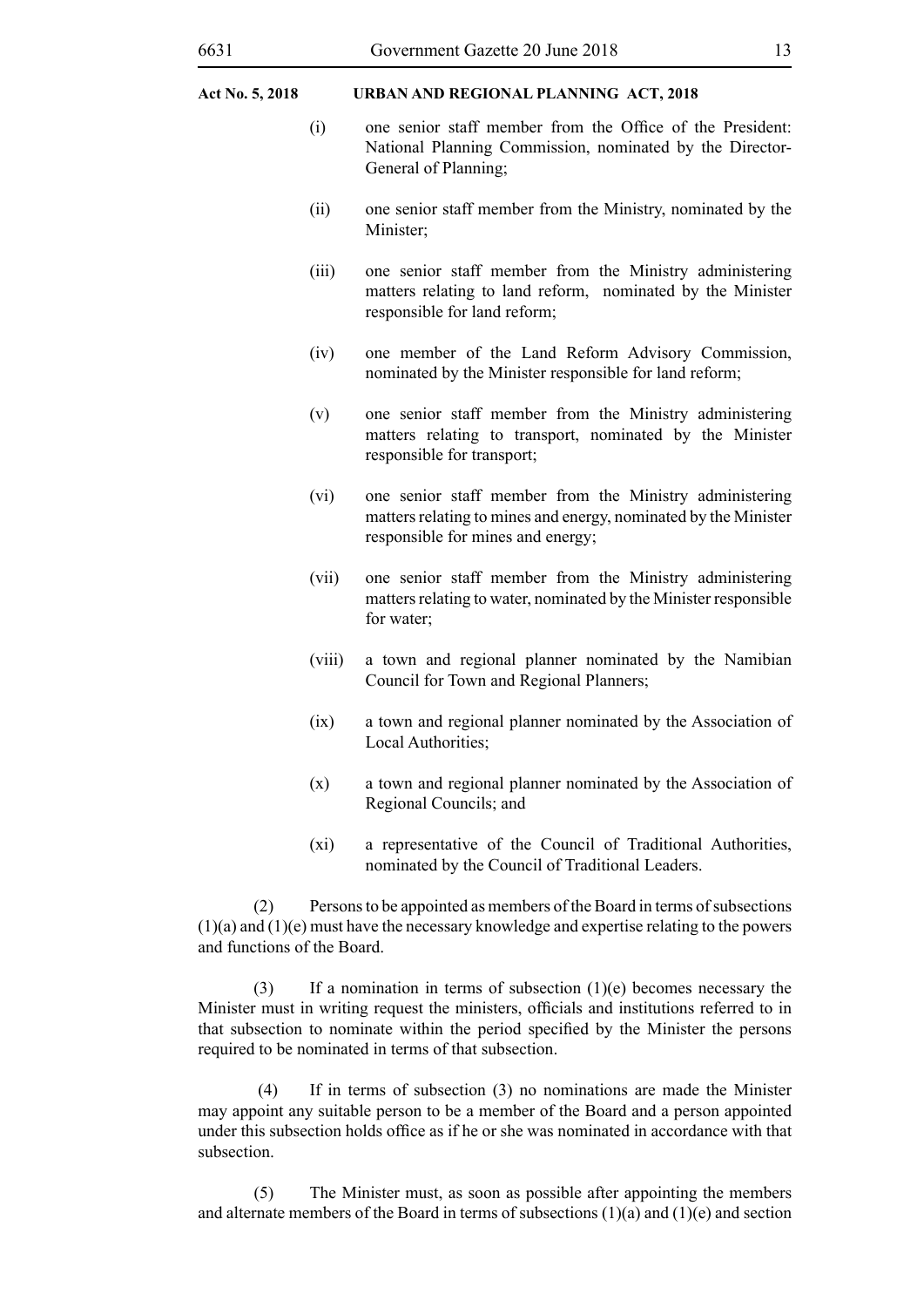(i) one senior staff member from the Office of the President: National Planning Commission, nominated by the Director-General of Planning;

(ii) one senior staff member from the Ministry, nominated by the Minister;

(iii) one senior staff member from the Ministry administering matters relating to land reform, nominated by the Minister responsible for land reform;

(iv) one member of the Land Reform Advisory Commission, nominated by the Minister responsible for land reform;

(v) one senior staff member from the Ministry administering matters relating to transport, nominated by the Minister responsible for transport;

(vi) one senior staff member from the Ministry administering matters relating to mines and energy, nominated by the Minister responsible for mines and energy;

(vii) one senior staff member from the Ministry administering matters relating to water, nominated by the Minister responsible for water;

(viii) a town and regional planner nominated by the Namibian Council for Town and Regional Planners;

(ix) a town and regional planner nominated by the Association of Local Authorities;

(x) a town and regional planner nominated by the Association of Regional Councils; and

(xi) a representative of the Council of Traditional Authorities, nominated by the Council of Traditional Leaders.

(2) Persons to be appointed as members of the Board in terms of subsections (1)(a) and (1)(e) must have the necessary knowledge and expertise relating to the powers and functions of the Board.

(3) If a nomination in terms of subsection (1)(e) becomes necessary the Minister must in writing request the ministers, officials and institutions referred to in that subsection to nominate within the period specified by the Minister the persons required to be nominated in terms of that subsection.

(4) If in terms of subsection (3) no nominations are made the Minister may appoint any suitable person to be a member of the Board and a person appointed under this subsection holds office as if he or she was nominated in accordance with that subsection.

(5) The Minister must, as soon as possible after appointing the members and alternate members of the Board in terms of subsections (1)(a) and (1)(e) and section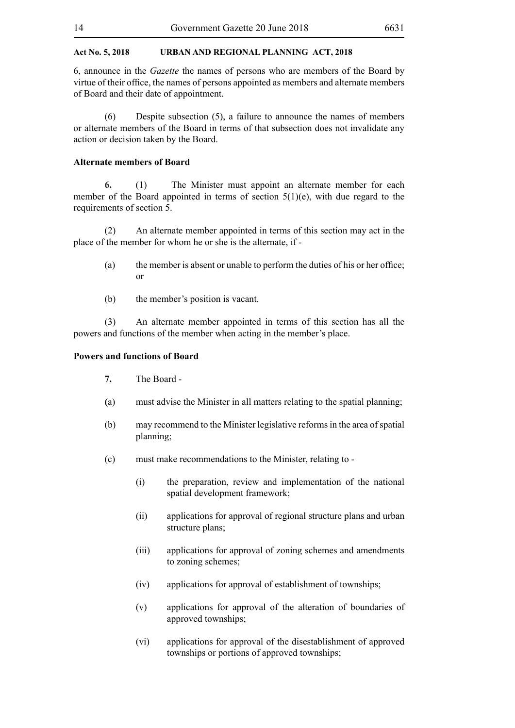6, announce in the *Gazette* the names of persons who are members of the Board by virtue of their office, the names of persons appointed as members and alternate members of Board and their date of appointment.

(6) Despite subsection (5), a failure to announce the names of members or alternate members of the Board in terms of that subsection does not invalidate any action or decision taken by the Board.

**Alternate members of Board**

**6.** (1) The Minister must appoint an alternate member for each member of the Board appointed in terms of section 5(1)(e), with due regard to the requirements of section 5.

(2) An alternate member appointed in terms of this section may act in the place of the member for whom he or she is the alternate, if -

(a) the member is absent or unable to perform the duties of his or her office; or

(b) the member's position is vacant.

(3) An alternate member appointed in terms of this section has all the powers and functions of the member when acting in the member's place.

**Powers and functions of Board**

**7.** The Board -

(a) must advise the Minister in all matters relating to the spatial planning;

(b) may recommend to the Minister legislative reforms in the area of spatial planning;

(c) must make recommendations to the Minister, relating to -

(i) the preparation, review and implementation of the national spatial development framework;

(ii) applications for approval of regional structure plans and urban structure plans;

(iii) applications for approval of zoning schemes and amendments to zoning schemes;

(iv) applications for approval of establishment of townships;

(v) applications for approval of the alteration of boundaries of approved townships;

(vi) applications for approval of the disestablishment of approved townships or portions of approved townships;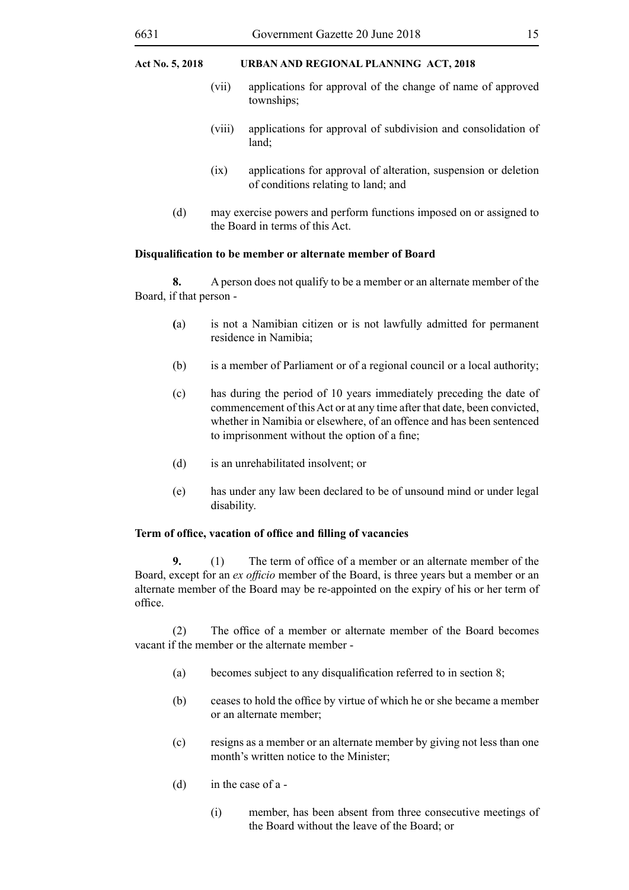(vii) applications for approval of the change of name of approved townships;

(viii) applications for approval of subdivision and consolidation of land;

(ix) applications for approval of alteration, suspension or deletion of conditions relating to land; and

(d) may exercise powers and perform functions imposed on or assigned to the Board in terms of this Act.

**Disqualification to be member or alternate member of Board**

**8.** A person does not qualify to be a member or an alternate member of the Board, if that person -

(a) is not a Namibian citizen or is not lawfully admitted for permanent residence in Namibia;

(b) is a member of Parliament or of a regional council or a local authority;

(c) has during the period of 10 years immediately preceding the date of commencement of this Act or at any time after that date, been convicted, whether in Namibia or elsewhere, of an offence and has been sentenced to imprisonment without the option of a fine;

(d) is an unrehabilitated insolvent; or

(e) has under any law been declared to be of unsound mind or under legal disability.

**Term of office, vacation of office and filling of vacancies**

**9.** (1) The term of office of a member or an alternate member of the Board, except for an *ex officio* member of the Board, is three years but a member or an alternate member of the Board may be re-appointed on the expiry of his or her term of office.

(2) The office of a member or alternate member of the Board becomes vacant if the member or the alternate member -

(a) becomes subject to any disqualification referred to in section 8;

(b) ceases to hold the office by virtue of which he or she became a member or an alternate member;

(c) resigns as a member or an alternate member by giving not less than one month's written notice to the Minister;

(d) in the case of a -

(i) member, has been absent from three consecutive meetings of the Board without the leave of the Board; or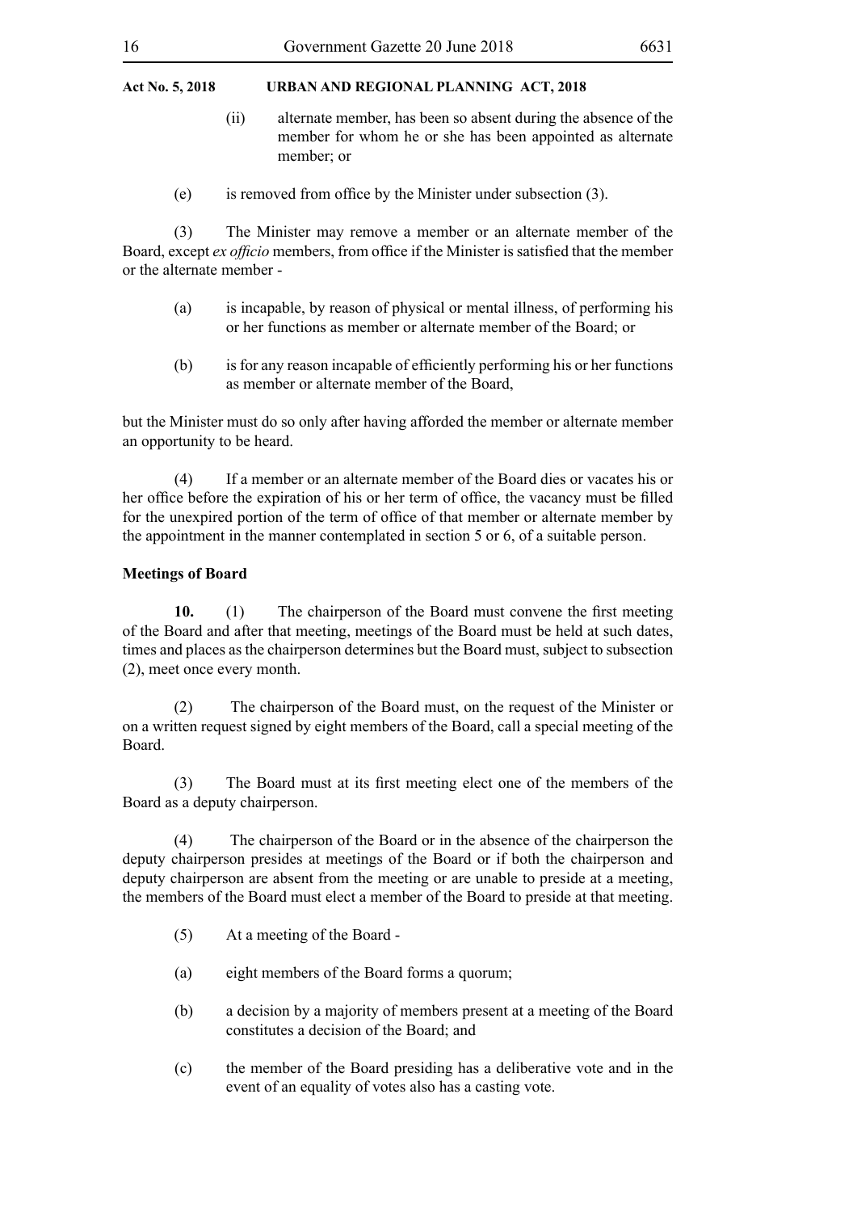(ii) alternate member, has been so absent during the absence of the member for whom he or she has been appointed as alternate member; or

(e) is removed from office by the Minister under subsection (3).

(3) The Minister may remove a member or an alternate member of the Board, except *ex officio* members, from office if the Minister is satisfied that the member or the alternate member -

(a) is incapable, by reason of physical or mental illness, of performing his or her functions as member or alternate member of the Board; or

(b) is for any reason incapable of efficiently performing his or her functions as member or alternate member of the Board,

but the Minister must do so only after having afforded the member or alternate member an opportunity to be heard.

(4) If a member or an alternate member of the Board dies or vacates his or her office before the expiration of his or her term of office, the vacancy must be filled for the unexpired portion of the term of office of that member or alternate member by the appointment in the manner contemplated in section 5 or 6, of a suitable person.

**Meetings of Board**

**10.** (1) The chairperson of the Board must convene the first meeting of the Board and after that meeting, meetings of the Board must be held at such dates, times and places as the chairperson determines but the Board must, subject to subsection (2), meet once every month.

(2) The chairperson of the Board must, on the request of the Minister or on a written request signed by eight members of the Board, call a special meeting of the Board.

(3) The Board must at its first meeting elect one of the members of the Board as a deputy chairperson.

(4) The chairperson of the Board or in the absence of the chairperson the deputy chairperson presides at meetings of the Board or if both the chairperson and deputy chairperson are absent from the meeting or are unable to preside at a meeting, the members of the Board must elect a member of the Board to preside at that meeting.

(5) At a meeting of the Board -

(a) eight members of the Board forms a quorum;

(b) a decision by a majority of members present at a meeting of the Board constitutes a decision of the Board; and

(c) the member of the Board presiding has a deliberative vote and in the event of an equality of votes also has a casting vote.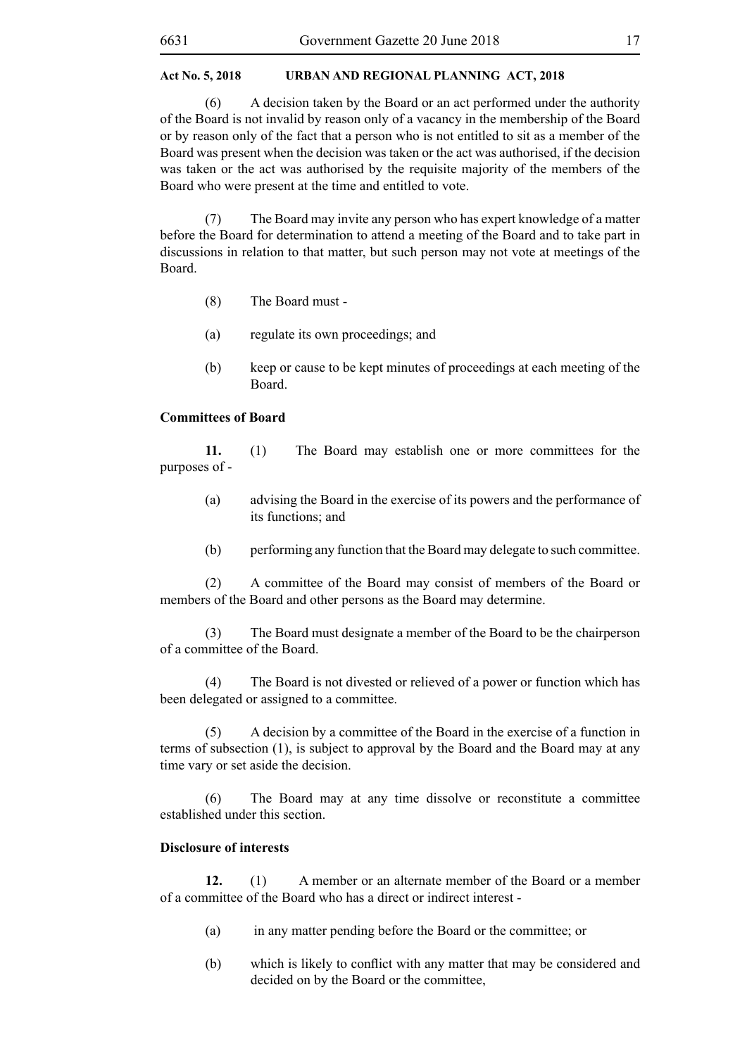(6) A decision taken by the Board or an act performed under the authority of the Board is not invalid by reason only of a vacancy in the membership of the Board or by reason only of the fact that a person who is not entitled to sit as a member of the Board was present when the decision was taken or the act was authorised, if the decision was taken or the act was authorised by the requisite majority of the members of the Board who were present at the time and entitled to vote.

(7) The Board may invite any person who has expert knowledge of a matter before the Board for determination to attend a meeting of the Board and to take part in discussions in relation to that matter, but such person may not vote at meetings of the Board.

(8) The Board must -

(a) regulate its own proceedings; and

(b) keep or cause to be kept minutes of proceedings at each meeting of the Board.

**Committees of Board**

**11.** (1) The Board may establish one or more committees for the purposes of -

(a) advising the Board in the exercise of its powers and the performance of its functions; and

(b) performing any function that the Board may delegate to such committee.

(2) A committee of the Board may consist of members of the Board or members of the Board and other persons as the Board may determine.

(3) The Board must designate a member of the Board to be the chairperson of a committee of the Board.

(4) The Board is not divested or relieved of a power or function which has been delegated or assigned to a committee.

(5) A decision by a committee of the Board in the exercise of a function in terms of subsection (1), is subject to approval by the Board and the Board may at any time vary or set aside the decision.

(6) The Board may at any time dissolve or reconstitute a committee established under this section.

**Disclosure of interests**

**12.** (1) A member or an alternate member of the Board or a member of a committee of the Board who has a direct or indirect interest -

(a) in any matter pending before the Board or the committee; or

(b) which is likely to conflict with any matter that may be considered and decided on by the Board or the committee,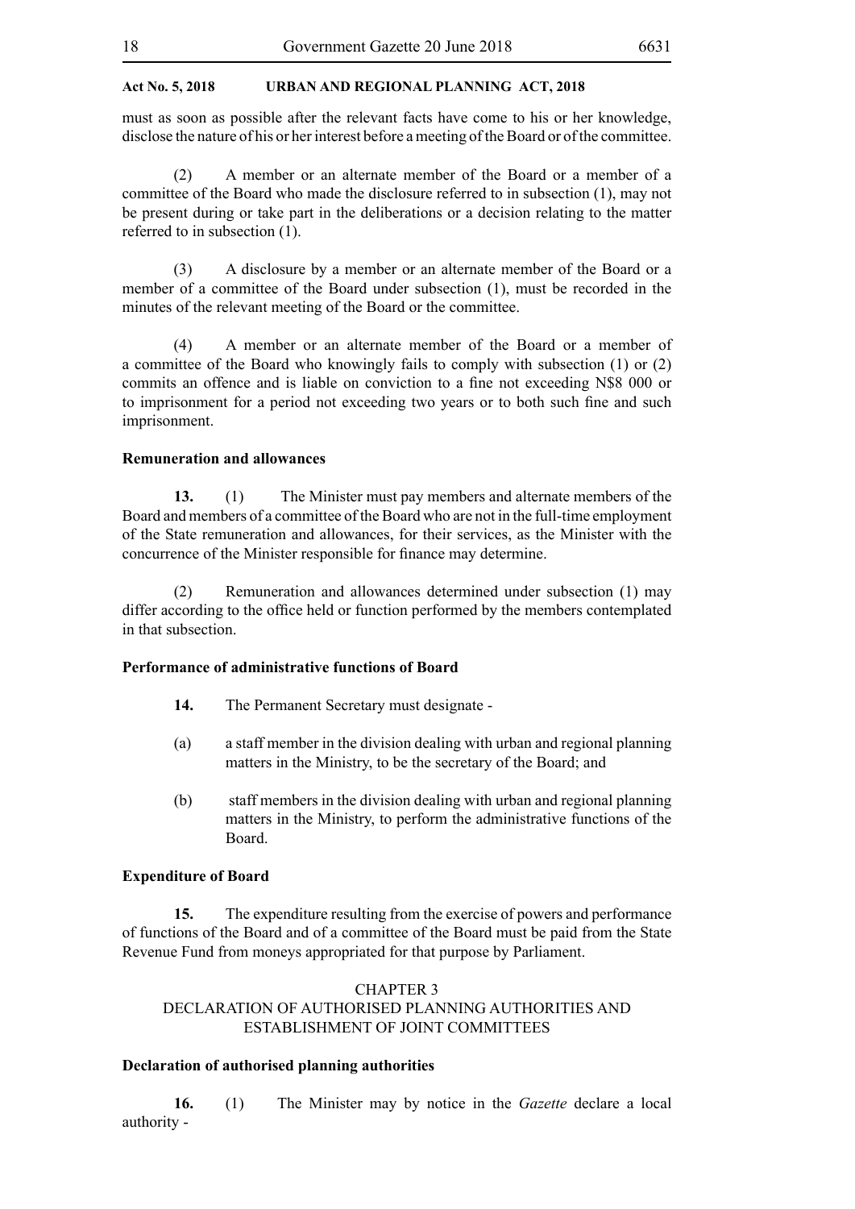must as soon as possible after the relevant facts have come to his or her knowledge, disclose the nature of his or her interest before a meeting of the Board or of the committee.

(2) A member or an alternate member of the Board or a member of a committee of the Board who made the disclosure referred to in subsection (1), may not be present during or take part in the deliberations or a decision relating to the matter referred to in subsection (1).

(3) A disclosure by a member or an alternate member of the Board or a member of a committee of the Board under subsection (1), must be recorded in the minutes of the relevant meeting of the Board or the committee.

(4) A member or an alternate member of the Board or a member of a committee of the Board who knowingly fails to comply with subsection (1) or (2) commits an offence and is liable on conviction to a fine not exceeding N$8 000 or to imprisonment for a period not exceeding two years or to both such fine and such imprisonment.

**Remuneration and allowances**

**13.** (1) The Minister must pay members and alternate members of the Board and members of a committee of the Board who are not in the full-time employment of the State remuneration and allowances, for their services, as the Minister with the concurrence of the Minister responsible for finance may determine.

(2) Remuneration and allowances determined under subsection (1) may differ according to the office held or function performed by the members contemplated in that subsection.

**Performance of administrative functions of Board**

**14.** The Permanent Secretary must designate -

(a) a staff member in the division dealing with urban and regional planning matters in the Ministry, to be the secretary of the Board; and

(b) staff members in the division dealing with urban and regional planning matters in the Ministry, to perform the administrative functions of the Board.

**Expenditure of Board**

**15.** The expenditure resulting from the exercise of powers and performance of functions of the Board and of a committee of the Board must be paid from the State Revenue Fund from moneys appropriated for that purpose by Parliament.

## CHAPTER 3
## DECLARATION OF AUTHORISED PLANNING AUTHORITIES AND ESTABLISHMENT OF JOINT COMMITTEES

**Declaration of authorised planning authorities**

**16.** (1) The Minister may by notice in the *Gazette* declare a local authority -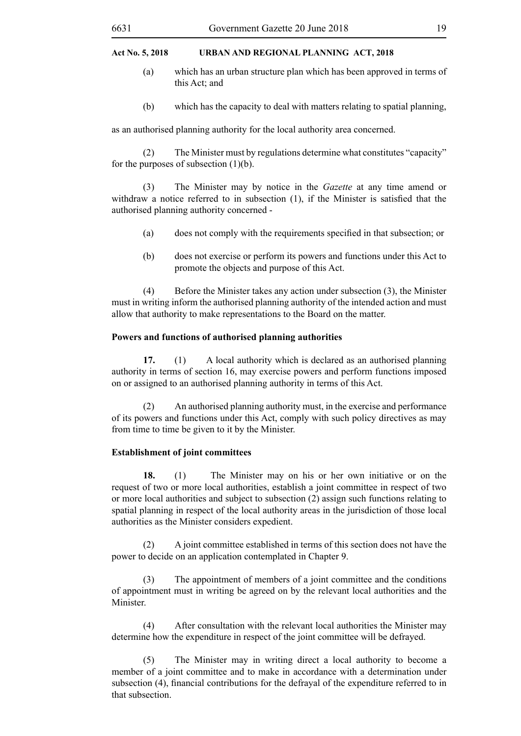(a) which has an urban structure plan which has been approved in terms of this Act; and

(b) which has the capacity to deal with matters relating to spatial planning,

as an authorised planning authority for the local authority area concerned.

(2) The Minister must by regulations determine what constitutes "capacity" for the purposes of subsection (1)(b).

(3) The Minister may by notice in the *Gazette* at any time amend or withdraw a notice referred to in subsection (1), if the Minister is satisfied that the authorised planning authority concerned -

(a) does not comply with the requirements specified in that subsection; or

(b) does not exercise or perform its powers and functions under this Act to promote the objects and purpose of this Act.

(4) Before the Minister takes any action under subsection (3), the Minister must in writing inform the authorised planning authority of the intended action and must allow that authority to make representations to the Board on the matter.

**Powers and functions of authorised planning authorities**

**17.** (1) A local authority which is declared as an authorised planning authority in terms of section 16, may exercise powers and perform functions imposed on or assigned to an authorised planning authority in terms of this Act.

(2) An authorised planning authority must, in the exercise and performance of its powers and functions under this Act, comply with such policy directives as may from time to time be given to it by the Minister.

**Establishment of joint committees**

**18.** (1) The Minister may on his or her own initiative or on the request of two or more local authorities, establish a joint committee in respect of two or more local authorities and subject to subsection (2) assign such functions relating to spatial planning in respect of the local authority areas in the jurisdiction of those local authorities as the Minister considers expedient.

(2) A joint committee established in terms of this section does not have the power to decide on an application contemplated in Chapter 9.

(3) The appointment of members of a joint committee and the conditions of appointment must in writing be agreed on by the relevant local authorities and the Minister.

(4) After consultation with the relevant local authorities the Minister may determine how the expenditure in respect of the joint committee will be defrayed.

(5) The Minister may in writing direct a local authority to become a member of a joint committee and to make in accordance with a determination under subsection (4), financial contributions for the defrayal of the expenditure referred to in that subsection.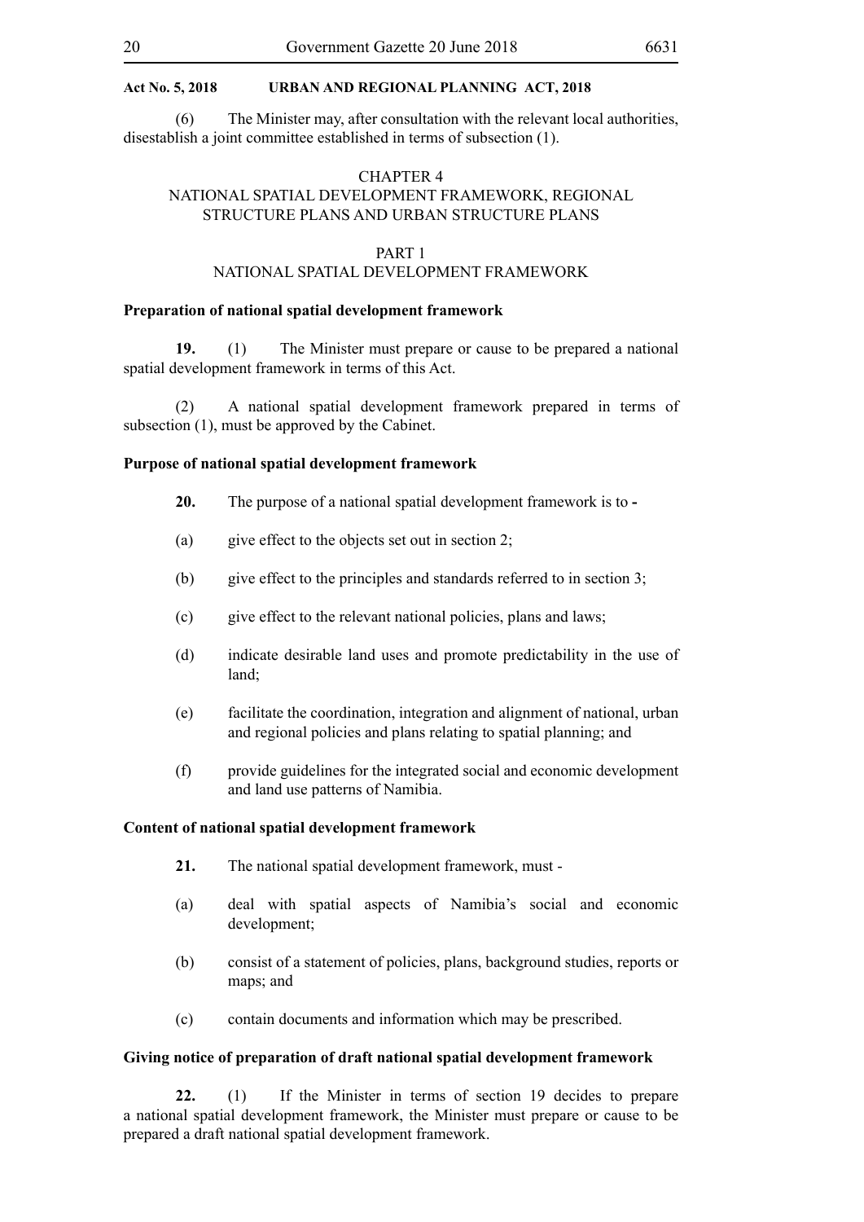(6) The Minister may, after consultation with the relevant local authorities, disestablish a joint committee established in terms of subsection (1).

## CHAPTER 4
## NATIONAL SPATIAL DEVELOPMENT FRAMEWORK, REGIONAL STRUCTURE PLANS AND URBAN STRUCTURE PLANS

### PART 1
### NATIONAL SPATIAL DEVELOPMENT FRAMEWORK

**Preparation of national spatial development framework**

**19.** (1) The Minister must prepare or cause to be prepared a national spatial development framework in terms of this Act.

(2) A national spatial development framework prepared in terms of subsection (1), must be approved by the Cabinet.

**Purpose of national spatial development framework**

**20.** The purpose of a national spatial development framework is to -

(a) give effect to the objects set out in section 2;

(b) give effect to the principles and standards referred to in section 3;

(c) give effect to the relevant national policies, plans and laws;

(d) indicate desirable land uses and promote predictability in the use of land;

(e) facilitate the coordination, integration and alignment of national, urban and regional policies and plans relating to spatial planning; and

(f) provide guidelines for the integrated social and economic development and land use patterns of Namibia.

**Content of national spatial development framework**

**21.** The national spatial development framework, must -

(a) deal with spatial aspects of Namibia's social and economic development;

(b) consist of a statement of policies, plans, background studies, reports or maps; and

(c) contain documents and information which may be prescribed.

**Giving notice of preparation of draft national spatial development framework**

**22.** (1) If the Minister in terms of section 19 decides to prepare a national spatial development framework, the Minister must prepare or cause to be prepared a draft national spatial development framework.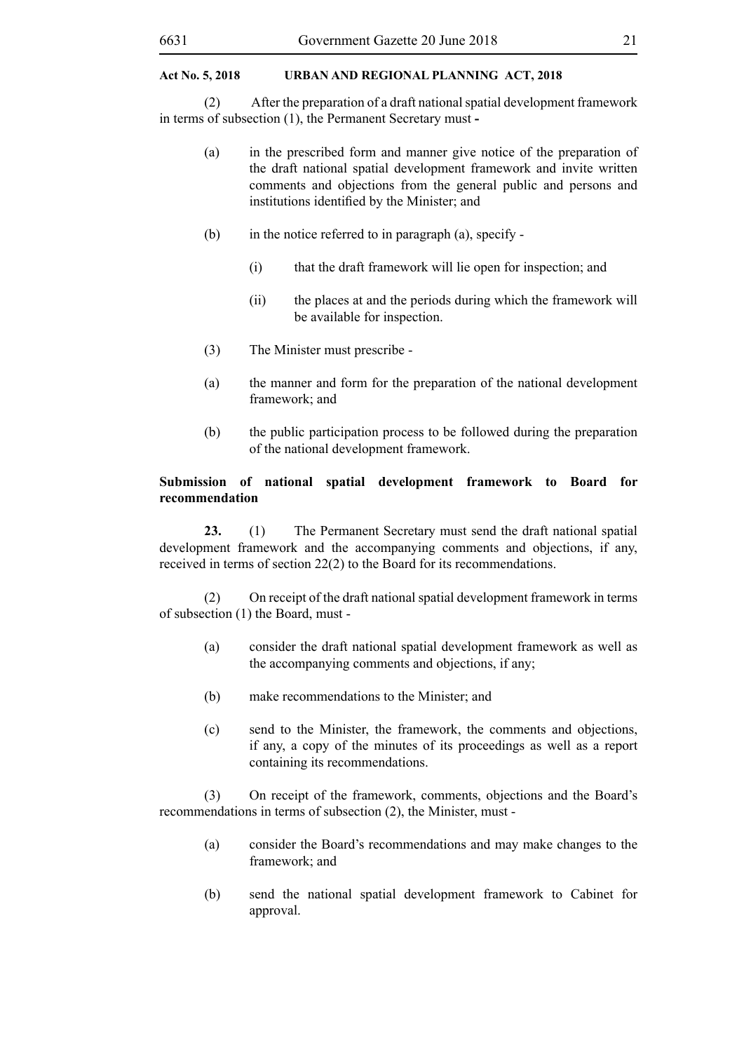(2) After the preparation of a draft national spatial development framework in terms of subsection (1), the Permanent Secretary must -

(a) in the prescribed form and manner give notice of the preparation of the draft national spatial development framework and invite written comments and objections from the general public and persons and institutions identified by the Minister; and

(b) in the notice referred to in paragraph (a), specify -

(i) that the draft framework will lie open for inspection; and

(ii) the places at and the periods during which the framework will be available for inspection.

(3) The Minister must prescribe -

(a) the manner and form for the preparation of the national development framework; and

(b) the public participation process to be followed during the preparation of the national development framework.

**Submission of national spatial development framework to Board for recommendation**

**23.** (1) The Permanent Secretary must send the draft national spatial development framework and the accompanying comments and objections, if any, received in terms of section 22(2) to the Board for its recommendations.

(2) On receipt of the draft national spatial development framework in terms of subsection (1) the Board, must -

(a) consider the draft national spatial development framework as well as the accompanying comments and objections, if any;

(b) make recommendations to the Minister; and

(c) send to the Minister, the framework, the comments and objections, if any, a copy of the minutes of its proceedings as well as a report containing its recommendations.

(3) On receipt of the framework, comments, objections and the Board's recommendations in terms of subsection (2), the Minister, must -

(a) consider the Board's recommendations and may make changes to the framework; and

(b) send the national spatial development framework to Cabinet for approval.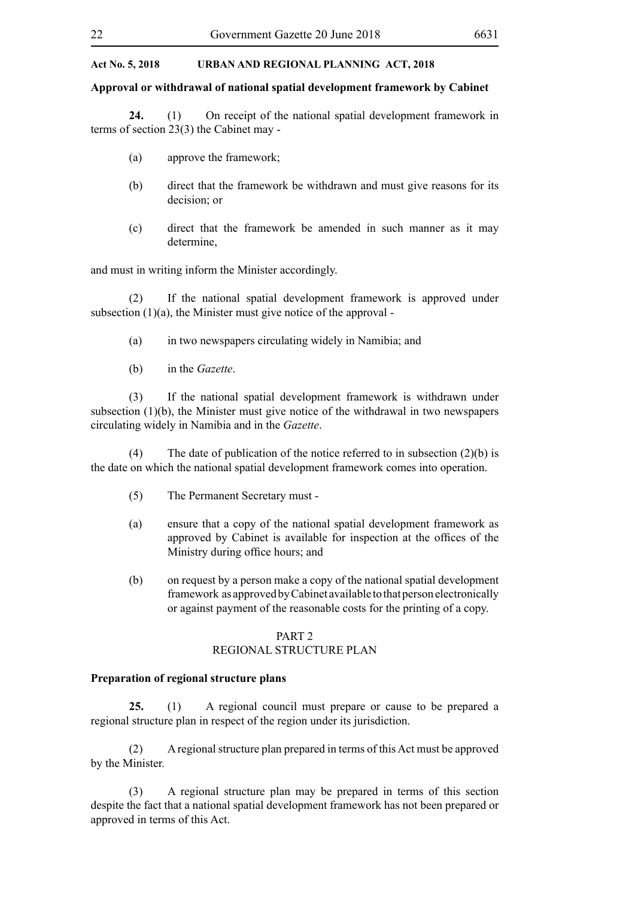**Approval or withdrawal of national spatial development framework by Cabinet**

**24.** (1) On receipt of the national spatial development framework in terms of section 23(3) the Cabinet may -

(a) approve the framework;

(b) direct that the framework be withdrawn and must give reasons for its decision; or

(c) direct that the framework be amended in such manner as it may determine,

and must in writing inform the Minister accordingly.

(2) If the national spatial development framework is approved under subsection (1)(a), the Minister must give notice of the approval -

(a) in two newspapers circulating widely in Namibia; and

(b) in the *Gazette*.

(3) If the national spatial development framework is withdrawn under subsection (1)(b), the Minister must give notice of the withdrawal in two newspapers circulating widely in Namibia and in the *Gazette*.

(4) The date of publication of the notice referred to in subsection (2)(b) is the date on which the national spatial development framework comes into operation.

(5) The Permanent Secretary must -

(a) ensure that a copy of the national spatial development framework as approved by Cabinet is available for inspection at the offices of the Ministry during office hours; and

(b) on request by a person make a copy of the national spatial development framework as approved by Cabinet available to that person electronically or against payment of the reasonable costs for the printing of a copy.

## PART 2
## REGIONAL STRUCTURE PLAN

**Preparation of regional structure plans**

**25.** (1) A regional council must prepare or cause to be prepared a regional structure plan in respect of the region under its jurisdiction.

(2) A regional structure plan prepared in terms of this Act must be approved by the Minister.

(3) A regional structure plan may be prepared in terms of this section despite the fact that a national spatial development framework has not been prepared or approved in terms of this Act.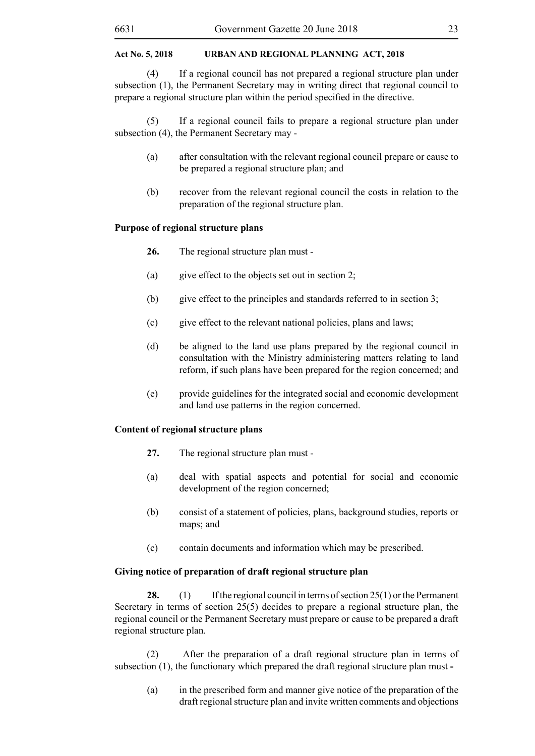(4) If a regional council has not prepared a regional structure plan under subsection (1), the Permanent Secretary may in writing direct that regional council to prepare a regional structure plan within the period specified in the directive.

(5) If a regional council fails to prepare a regional structure plan under subsection (4), the Permanent Secretary may -

(a) after consultation with the relevant regional council prepare or cause to be prepared a regional structure plan; and

(b) recover from the relevant regional council the costs in relation to the preparation of the regional structure plan.

**Purpose of regional structure plans**

**26.** The regional structure plan must -

(a) give effect to the objects set out in section 2;

(b) give effect to the principles and standards referred to in section 3;

(c) give effect to the relevant national policies, plans and laws;

(d) be aligned to the land use plans prepared by the regional council in consultation with the Ministry administering matters relating to land reform, if such plans have been prepared for the region concerned; and

(e) provide guidelines for the integrated social and economic development and land use patterns in the region concerned.

**Content of regional structure plans**

**27.** The regional structure plan must -

(a) deal with spatial aspects and potential for social and economic development of the region concerned;

(b) consist of a statement of policies, plans, background studies, reports or maps; and

(c) contain documents and information which may be prescribed.

**Giving notice of preparation of draft regional structure plan**

**28.** (1) If the regional council in terms of section 25(1) or the Permanent Secretary in terms of section 25(5) decides to prepare a regional structure plan, the regional council or the Permanent Secretary must prepare or cause to be prepared a draft regional structure plan.

(2) After the preparation of a draft regional structure plan in terms of subsection (1), the functionary which prepared the draft regional structure plan must -

(a) in the prescribed form and manner give notice of the preparation of the draft regional structure plan and invite written comments and objections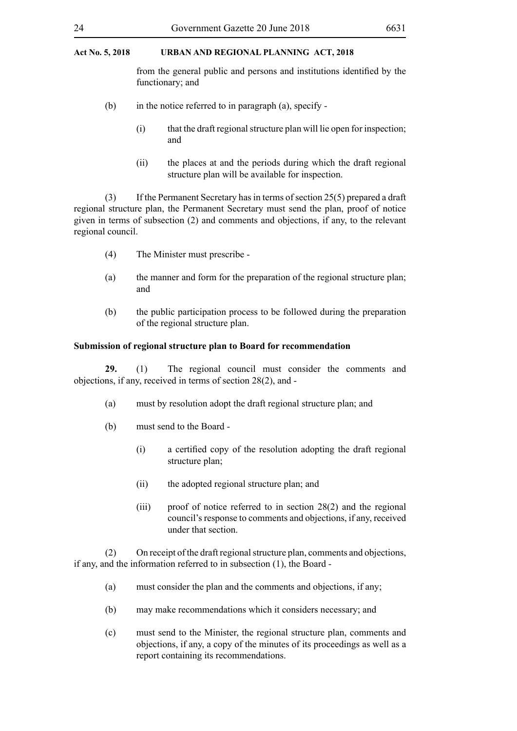from the general public and persons and institutions identified by the functionary; and

(b) in the notice referred to in paragraph (a), specify -

(i) that the draft regional structure plan will lie open for inspection; and

(ii) the places at and the periods during which the draft regional structure plan will be available for inspection.

(3) If the Permanent Secretary has in terms of section 25(5) prepared a draft regional structure plan, the Permanent Secretary must send the plan, proof of notice given in terms of subsection (2) and comments and objections, if any, to the relevant regional council.

(4) The Minister must prescribe -

(a) the manner and form for the preparation of the regional structure plan; and

(b) the public participation process to be followed during the preparation of the regional structure plan.

**Submission of regional structure plan to Board for recommendation**

**29.** (1) The regional council must consider the comments and objections, if any, received in terms of section 28(2), and -

(a) must by resolution adopt the draft regional structure plan; and

(b) must send to the Board -

(i) a certified copy of the resolution adopting the draft regional structure plan;

(ii) the adopted regional structure plan; and

(iii) proof of notice referred to in section 28(2) and the regional council's response to comments and objections, if any, received under that section.

(2) On receipt of the draft regional structure plan, comments and objections, if any, and the information referred to in subsection (1), the Board -

(a) must consider the plan and the comments and objections, if any;

(b) may make recommendations which it considers necessary; and

(c) must send to the Minister, the regional structure plan, comments and objections, if any, a copy of the minutes of its proceedings as well as a report containing its recommendations.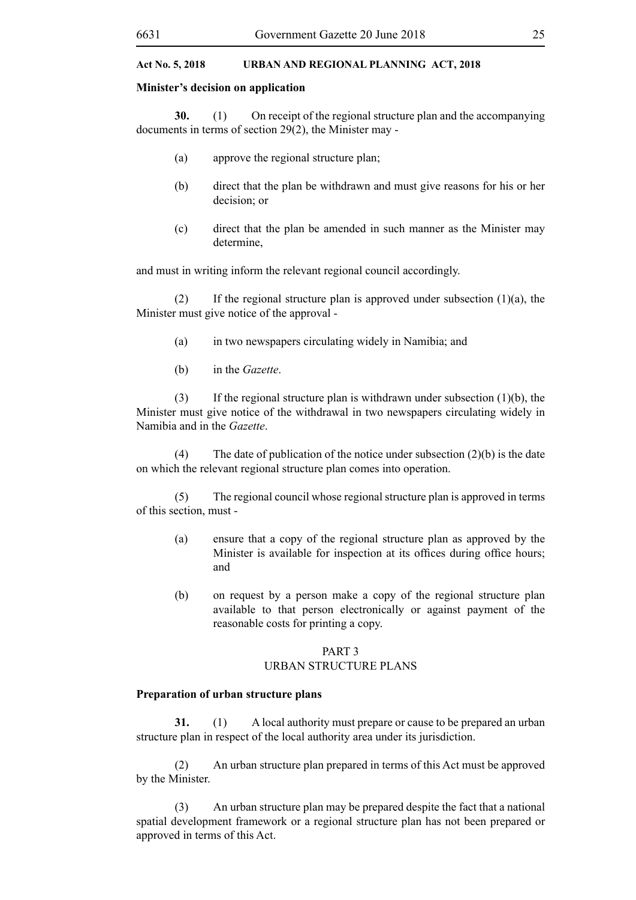**Minister's decision on application**

**30.** (1) On receipt of the regional structure plan and the accompanying documents in terms of section 29(2), the Minister may -

(a) approve the regional structure plan;

(b) direct that the plan be withdrawn and must give reasons for his or her decision; or

(c) direct that the plan be amended in such manner as the Minister may determine,

and must in writing inform the relevant regional council accordingly.

(2) If the regional structure plan is approved under subsection (1)(a), the Minister must give notice of the approval -

(a) in two newspapers circulating widely in Namibia; and

(b) in the *Gazette*.

(3) If the regional structure plan is withdrawn under subsection (1)(b), the Minister must give notice of the withdrawal in two newspapers circulating widely in Namibia and in the *Gazette*.

(4) The date of publication of the notice under subsection (2)(b) is the date on which the relevant regional structure plan comes into operation.

(5) The regional council whose regional structure plan is approved in terms of this section, must -

(a) ensure that a copy of the regional structure plan as approved by the Minister is available for inspection at its offices during office hours; and

(b) on request by a person make a copy of the regional structure plan available to that person electronically or against payment of the reasonable costs for printing a copy.

## PART 3
## URBAN STRUCTURE PLANS

**Preparation of urban structure plans**

**31.** (1) A local authority must prepare or cause to be prepared an urban structure plan in respect of the local authority area under its jurisdiction.

(2) An urban structure plan prepared in terms of this Act must be approved by the Minister.

(3) An urban structure plan may be prepared despite the fact that a national spatial development framework or a regional structure plan has not been prepared or approved in terms of this Act.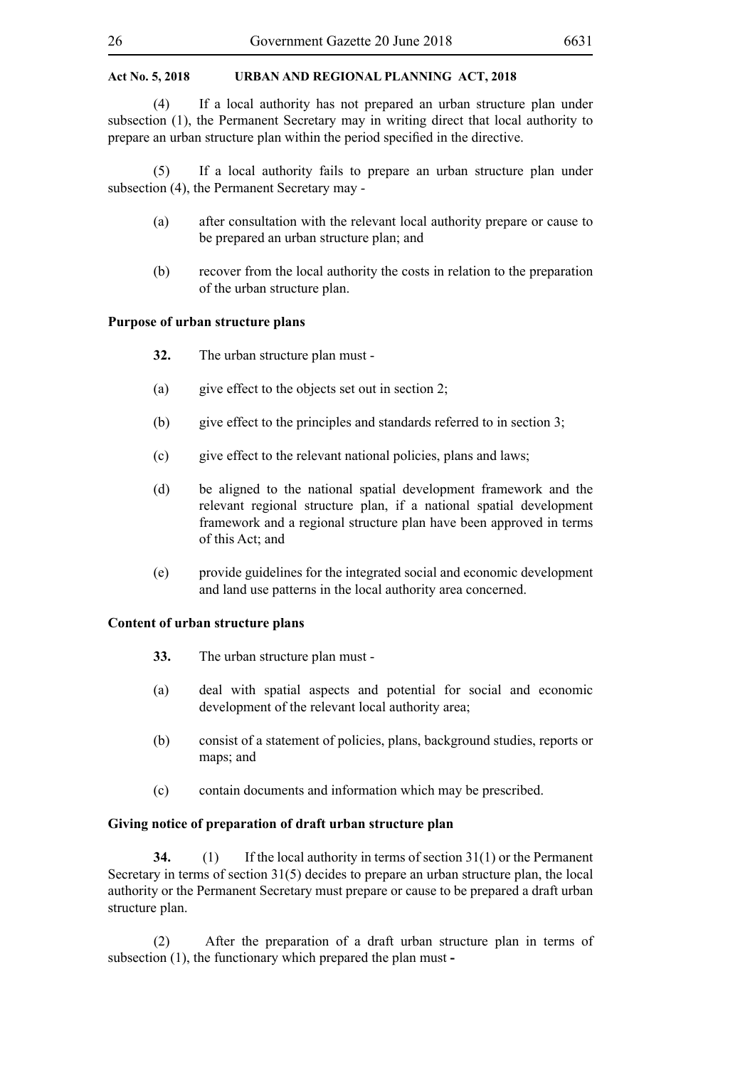(4) If a local authority has not prepared an urban structure plan under subsection (1), the Permanent Secretary may in writing direct that local authority to prepare an urban structure plan within the period specified in the directive.

(5) If a local authority fails to prepare an urban structure plan under subsection (4), the Permanent Secretary may -

(a) after consultation with the relevant local authority prepare or cause to be prepared an urban structure plan; and

(b) recover from the local authority the costs in relation to the preparation of the urban structure plan.

**Purpose of urban structure plans**

**32.** The urban structure plan must -

(a) give effect to the objects set out in section 2;

(b) give effect to the principles and standards referred to in section 3;

(c) give effect to the relevant national policies, plans and laws;

(d) be aligned to the national spatial development framework and the relevant regional structure plan, if a national spatial development framework and a regional structure plan have been approved in terms of this Act; and

(e) provide guidelines for the integrated social and economic development and land use patterns in the local authority area concerned.

**Content of urban structure plans**

**33.** The urban structure plan must -

(a) deal with spatial aspects and potential for social and economic development of the relevant local authority area;

(b) consist of a statement of policies, plans, background studies, reports or maps; and

(c) contain documents and information which may be prescribed.

**Giving notice of preparation of draft urban structure plan**

**34.** (1) If the local authority in terms of section 31(1) or the Permanent Secretary in terms of section 31(5) decides to prepare an urban structure plan, the local authority or the Permanent Secretary must prepare or cause to be prepared a draft urban structure plan.

(2) After the preparation of a draft urban structure plan in terms of subsection (1), the functionary which prepared the plan must **-**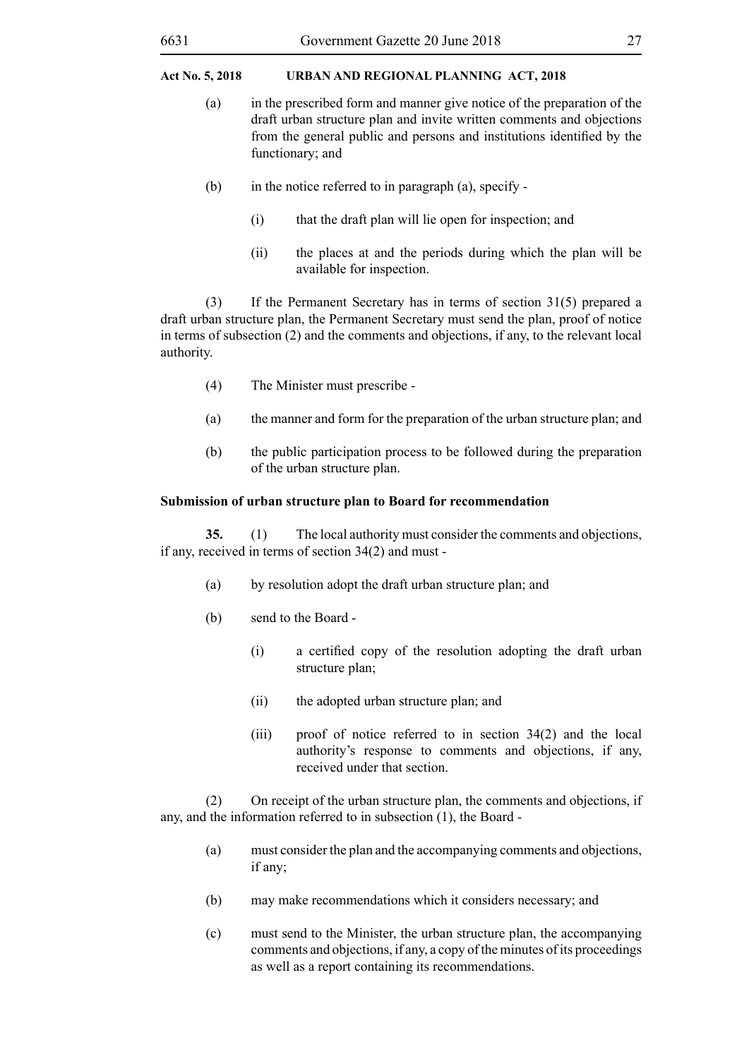(a) in the prescribed form and manner give notice of the preparation of the draft urban structure plan and invite written comments and objections from the general public and persons and institutions identified by the functionary; and

(b) in the notice referred to in paragraph (a), specify -

(i) that the draft plan will lie open for inspection; and

(ii) the places at and the periods during which the plan will be available for inspection.

(3) If the Permanent Secretary has in terms of section 31(5) prepared a draft urban structure plan, the Permanent Secretary must send the plan, proof of notice in terms of subsection (2) and the comments and objections, if any, to the relevant local authority.

(4) The Minister must prescribe -

(a) the manner and form for the preparation of the urban structure plan; and

(b) the public participation process to be followed during the preparation of the urban structure plan.

**Submission of urban structure plan to Board for recommendation**

**35.** (1) The local authority must consider the comments and objections, if any, received in terms of section 34(2) and must -

(a) by resolution adopt the draft urban structure plan; and

(b) send to the Board -

(i) a certified copy of the resolution adopting the draft urban structure plan;

(ii) the adopted urban structure plan; and

(iii) proof of notice referred to in section 34(2) and the local authority's response to comments and objections, if any, received under that section.

(2) On receipt of the urban structure plan, the comments and objections, if any, and the information referred to in subsection (1), the Board -

(a) must consider the plan and the accompanying comments and objections, if any;

(b) may make recommendations which it considers necessary; and

(c) must send to the Minister, the urban structure plan, the accompanying comments and objections, if any, a copy of the minutes of its proceedings as well as a report containing its recommendations.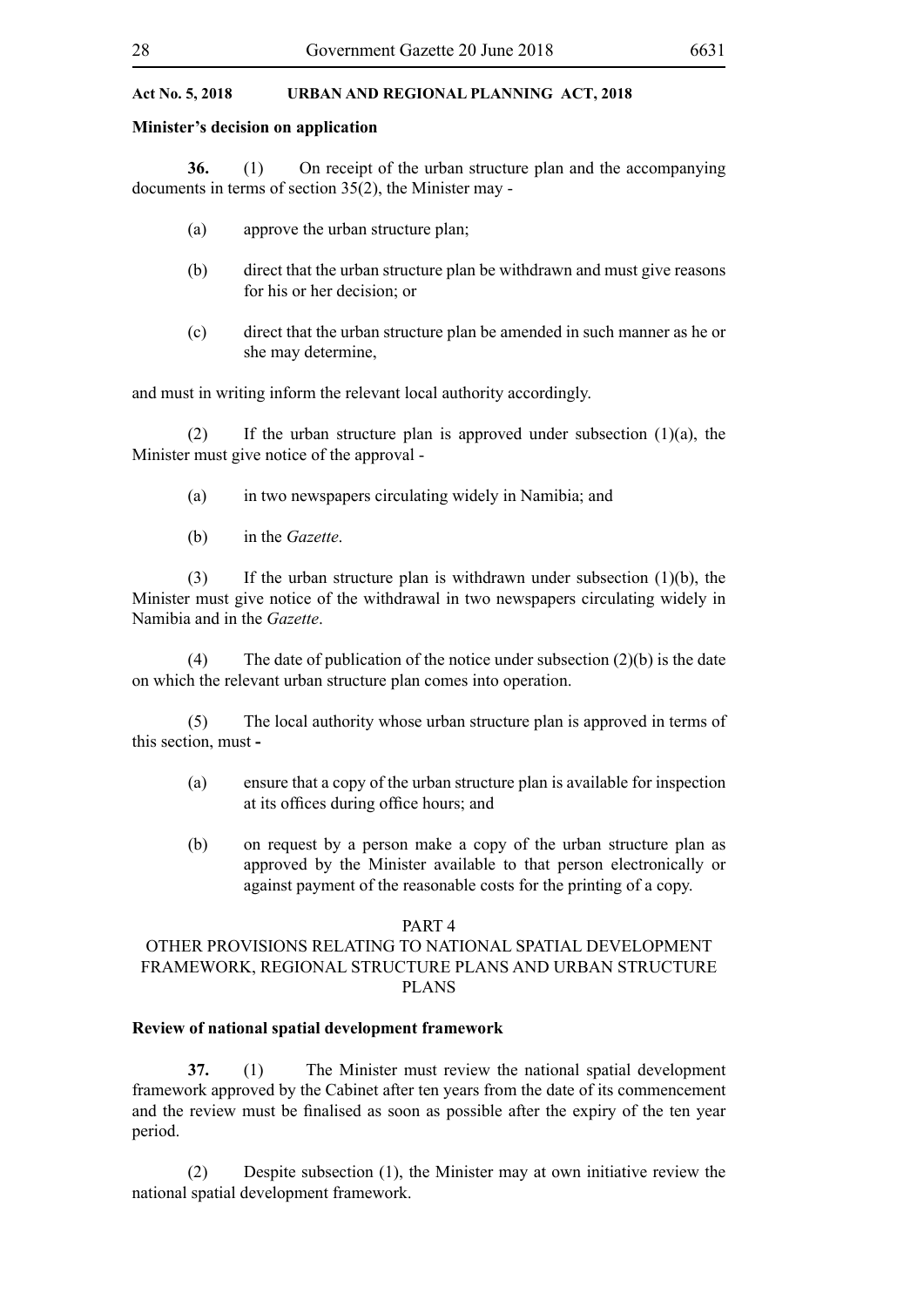**Minister's decision on application**

**36.** (1) On receipt of the urban structure plan and the accompanying documents in terms of section 35(2), the Minister may -

(a) approve the urban structure plan;

(b) direct that the urban structure plan be withdrawn and must give reasons for his or her decision; or

(c) direct that the urban structure plan be amended in such manner as he or she may determine,

and must in writing inform the relevant local authority accordingly.

(2) If the urban structure plan is approved under subsection (1)(a), the Minister must give notice of the approval -

(a) in two newspapers circulating widely in Namibia; and

(b) in the *Gazette*.

(3) If the urban structure plan is withdrawn under subsection (1)(b), the Minister must give notice of the withdrawal in two newspapers circulating widely in Namibia and in the *Gazette*.

(4) The date of publication of the notice under subsection (2)(b) is the date on which the relevant urban structure plan comes into operation.

(5) The local authority whose urban structure plan is approved in terms of this section, must -

(a) ensure that a copy of the urban structure plan is available for inspection at its offices during office hours; and

(b) on request by a person make a copy of the urban structure plan as approved by the Minister available to that person electronically or against payment of the reasonable costs for the printing of a copy.

## PART 4
## OTHER PROVISIONS RELATING TO NATIONAL SPATIAL DEVELOPMENT FRAMEWORK, REGIONAL STRUCTURE PLANS AND URBAN STRUCTURE PLANS

**Review of national spatial development framework**

**37.** (1) The Minister must review the national spatial development framework approved by the Cabinet after ten years from the date of its commencement and the review must be finalised as soon as possible after the expiry of the ten year period.

(2) Despite subsection (1), the Minister may at own initiative review the national spatial development framework.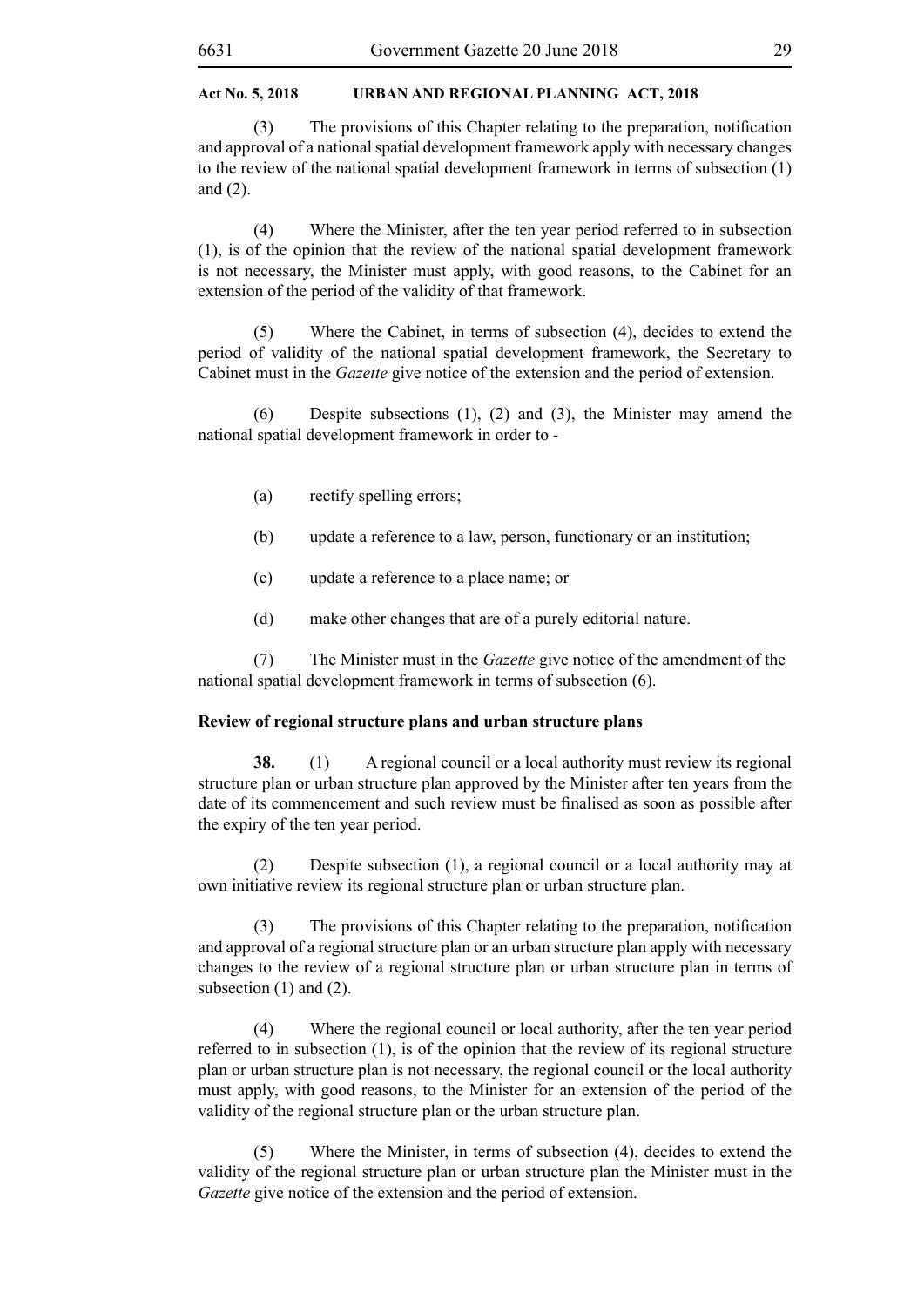(3) The provisions of this Chapter relating to the preparation, notification and approval of a national spatial development framework apply with necessary changes to the review of the national spatial development framework in terms of subsection (1) and (2).

(4) Where the Minister, after the ten year period referred to in subsection (1), is of the opinion that the review of the national spatial development framework is not necessary, the Minister must apply, with good reasons, to the Cabinet for an extension of the period of the validity of that framework.

(5) Where the Cabinet, in terms of subsection (4), decides to extend the period of validity of the national spatial development framework, the Secretary to Cabinet must in the *Gazette* give notice of the extension and the period of extension.

(6) Despite subsections (1), (2) and (3), the Minister may amend the national spatial development framework in order to -

(a) rectify spelling errors;

(b) update a reference to a law, person, functionary or an institution;

(c) update a reference to a place name; or

(d) make other changes that are of a purely editorial nature.

(7) The Minister must in the *Gazette* give notice of the amendment of the national spatial development framework in terms of subsection (6).

**Review of regional structure plans and urban structure plans**

**38.** (1) A regional council or a local authority must review its regional structure plan or urban structure plan approved by the Minister after ten years from the date of its commencement and such review must be finalised as soon as possible after the expiry of the ten year period.

(2) Despite subsection (1), a regional council or a local authority may at own initiative review its regional structure plan or urban structure plan.

(3) The provisions of this Chapter relating to the preparation, notification and approval of a regional structure plan or an urban structure plan apply with necessary changes to the review of a regional structure plan or urban structure plan in terms of subsection (1) and (2).

(4) Where the regional council or local authority, after the ten year period referred to in subsection (1), is of the opinion that the review of its regional structure plan or urban structure plan is not necessary, the regional council or the local authority must apply, with good reasons, to the Minister for an extension of the period of the validity of the regional structure plan or the urban structure plan.

(5) Where the Minister, in terms of subsection (4), decides to extend the validity of the regional structure plan or urban structure plan the Minister must in the *Gazette* give notice of the extension and the period of extension.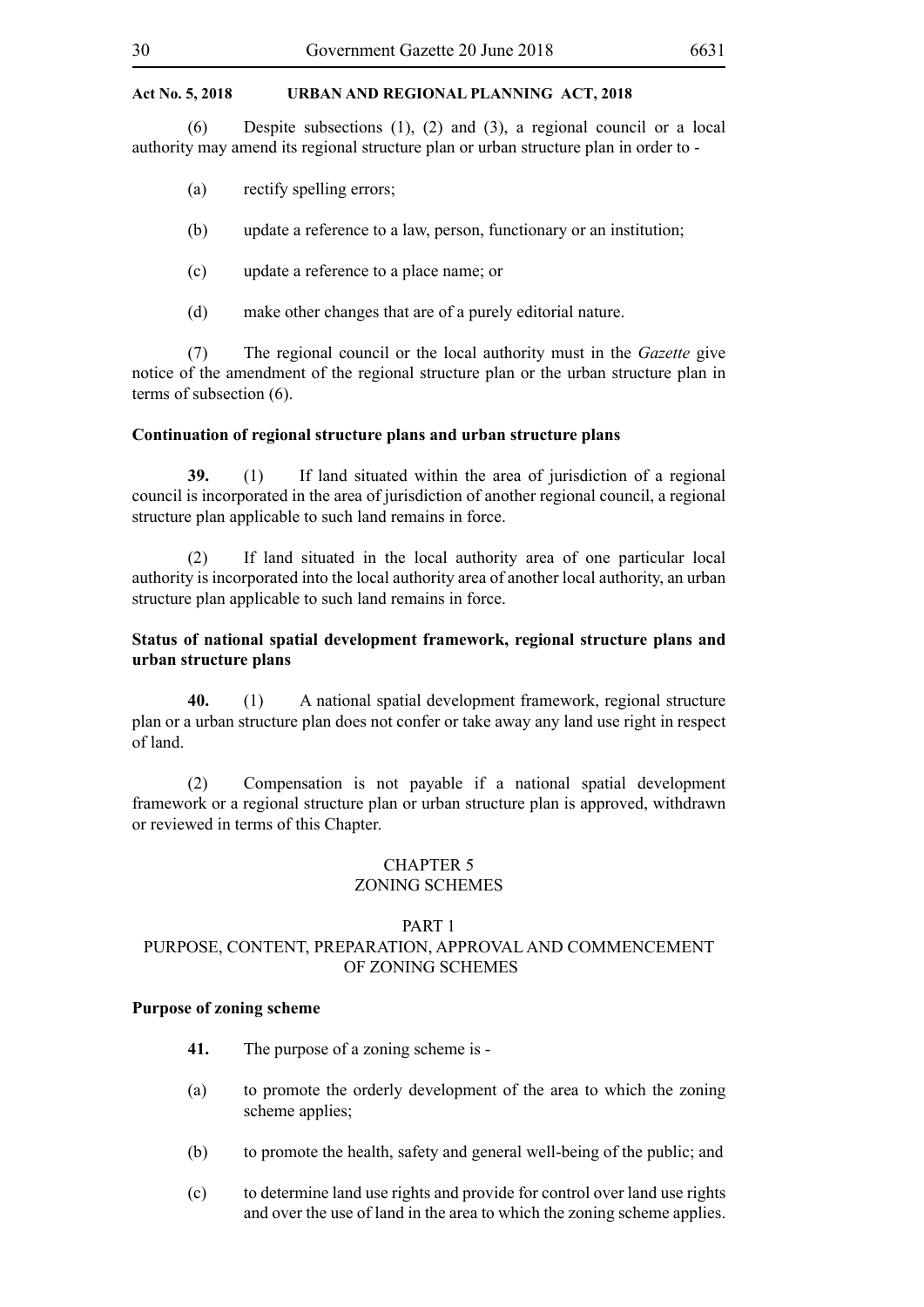(6) Despite subsections (1), (2) and (3), a regional council or a local authority may amend its regional structure plan or urban structure plan in order to -

(a) rectify spelling errors;

(b) update a reference to a law, person, functionary or an institution;

(c) update a reference to a place name; or

(d) make other changes that are of a purely editorial nature.

(7) The regional council or the local authority must in the *Gazette* give notice of the amendment of the regional structure plan or the urban structure plan in terms of subsection (6).

**Continuation of regional structure plans and urban structure plans**

**39.** (1) If land situated within the area of jurisdiction of a regional council is incorporated in the area of jurisdiction of another regional council, a regional structure plan applicable to such land remains in force.

(2) If land situated in the local authority area of one particular local authority is incorporated into the local authority area of another local authority, an urban structure plan applicable to such land remains in force.

**Status of national spatial development framework, regional structure plans and urban structure plans**

**40.** (1) A national spatial development framework, regional structure plan or a urban structure plan does not confer or take away any land use right in respect of land.

(2) Compensation is not payable if a national spatial development framework or a regional structure plan or urban structure plan is approved, withdrawn or reviewed in terms of this Chapter.

## CHAPTER 5
## ZONING SCHEMES

### PART 1
### PURPOSE, CONTENT, PREPARATION, APPROVAL AND COMMENCEMENT OF ZONING SCHEMES

**Purpose of zoning scheme**

**41.** The purpose of a zoning scheme is -

(a) to promote the orderly development of the area to which the zoning scheme applies;

(b) to promote the health, safety and general well-being of the public; and

(c) to determine land use rights and provide for control over land use rights and over the use of land in the area to which the zoning scheme applies.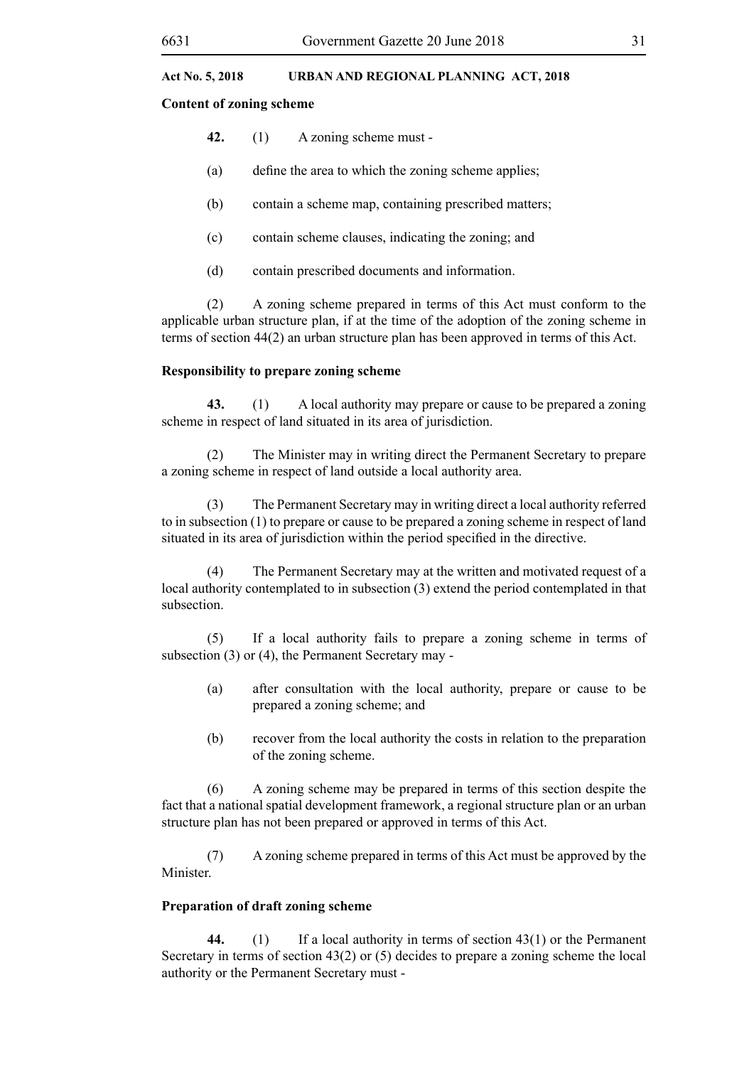**Content of zoning scheme**

**42.** (1) A zoning scheme must -

(a) define the area to which the zoning scheme applies;

(b) contain a scheme map, containing prescribed matters;

(c) contain scheme clauses, indicating the zoning; and

(d) contain prescribed documents and information.

(2) A zoning scheme prepared in terms of this Act must conform to the applicable urban structure plan, if at the time of the adoption of the zoning scheme in terms of section 44(2) an urban structure plan has been approved in terms of this Act.

**Responsibility to prepare zoning scheme**

**43.** (1) A local authority may prepare or cause to be prepared a zoning scheme in respect of land situated in its area of jurisdiction.

(2) The Minister may in writing direct the Permanent Secretary to prepare a zoning scheme in respect of land outside a local authority area.

(3) The Permanent Secretary may in writing direct a local authority referred to in subsection (1) to prepare or cause to be prepared a zoning scheme in respect of land situated in its area of jurisdiction within the period specified in the directive.

(4) The Permanent Secretary may at the written and motivated request of a local authority contemplated to in subsection (3) extend the period contemplated in that subsection.

(5) If a local authority fails to prepare a zoning scheme in terms of subsection (3) or (4), the Permanent Secretary may -

(a) after consultation with the local authority, prepare or cause to be prepared a zoning scheme; and

(b) recover from the local authority the costs in relation to the preparation of the zoning scheme.

(6) A zoning scheme may be prepared in terms of this section despite the fact that a national spatial development framework, a regional structure plan or an urban structure plan has not been prepared or approved in terms of this Act.

(7) A zoning scheme prepared in terms of this Act must be approved by the Minister.

**Preparation of draft zoning scheme**

**44.** (1) If a local authority in terms of section 43(1) or the Permanent Secretary in terms of section 43(2) or (5) decides to prepare a zoning scheme the local authority or the Permanent Secretary must -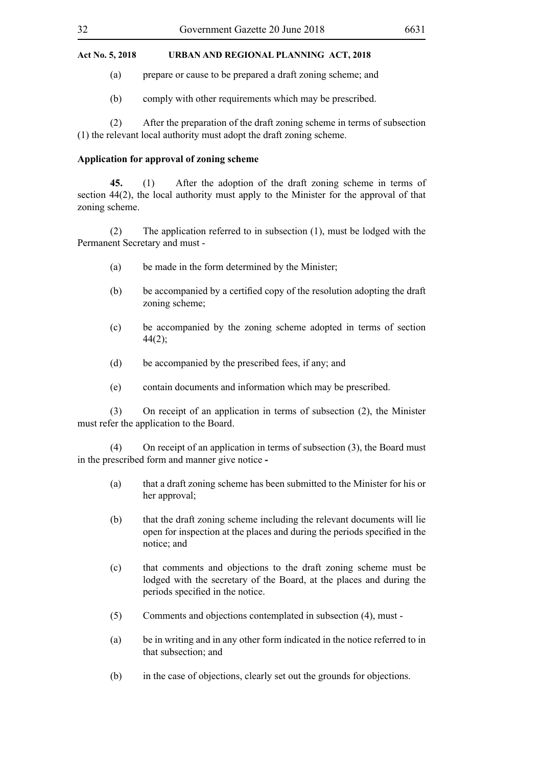(a) prepare or cause to be prepared a draft zoning scheme; and

(b) comply with other requirements which may be prescribed.

(2) After the preparation of the draft zoning scheme in terms of subsection (1) the relevant local authority must adopt the draft zoning scheme.

**Application for approval of zoning scheme**

**45.** (1) After the adoption of the draft zoning scheme in terms of section 44(2), the local authority must apply to the Minister for the approval of that zoning scheme.

(2) The application referred to in subsection (1), must be lodged with the Permanent Secretary and must -

(a) be made in the form determined by the Minister;

(b) be accompanied by a certified copy of the resolution adopting the draft zoning scheme;

(c) be accompanied by the zoning scheme adopted in terms of section 44(2);

(d) be accompanied by the prescribed fees, if any; and

(e) contain documents and information which may be prescribed.

(3) On receipt of an application in terms of subsection (2), the Minister must refer the application to the Board.

(4) On receipt of an application in terms of subsection (3), the Board must in the prescribed form and manner give notice -

(a) that a draft zoning scheme has been submitted to the Minister for his or her approval;

(b) that the draft zoning scheme including the relevant documents will lie open for inspection at the places and during the periods specified in the notice; and

(c) that comments and objections to the draft zoning scheme must be lodged with the secretary of the Board, at the places and during the periods specified in the notice.

(5) Comments and objections contemplated in subsection (4), must -

(a) be in writing and in any other form indicated in the notice referred to in that subsection; and

(b) in the case of objections, clearly set out the grounds for objections.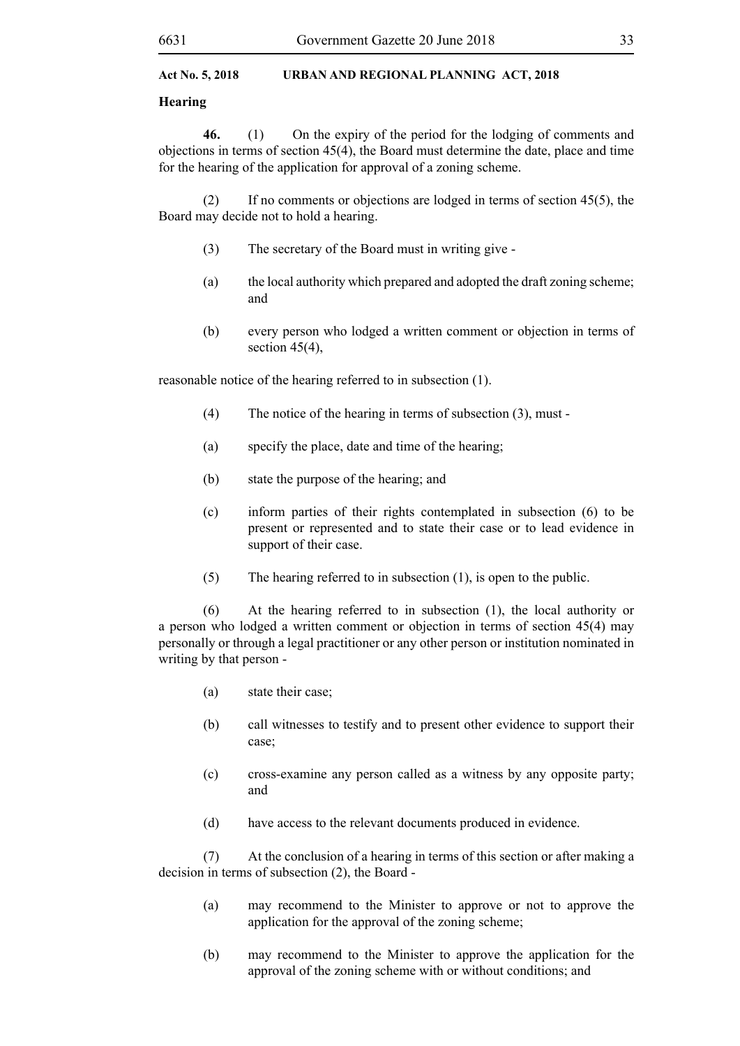**Hearing**

**46.** (1) On the expiry of the period for the lodging of comments and objections in terms of section 45(4), the Board must determine the date, place and time for the hearing of the application for approval of a zoning scheme.

(2) If no comments or objections are lodged in terms of section 45(5), the Board may decide not to hold a hearing.

(3) The secretary of the Board must in writing give -

(a) the local authority which prepared and adopted the draft zoning scheme; and

(b) every person who lodged a written comment or objection in terms of section 45(4),

reasonable notice of the hearing referred to in subsection (1).

(4) The notice of the hearing in terms of subsection (3), must -

(a) specify the place, date and time of the hearing;

(b) state the purpose of the hearing; and

(c) inform parties of their rights contemplated in subsection (6) to be present or represented and to state their case or to lead evidence in support of their case.

(5) The hearing referred to in subsection (1), is open to the public.

(6) At the hearing referred to in subsection (1), the local authority or a person who lodged a written comment or objection in terms of section 45(4) may personally or through a legal practitioner or any other person or institution nominated in writing by that person -

(a) state their case;

(b) call witnesses to testify and to present other evidence to support their case;

(c) cross-examine any person called as a witness by any opposite party; and

(d) have access to the relevant documents produced in evidence.

(7) At the conclusion of a hearing in terms of this section or after making a decision in terms of subsection (2), the Board -

(a) may recommend to the Minister to approve or not to approve the application for the approval of the zoning scheme;

(b) may recommend to the Minister to approve the application for the approval of the zoning scheme with or without conditions; and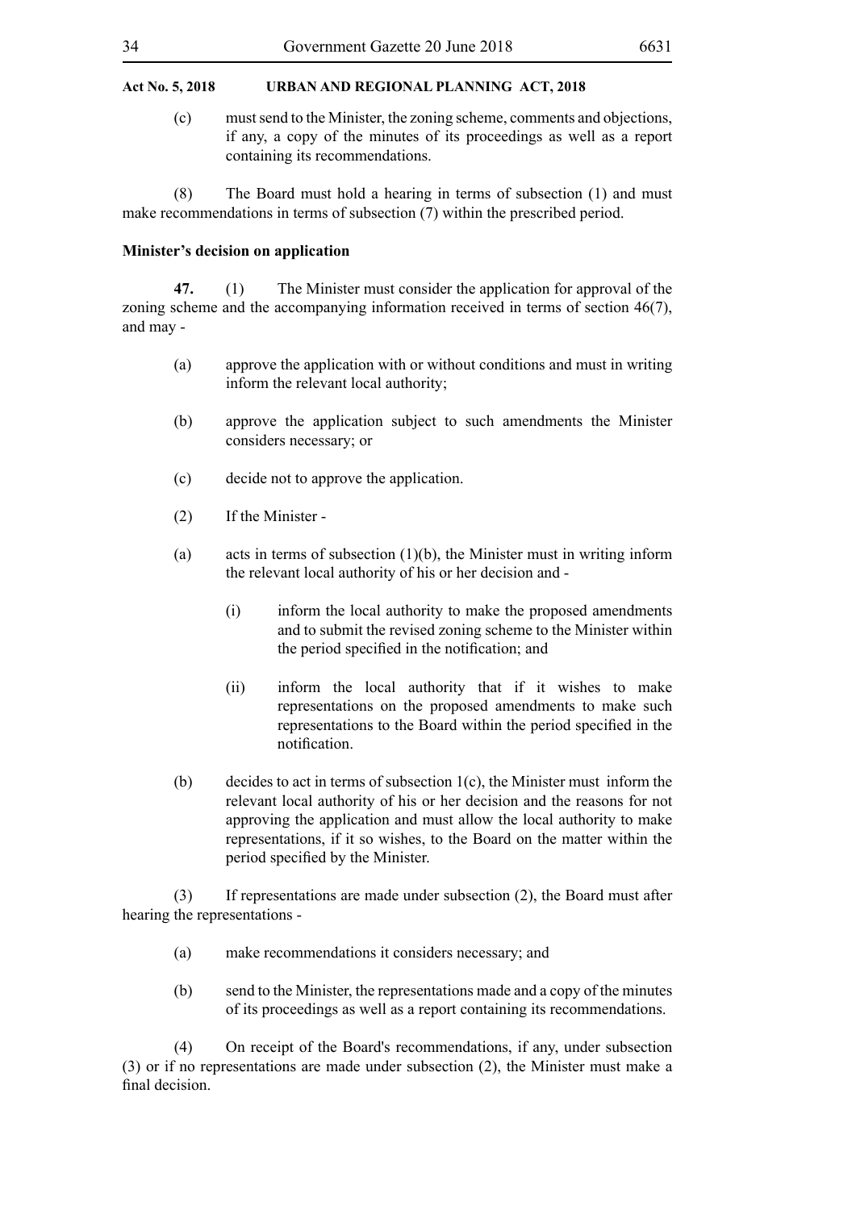(c) must send to the Minister, the zoning scheme, comments and objections, if any, a copy of the minutes of its proceedings as well as a report containing its recommendations.

(8) The Board must hold a hearing in terms of subsection (1) and must make recommendations in terms of subsection (7) within the prescribed period.

**Minister's decision on application**

**47.** (1) The Minister must consider the application for approval of the zoning scheme and the accompanying information received in terms of section 46(7), and may -

(a) approve the application with or without conditions and must in writing inform the relevant local authority;

(b) approve the application subject to such amendments the Minister considers necessary; or

(c) decide not to approve the application.

(2) If the Minister -

(a) acts in terms of subsection (1)(b), the Minister must in writing inform the relevant local authority of his or her decision and -

(i) inform the local authority to make the proposed amendments and to submit the revised zoning scheme to the Minister within the period specified in the notification; and

(ii) inform the local authority that if it wishes to make representations on the proposed amendments to make such representations to the Board within the period specified in the notification.

(b) decides to act in terms of subsection 1(c), the Minister must inform the relevant local authority of his or her decision and the reasons for not approving the application and must allow the local authority to make representations, if it so wishes, to the Board on the matter within the period specified by the Minister.

(3) If representations are made under subsection (2), the Board must after hearing the representations -

(a) make recommendations it considers necessary; and

(b) send to the Minister, the representations made and a copy of the minutes of its proceedings as well as a report containing its recommendations.

(4) On receipt of the Board's recommendations, if any, under subsection (3) or if no representations are made under subsection (2), the Minister must make a final decision.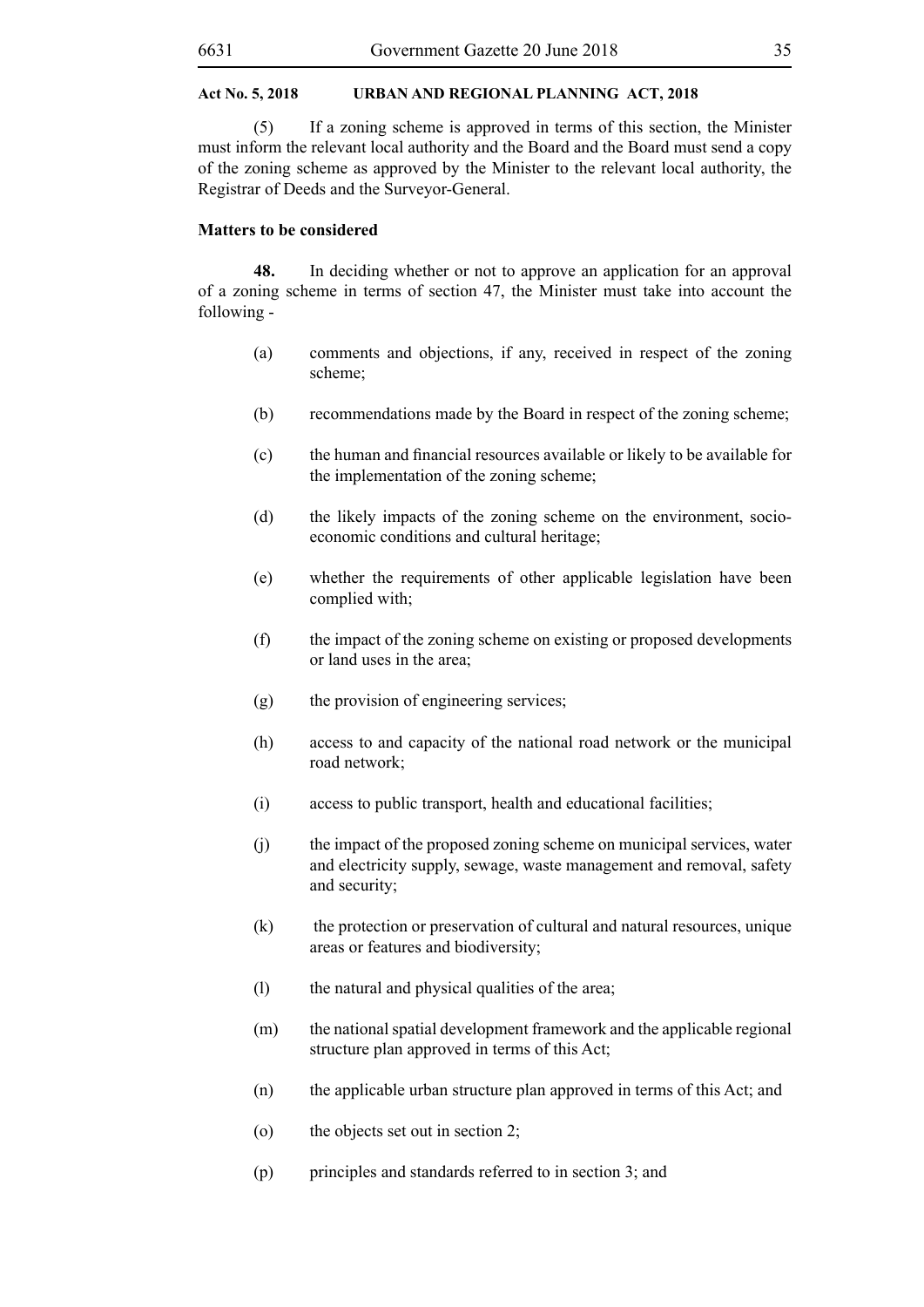(5) If a zoning scheme is approved in terms of this section, the Minister must inform the relevant local authority and the Board and the Board must send a copy of the zoning scheme as approved by the Minister to the relevant local authority, the Registrar of Deeds and the Surveyor-General.

**Matters to be considered**

**48.** In deciding whether or not to approve an application for an approval of a zoning scheme in terms of section 47, the Minister must take into account the following -

(a) comments and objections, if any, received in respect of the zoning scheme;

(b) recommendations made by the Board in respect of the zoning scheme;

(c) the human and financial resources available or likely to be available for the implementation of the zoning scheme;

(d) the likely impacts of the zoning scheme on the environment, socio-economic conditions and cultural heritage;

(e) whether the requirements of other applicable legislation have been complied with;

(f) the impact of the zoning scheme on existing or proposed developments or land uses in the area;

(g) the provision of engineering services;

(h) access to and capacity of the national road network or the municipal road network;

(i) access to public transport, health and educational facilities;

(j) the impact of the proposed zoning scheme on municipal services, water and electricity supply, sewage, waste management and removal, safety and security;

(k) the protection or preservation of cultural and natural resources, unique areas or features and biodiversity;

(l) the natural and physical qualities of the area;

(m) the national spatial development framework and the applicable regional structure plan approved in terms of this Act;

(n) the applicable urban structure plan approved in terms of this Act; and

(o) the objects set out in section 2;

(p) principles and standards referred to in section 3; and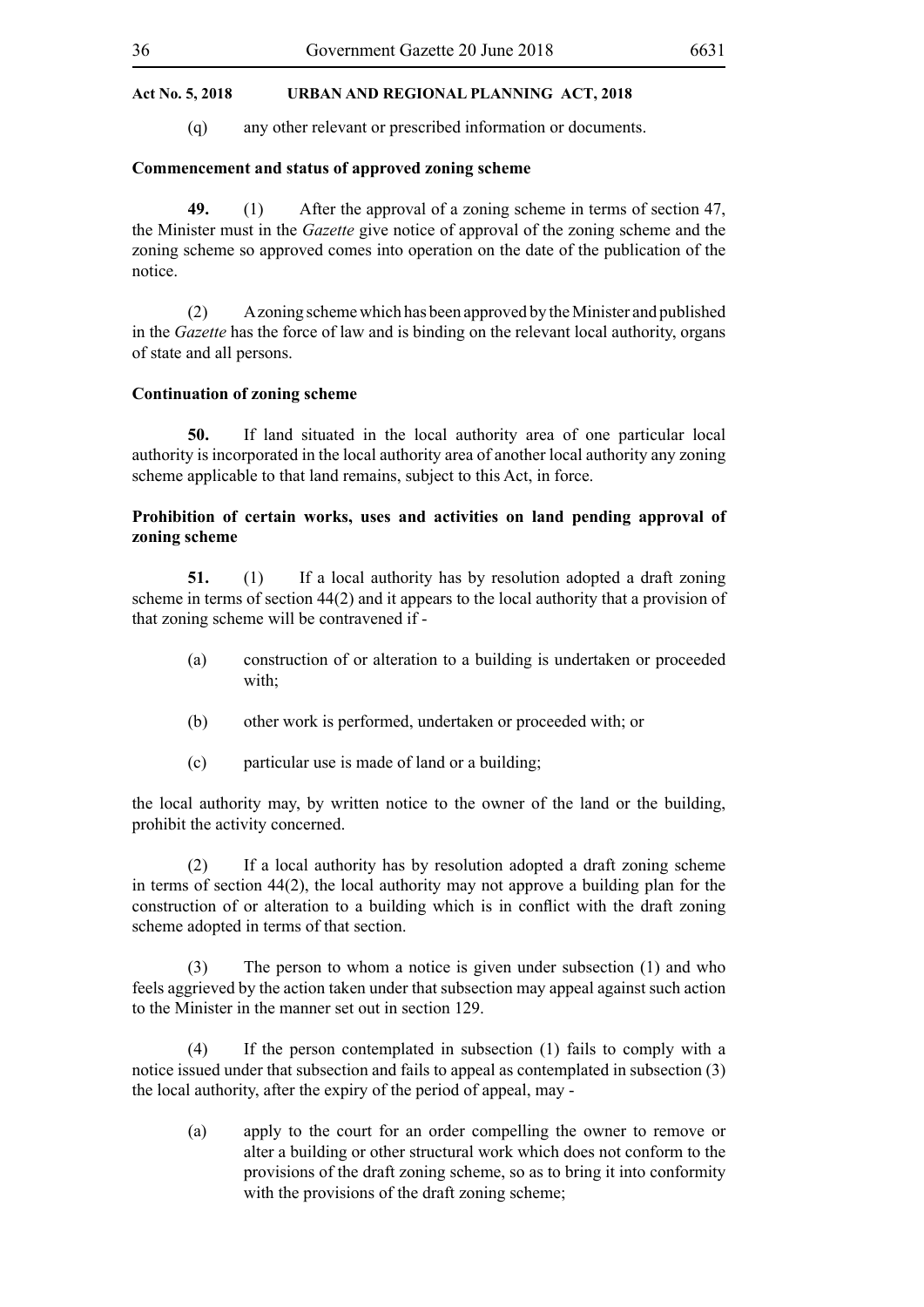(q) any other relevant or prescribed information or documents.

**Commencement and status of approved zoning scheme**

**49.** (1) After the approval of a zoning scheme in terms of section 47, the Minister must in the *Gazette* give notice of approval of the zoning scheme and the zoning scheme so approved comes into operation on the date of the publication of the notice.

(2) A zoning scheme which has been approved by the Minister and published in the *Gazette* has the force of law and is binding on the relevant local authority, organs of state and all persons.

**Continuation of zoning scheme**

**50.** If land situated in the local authority area of one particular local authority is incorporated in the local authority area of another local authority any zoning scheme applicable to that land remains, subject to this Act, in force.

**Prohibition of certain works, uses and activities on land pending approval of zoning scheme**

**51.** (1) If a local authority has by resolution adopted a draft zoning scheme in terms of section 44(2) and it appears to the local authority that a provision of that zoning scheme will be contravened if -

(a) construction of or alteration to a building is undertaken or proceeded with;

(b) other work is performed, undertaken or proceeded with; or

(c) particular use is made of land or a building;

the local authority may, by written notice to the owner of the land or the building, prohibit the activity concerned.

(2) If a local authority has by resolution adopted a draft zoning scheme in terms of section 44(2), the local authority may not approve a building plan for the construction of or alteration to a building which is in conflict with the draft zoning scheme adopted in terms of that section.

(3) The person to whom a notice is given under subsection (1) and who feels aggrieved by the action taken under that subsection may appeal against such action to the Minister in the manner set out in section 129.

(4) If the person contemplated in subsection (1) fails to comply with a notice issued under that subsection and fails to appeal as contemplated in subsection (3) the local authority, after the expiry of the period of appeal, may -

(a) apply to the court for an order compelling the owner to remove or alter a building or other structural work which does not conform to the provisions of the draft zoning scheme, so as to bring it into conformity with the provisions of the draft zoning scheme;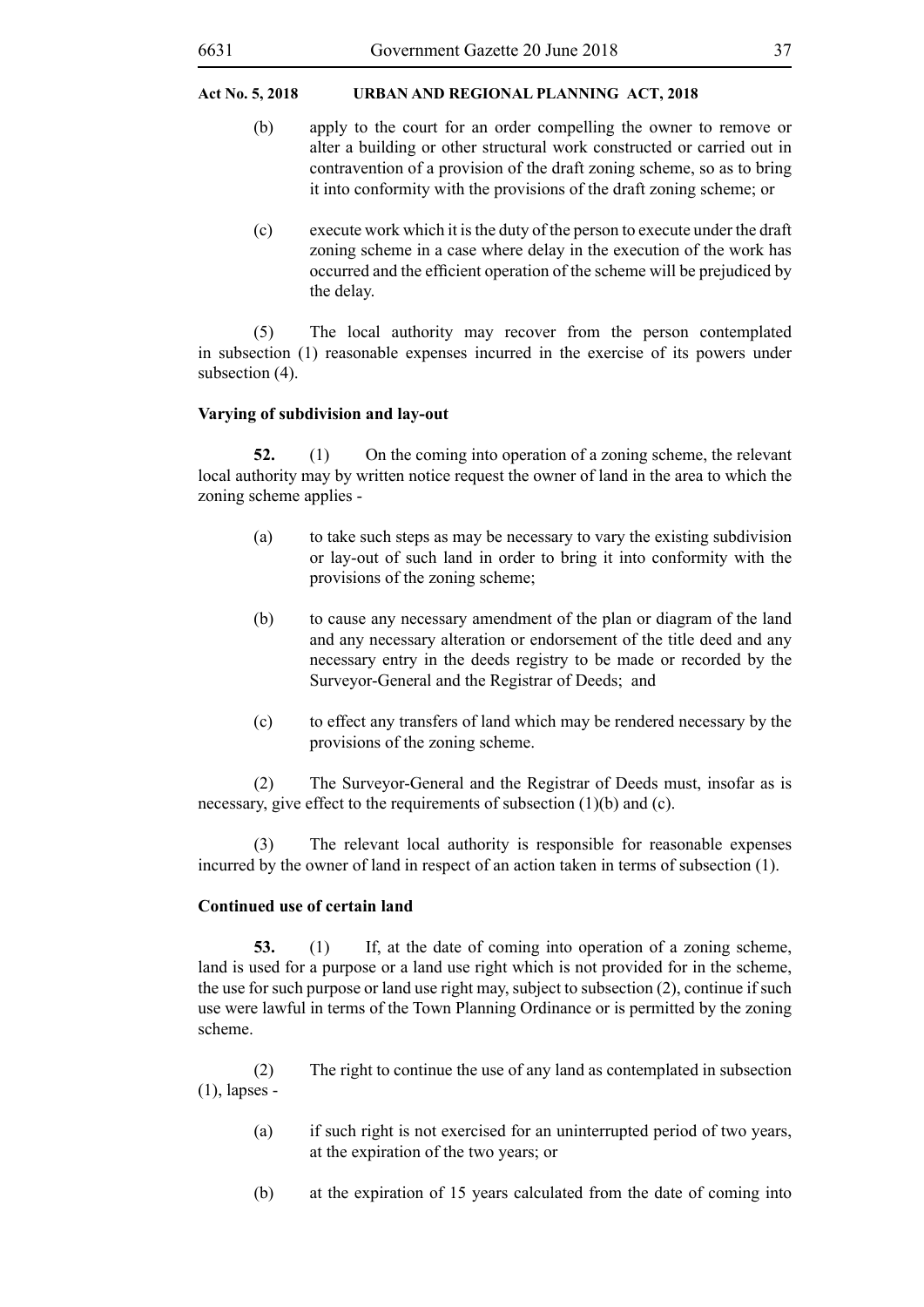(b) apply to the court for an order compelling the owner to remove or alter a building or other structural work constructed or carried out in contravention of a provision of the draft zoning scheme, so as to bring it into conformity with the provisions of the draft zoning scheme; or

(c) execute work which it is the duty of the person to execute under the draft zoning scheme in a case where delay in the execution of the work has occurred and the efficient operation of the scheme will be prejudiced by the delay.

(5) The local authority may recover from the person contemplated in subsection (1) reasonable expenses incurred in the exercise of its powers under subsection (4).

**Varying of subdivision and lay-out**

**52.** (1) On the coming into operation of a zoning scheme, the relevant local authority may by written notice request the owner of land in the area to which the zoning scheme applies -

(a) to take such steps as may be necessary to vary the existing subdivision or lay-out of such land in order to bring it into conformity with the provisions of the zoning scheme;

(b) to cause any necessary amendment of the plan or diagram of the land and any necessary alteration or endorsement of the title deed and any necessary entry in the deeds registry to be made or recorded by the Surveyor-General and the Registrar of Deeds; and

(c) to effect any transfers of land which may be rendered necessary by the provisions of the zoning scheme.

(2) The Surveyor-General and the Registrar of Deeds must, insofar as is necessary, give effect to the requirements of subsection (1)(b) and (c).

(3) The relevant local authority is responsible for reasonable expenses incurred by the owner of land in respect of an action taken in terms of subsection (1).

**Continued use of certain land**

**53.** (1) If, at the date of coming into operation of a zoning scheme, land is used for a purpose or a land use right which is not provided for in the scheme, the use for such purpose or land use right may, subject to subsection (2), continue if such use were lawful in terms of the Town Planning Ordinance or is permitted by the zoning scheme.

(2) The right to continue the use of any land as contemplated in subsection (1), lapses -

(a) if such right is not exercised for an uninterrupted period of two years, at the expiration of the two years; or

(b) at the expiration of 15 years calculated from the date of coming into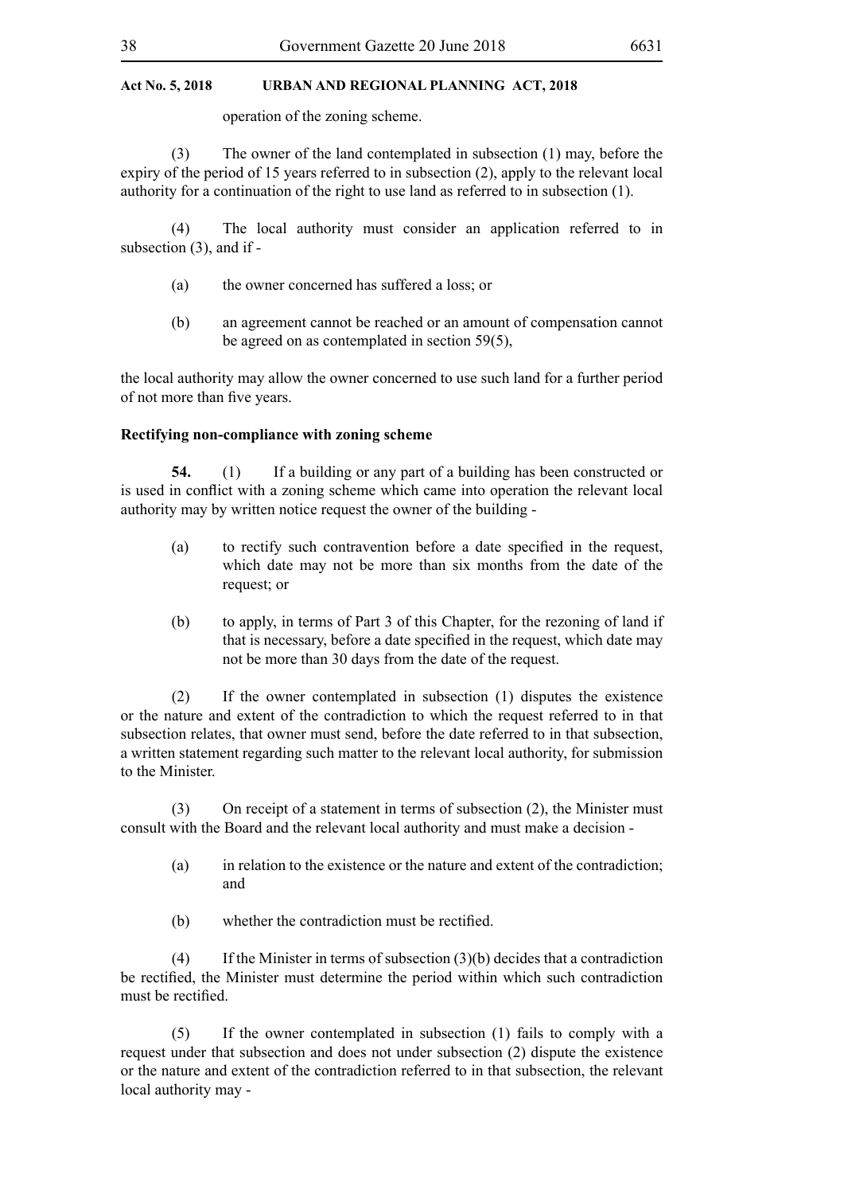operation of the zoning scheme.

(3) The owner of the land contemplated in subsection (1) may, before the expiry of the period of 15 years referred to in subsection (2), apply to the relevant local authority for a continuation of the right to use land as referred to in subsection (1).

(4) The local authority must consider an application referred to in subsection (3), and if -

(a) the owner concerned has suffered a loss; or

(b) an agreement cannot be reached or an amount of compensation cannot be agreed on as contemplated in section 59(5),

the local authority may allow the owner concerned to use such land for a further period of not more than five years.

**Rectifying non-compliance with zoning scheme**

**54.** (1) If a building or any part of a building has been constructed or is used in conflict with a zoning scheme which came into operation the relevant local authority may by written notice request the owner of the building -

(a) to rectify such contravention before a date specified in the request, which date may not be more than six months from the date of the request; or

(b) to apply, in terms of Part 3 of this Chapter, for the rezoning of land if that is necessary, before a date specified in the request, which date may not be more than 30 days from the date of the request.

(2) If the owner contemplated in subsection (1) disputes the existence or the nature and extent of the contradiction to which the request referred to in that subsection relates, that owner must send, before the date referred to in that subsection, a written statement regarding such matter to the relevant local authority, for submission to the Minister.

(3) On receipt of a statement in terms of subsection (2), the Minister must consult with the Board and the relevant local authority and must make a decision -

(a) in relation to the existence or the nature and extent of the contradiction; and

(b) whether the contradiction must be rectified.

(4) If the Minister in terms of subsection (3)(b) decides that a contradiction be rectified, the Minister must determine the period within which such contradiction must be rectified.

(5) If the owner contemplated in subsection (1) fails to comply with a request under that subsection and does not under subsection (2) dispute the existence or the nature and extent of the contradiction referred to in that subsection, the relevant local authority may -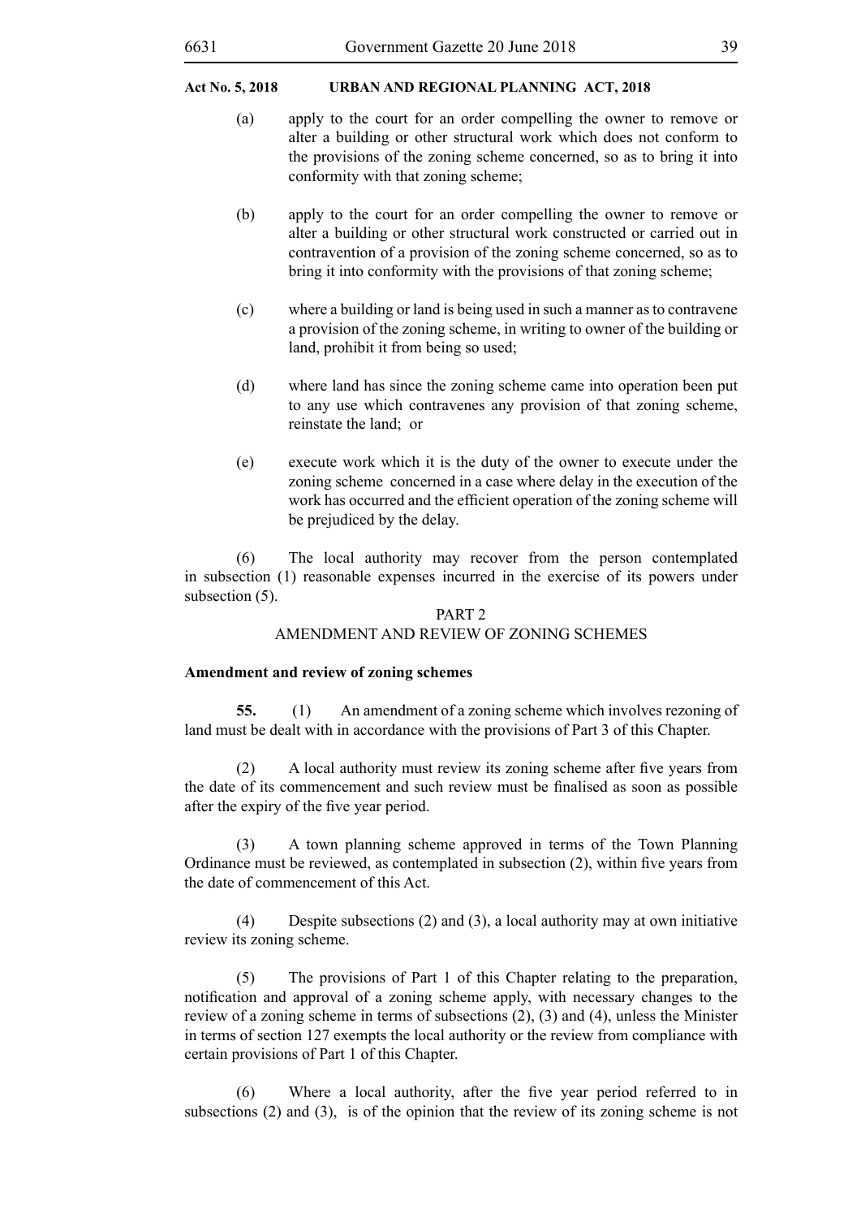(a) apply to the court for an order compelling the owner to remove or alter a building or other structural work which does not conform to the provisions of the zoning scheme concerned, so as to bring it into conformity with that zoning scheme;

(b) apply to the court for an order compelling the owner to remove or alter a building or other structural work constructed or carried out in contravention of a provision of the zoning scheme concerned, so as to bring it into conformity with the provisions of that zoning scheme;

(c) where a building or land is being used in such a manner as to contravene a provision of the zoning scheme, in writing to owner of the building or land, prohibit it from being so used;

(d) where land has since the zoning scheme came into operation been put to any use which contravenes any provision of that zoning scheme, reinstate the land; or

(e) execute work which it is the duty of the owner to execute under the zoning scheme concerned in a case where delay in the execution of the work has occurred and the efficient operation of the zoning scheme will be prejudiced by the delay.

(6) The local authority may recover from the person contemplated in subsection (1) reasonable expenses incurred in the exercise of its powers under subsection (5).

## PART 2
## AMENDMENT AND REVIEW OF ZONING SCHEMES

### Amendment and review of zoning schemes

**55.** (1) An amendment of a zoning scheme which involves rezoning of land must be dealt with in accordance with the provisions of Part 3 of this Chapter.

(2) A local authority must review its zoning scheme after five years from the date of its commencement and such review must be finalised as soon as possible after the expiry of the five year period.

(3) A town planning scheme approved in terms of the Town Planning Ordinance must be reviewed, as contemplated in subsection (2), within five years from the date of commencement of this Act.

(4) Despite subsections (2) and (3), a local authority may at own initiative review its zoning scheme.

(5) The provisions of Part 1 of this Chapter relating to the preparation, notification and approval of a zoning scheme apply, with necessary changes to the review of a zoning scheme in terms of subsections (2), (3) and (4), unless the Minister in terms of section 127 exempts the local authority or the review from compliance with certain provisions of Part 1 of this Chapter.

(6) Where a local authority, after the five year period referred to in subsections (2) and (3), is of the opinion that the review of its zoning scheme is not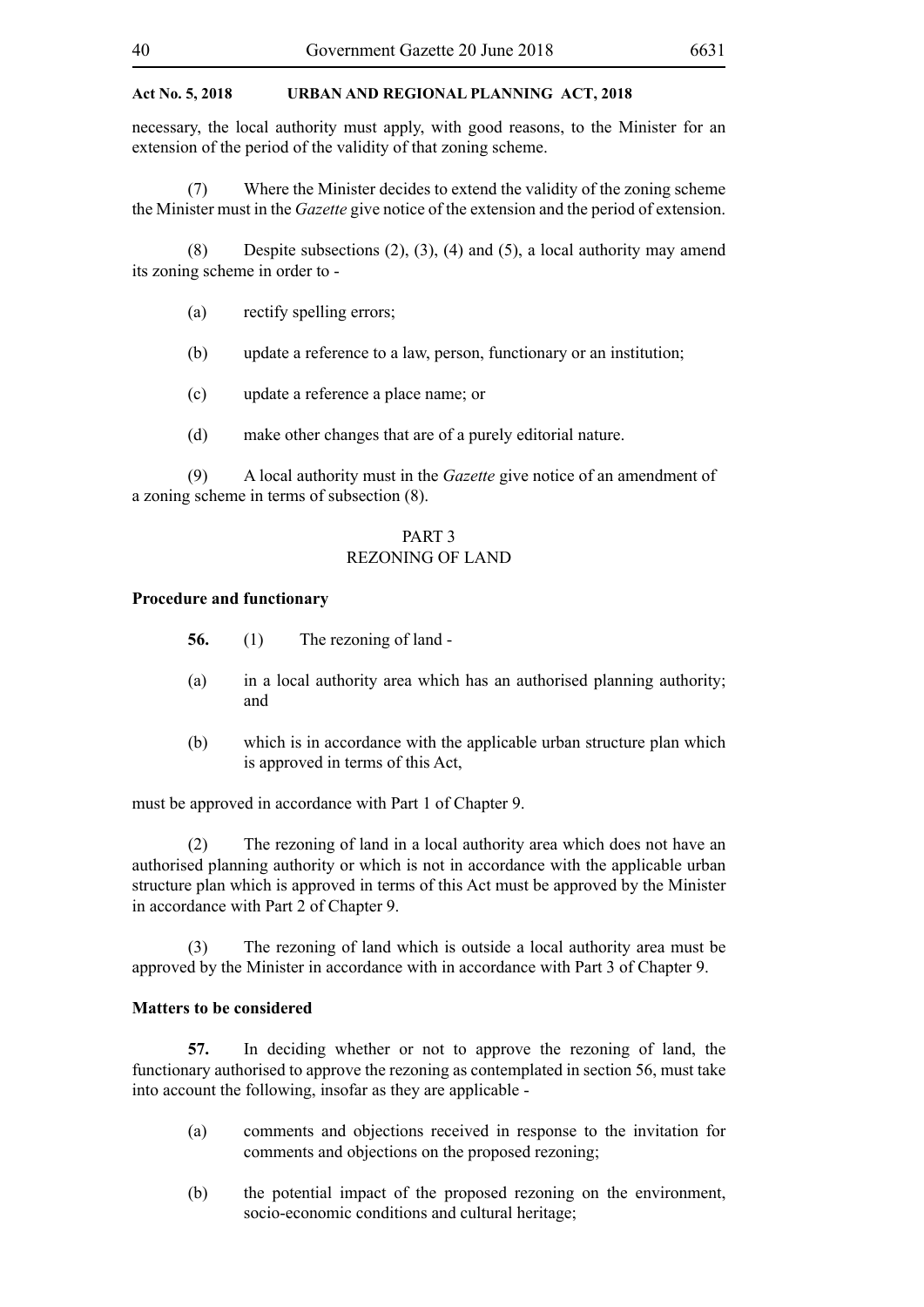necessary, the local authority must apply, with good reasons, to the Minister for an extension of the period of the validity of that zoning scheme.

(7) Where the Minister decides to extend the validity of the zoning scheme the Minister must in the *Gazette* give notice of the extension and the period of extension.

(8) Despite subsections (2), (3), (4) and (5), a local authority may amend its zoning scheme in order to -

(a) rectify spelling errors;

(b) update a reference to a law, person, functionary or an institution;

(c) update a reference a place name; or

(d) make other changes that are of a purely editorial nature.

(9) A local authority must in the *Gazette* give notice of an amendment of a zoning scheme in terms of subsection (8).

## PART 3
## REZONING OF LAND

**Procedure and functionary**

**56.** (1) The rezoning of land -

(a) in a local authority area which has an authorised planning authority; and

(b) which is in accordance with the applicable urban structure plan which is approved in terms of this Act,

must be approved in accordance with Part 1 of Chapter 9.

(2) The rezoning of land in a local authority area which does not have an authorised planning authority or which is not in accordance with the applicable urban structure plan which is approved in terms of this Act must be approved by the Minister in accordance with Part 2 of Chapter 9.

(3) The rezoning of land which is outside a local authority area must be approved by the Minister in accordance with in accordance with Part 3 of Chapter 9.

**Matters to be considered**

**57.** In deciding whether or not to approve the rezoning of land, the functionary authorised to approve the rezoning as contemplated in section 56, must take into account the following, insofar as they are applicable -

(a) comments and objections received in response to the invitation for comments and objections on the proposed rezoning;

(b) the potential impact of the proposed rezoning on the environment, socio-economic conditions and cultural heritage;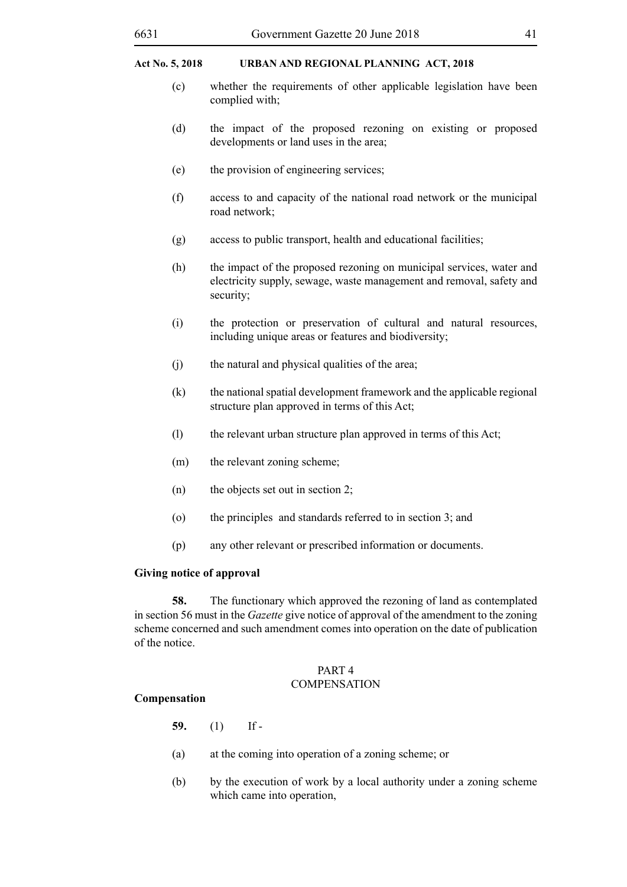(c) whether the requirements of other applicable legislation have been complied with;

(d) the impact of the proposed rezoning on existing or proposed developments or land uses in the area;

(e) the provision of engineering services;

(f) access to and capacity of the national road network or the municipal road network;

(g) access to public transport, health and educational facilities;

(h) the impact of the proposed rezoning on municipal services, water and electricity supply, sewage, waste management and removal, safety and security;

(i) the protection or preservation of cultural and natural resources, including unique areas or features and biodiversity;

(j) the natural and physical qualities of the area;

(k) the national spatial development framework and the applicable regional structure plan approved in terms of this Act;

(l) the relevant urban structure plan approved in terms of this Act;

(m) the relevant zoning scheme;

(n) the objects set out in section 2;

(o) the principles and standards referred to in section 3; and

(p) any other relevant or prescribed information or documents.

**Giving notice of approval**

**58.** The functionary which approved the rezoning of land as contemplated in section 56 must in the *Gazette* give notice of approval of the amendment to the zoning scheme concerned and such amendment comes into operation on the date of publication of the notice.

PART 4
COMPENSATION

**Compensation**

**59.** (1) If -

(a) at the coming into operation of a zoning scheme; or

(b) by the execution of work by a local authority under a zoning scheme which came into operation,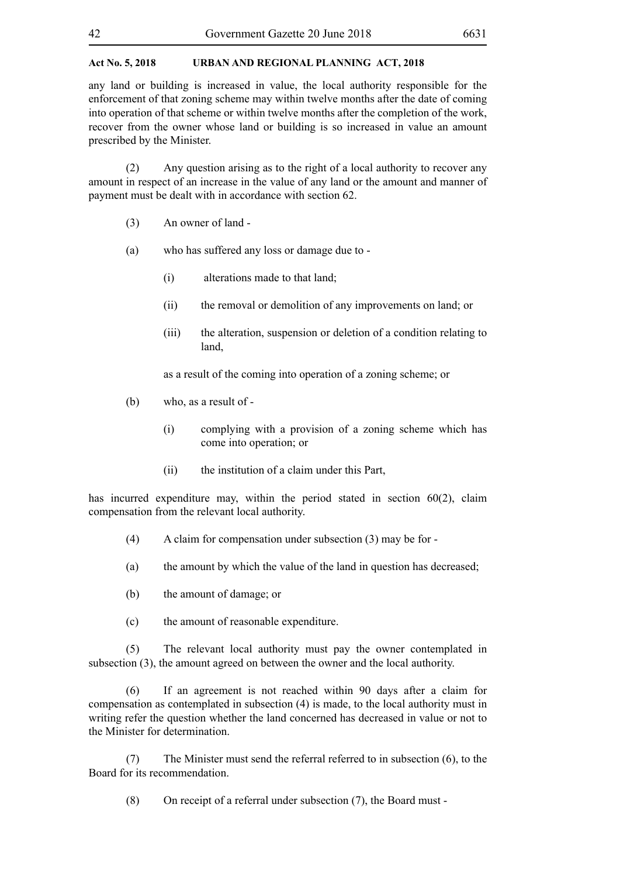any land or building is increased in value, the local authority responsible for the enforcement of that zoning scheme may within twelve months after the date of coming into operation of that scheme or within twelve months after the completion of the work, recover from the owner whose land or building is so increased in value an amount prescribed by the Minister.

(2) Any question arising as to the right of a local authority to recover any amount in respect of an increase in the value of any land or the amount and manner of payment must be dealt with in accordance with section 62.

(3) An owner of land -

(a) who has suffered any loss or damage due to -

(i) alterations made to that land;

(ii) the removal or demolition of any improvements on land; or

(iii) the alteration, suspension or deletion of a condition relating to land,

as a result of the coming into operation of a zoning scheme; or

(b) who, as a result of -

(i) complying with a provision of a zoning scheme which has come into operation; or

(ii) the institution of a claim under this Part,

has incurred expenditure may, within the period stated in section 60(2), claim compensation from the relevant local authority.

(4) A claim for compensation under subsection (3) may be for -

(a) the amount by which the value of the land in question has decreased;

(b) the amount of damage; or

(c) the amount of reasonable expenditure.

(5) The relevant local authority must pay the owner contemplated in subsection (3), the amount agreed on between the owner and the local authority.

(6) If an agreement is not reached within 90 days after a claim for compensation as contemplated in subsection (4) is made, to the local authority must in writing refer the question whether the land concerned has decreased in value or not to the Minister for determination.

(7) The Minister must send the referral referred to in subsection (6), to the Board for its recommendation.

(8) On receipt of a referral under subsection (7), the Board must -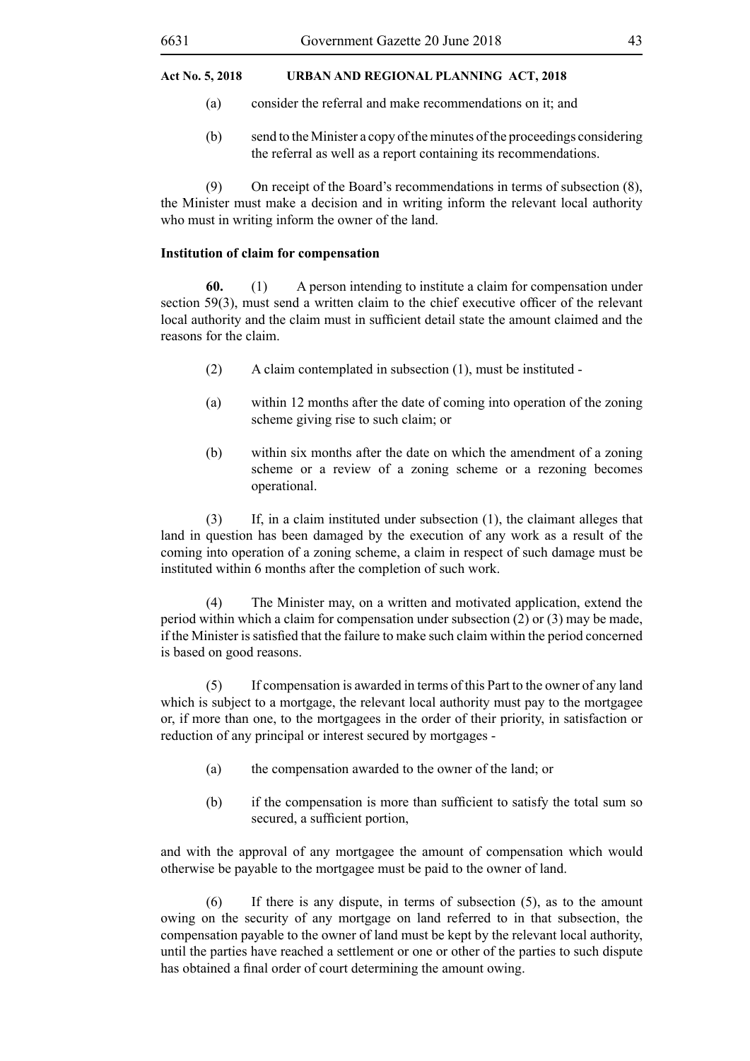(a) consider the referral and make recommendations on it; and

(b) send to the Minister a copy of the minutes of the proceedings considering the referral as well as a report containing its recommendations.

(9) On receipt of the Board's recommendations in terms of subsection (8), the Minister must make a decision and in writing inform the relevant local authority who must in writing inform the owner of the land.

**Institution of claim for compensation**

**60.** (1) A person intending to institute a claim for compensation under section 59(3), must send a written claim to the chief executive officer of the relevant local authority and the claim must in sufficient detail state the amount claimed and the reasons for the claim.

(2) A claim contemplated in subsection (1), must be instituted -

(a) within 12 months after the date of coming into operation of the zoning scheme giving rise to such claim; or

(b) within six months after the date on which the amendment of a zoning scheme or a review of a zoning scheme or a rezoning becomes operational.

(3) If, in a claim instituted under subsection (1), the claimant alleges that land in question has been damaged by the execution of any work as a result of the coming into operation of a zoning scheme, a claim in respect of such damage must be instituted within 6 months after the completion of such work.

(4) The Minister may, on a written and motivated application, extend the period within which a claim for compensation under subsection (2) or (3) may be made, if the Minister is satisfied that the failure to make such claim within the period concerned is based on good reasons.

(5) If compensation is awarded in terms of this Part to the owner of any land which is subject to a mortgage, the relevant local authority must pay to the mortgagee or, if more than one, to the mortgagees in the order of their priority, in satisfaction or reduction of any principal or interest secured by mortgages -

(a) the compensation awarded to the owner of the land; or

(b) if the compensation is more than sufficient to satisfy the total sum so secured, a sufficient portion,

and with the approval of any mortgagee the amount of compensation which would otherwise be payable to the mortgagee must be paid to the owner of land.

(6) If there is any dispute, in terms of subsection (5), as to the amount owing on the security of any mortgage on land referred to in that subsection, the compensation payable to the owner of land must be kept by the relevant local authority, until the parties have reached a settlement or one or other of the parties to such dispute has obtained a final order of court determining the amount owing.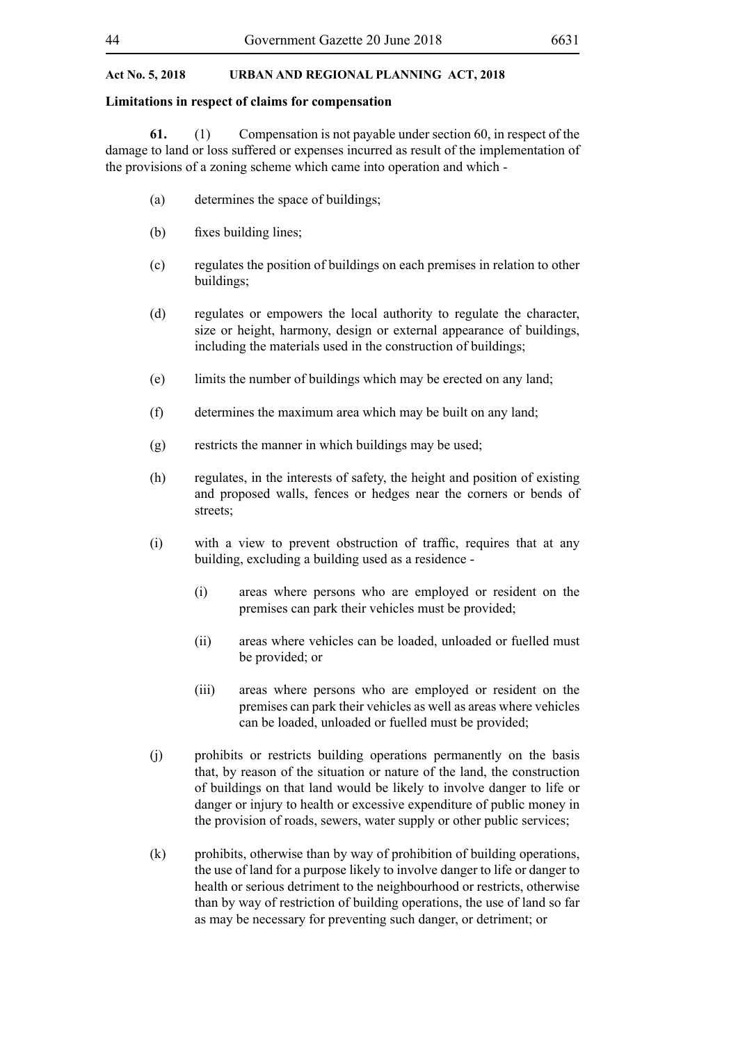**Act No. 5, 2018 URBAN AND REGIONAL PLANNING ACT, 2018**

**Limitations in respect of claims for compensation**

**61.** (1) Compensation is not payable under section 60, in respect of the damage to land or loss suffered or expenses incurred as result of the implementation of the provisions of a zoning scheme which came into operation and which -

(a) determines the space of buildings;

(b) fixes building lines;

(c) regulates the position of buildings on each premises in relation to other buildings;

(d) regulates or empowers the local authority to regulate the character, size or height, harmony, design or external appearance of buildings, including the materials used in the construction of buildings;

(e) limits the number of buildings which may be erected on any land;

(f) determines the maximum area which may be built on any land;

(g) restricts the manner in which buildings may be used;

(h) regulates, in the interests of safety, the height and position of existing and proposed walls, fences or hedges near the corners or bends of streets;

(i) with a view to prevent obstruction of traffic, requires that at any building, excluding a building used as a residence -

(i) areas where persons who are employed or resident on the premises can park their vehicles must be provided;

(ii) areas where vehicles can be loaded, unloaded or fuelled must be provided; or

(iii) areas where persons who are employed or resident on the premises can park their vehicles as well as areas where vehicles can be loaded, unloaded or fuelled must be provided;

(j) prohibits or restricts building operations permanently on the basis that, by reason of the situation or nature of the land, the construction of buildings on that land would be likely to involve danger to life or danger or injury to health or excessive expenditure of public money in the provision of roads, sewers, water supply or other public services;

(k) prohibits, otherwise than by way of prohibition of building operations, the use of land for a purpose likely to involve danger to life or danger to health or serious detriment to the neighbourhood or restricts, otherwise than by way of restriction of building operations, the use of land so far as may be necessary for preventing such danger, or detriment; or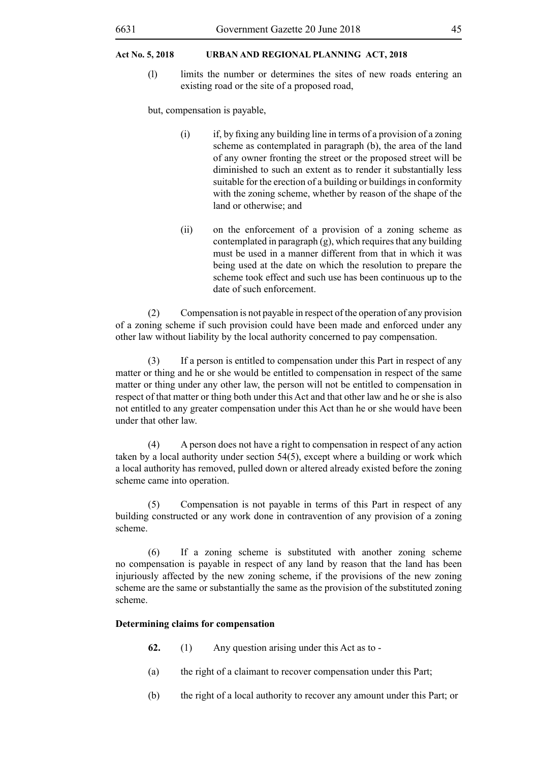(l) limits the number or determines the sites of new roads entering an existing road or the site of a proposed road,

but, compensation is payable,

(i) if, by fixing any building line in terms of a provision of a zoning scheme as contemplated in paragraph (b), the area of the land of any owner fronting the street or the proposed street will be diminished to such an extent as to render it substantially less suitable for the erection of a building or buildings in conformity with the zoning scheme, whether by reason of the shape of the land or otherwise; and

(ii) on the enforcement of a provision of a zoning scheme as contemplated in paragraph (g), which requires that any building must be used in a manner different from that in which it was being used at the date on which the resolution to prepare the scheme took effect and such use has been continuous up to the date of such enforcement.

(2) Compensation is not payable in respect of the operation of any provision of a zoning scheme if such provision could have been made and enforced under any other law without liability by the local authority concerned to pay compensation.

(3) If a person is entitled to compensation under this Part in respect of any matter or thing and he or she would be entitled to compensation in respect of the same matter or thing under any other law, the person will not be entitled to compensation in respect of that matter or thing both under this Act and that other law and he or she is also not entitled to any greater compensation under this Act than he or she would have been under that other law.

(4) A person does not have a right to compensation in respect of any action taken by a local authority under section 54(5), except where a building or work which a local authority has removed, pulled down or altered already existed before the zoning scheme came into operation.

(5) Compensation is not payable in terms of this Part in respect of any building constructed or any work done in contravention of any provision of a zoning scheme.

(6) If a zoning scheme is substituted with another zoning scheme no compensation is payable in respect of any land by reason that the land has been injuriously affected by the new zoning scheme, if the provisions of the new zoning scheme are the same or substantially the same as the provision of the substituted zoning scheme.

**Determining claims for compensation**

**62.** (1) Any question arising under this Act as to -

(a) the right of a claimant to recover compensation under this Part;

(b) the right of a local authority to recover any amount under this Part; or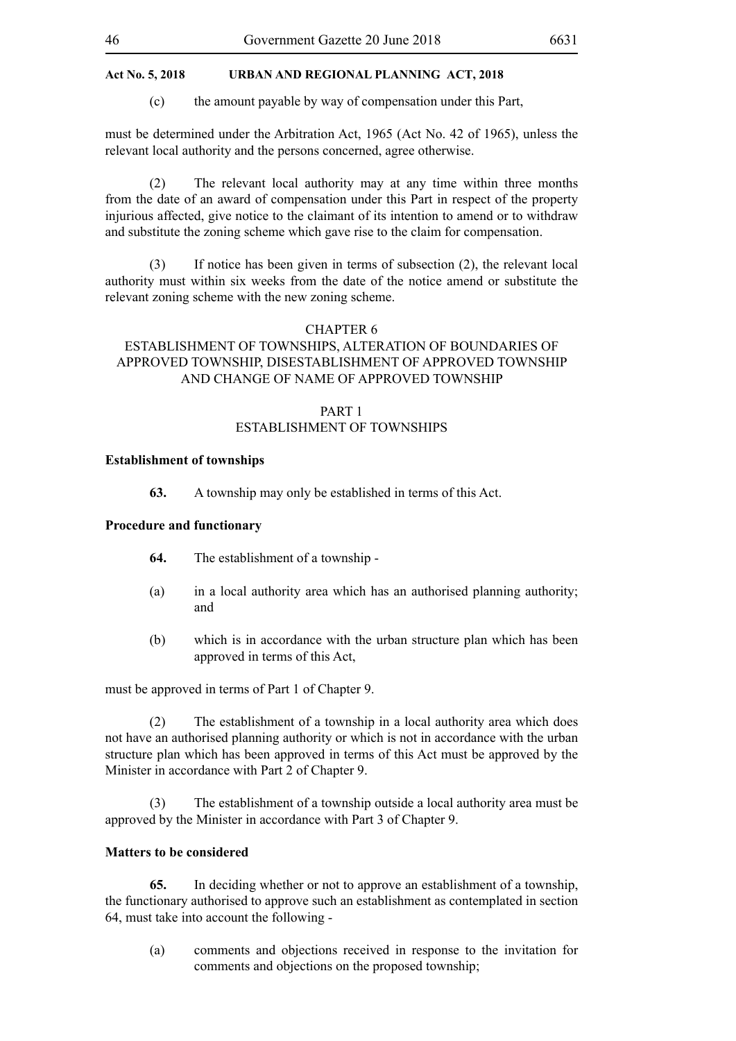(c) the amount payable by way of compensation under this Part,

must be determined under the Arbitration Act, 1965 (Act No. 42 of 1965), unless the relevant local authority and the persons concerned, agree otherwise.

(2) The relevant local authority may at any time within three months from the date of an award of compensation under this Part in respect of the property injurious affected, give notice to the claimant of its intention to amend or to withdraw and substitute the zoning scheme which gave rise to the claim for compensation.

(3) If notice has been given in terms of subsection (2), the relevant local authority must within six weeks from the date of the notice amend or substitute the relevant zoning scheme with the new zoning scheme.

## CHAPTER 6
## ESTABLISHMENT OF TOWNSHIPS, ALTERATION OF BOUNDARIES OF APPROVED TOWNSHIP, DISESTABLISHMENT OF APPROVED TOWNSHIP AND CHANGE OF NAME OF APPROVED TOWNSHIP

### PART 1
### ESTABLISHMENT OF TOWNSHIPS

**Establishment of townships**

**63.** A township may only be established in terms of this Act.

**Procedure and functionary**

**64.** The establishment of a township -

(a) in a local authority area which has an authorised planning authority; and

(b) which is in accordance with the urban structure plan which has been approved in terms of this Act,

must be approved in terms of Part 1 of Chapter 9.

(2) The establishment of a township in a local authority area which does not have an authorised planning authority or which is not in accordance with the urban structure plan which has been approved in terms of this Act must be approved by the Minister in accordance with Part 2 of Chapter 9.

(3) The establishment of a township outside a local authority area must be approved by the Minister in accordance with Part 3 of Chapter 9.

**Matters to be considered**

**65.** In deciding whether or not to approve an establishment of a township, the functionary authorised to approve such an establishment as contemplated in section 64, must take into account the following -

(a) comments and objections received in response to the invitation for comments and objections on the proposed township;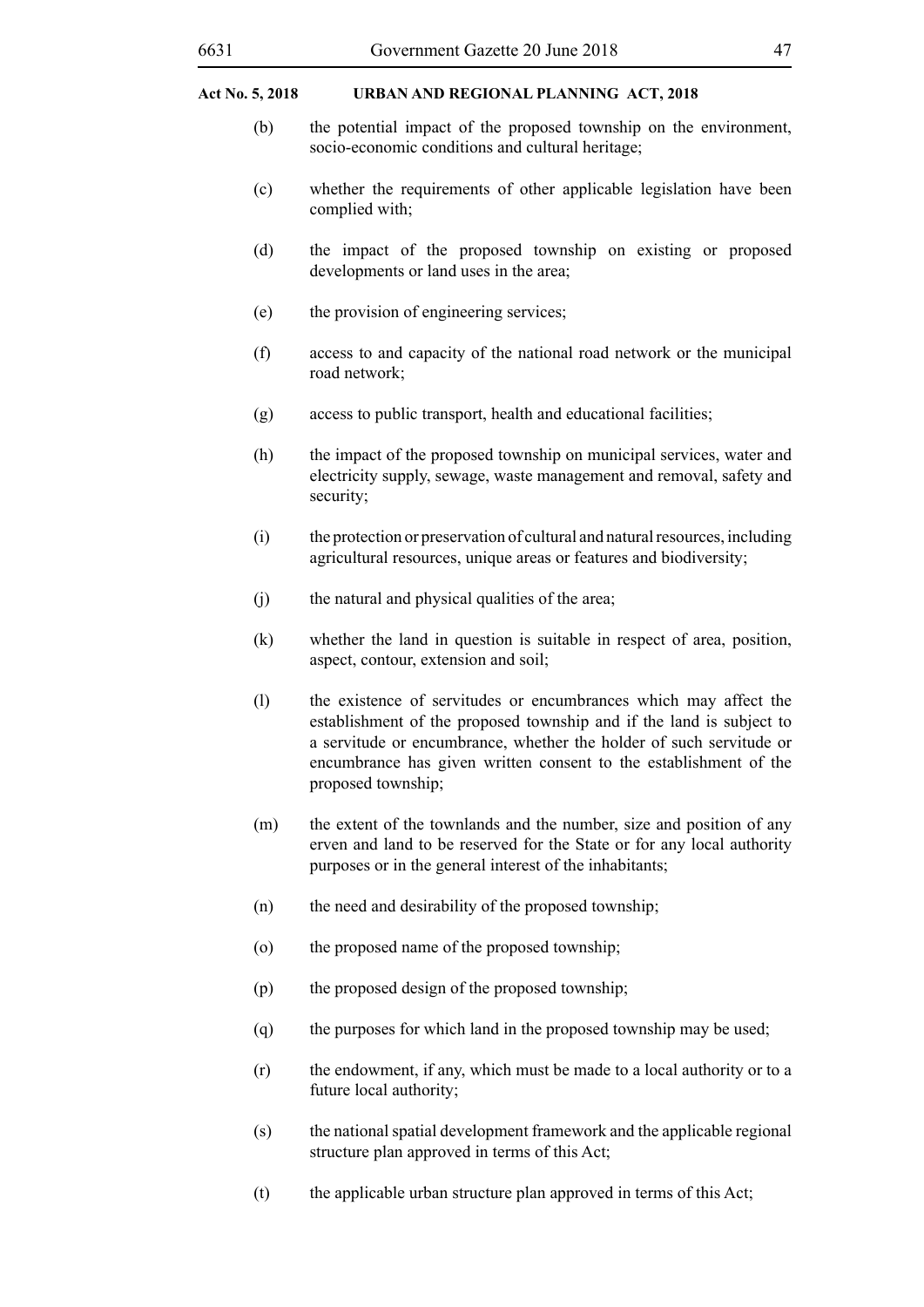(b) the potential impact of the proposed township on the environment, socio-economic conditions and cultural heritage;

(c) whether the requirements of other applicable legislation have been complied with;

(d) the impact of the proposed township on existing or proposed developments or land uses in the area;

(e) the provision of engineering services;

(f) access to and capacity of the national road network or the municipal road network;

(g) access to public transport, health and educational facilities;

(h) the impact of the proposed township on municipal services, water and electricity supply, sewage, waste management and removal, safety and security;

(i) the protection or preservation of cultural and natural resources, including agricultural resources, unique areas or features and biodiversity;

(j) the natural and physical qualities of the area;

(k) whether the land in question is suitable in respect of area, position, aspect, contour, extension and soil;

(l) the existence of servitudes or encumbrances which may affect the establishment of the proposed township and if the land is subject to a servitude or encumbrance, whether the holder of such servitude or encumbrance has given written consent to the establishment of the proposed township;

(m) the extent of the townlands and the number, size and position of any erven and land to be reserved for the State or for any local authority purposes or in the general interest of the inhabitants;

(n) the need and desirability of the proposed township;

(o) the proposed name of the proposed township;

(p) the proposed design of the proposed township;

(q) the purposes for which land in the proposed township may be used;

(r) the endowment, if any, which must be made to a local authority or to a future local authority;

(s) the national spatial development framework and the applicable regional structure plan approved in terms of this Act;

(t) the applicable urban structure plan approved in terms of this Act;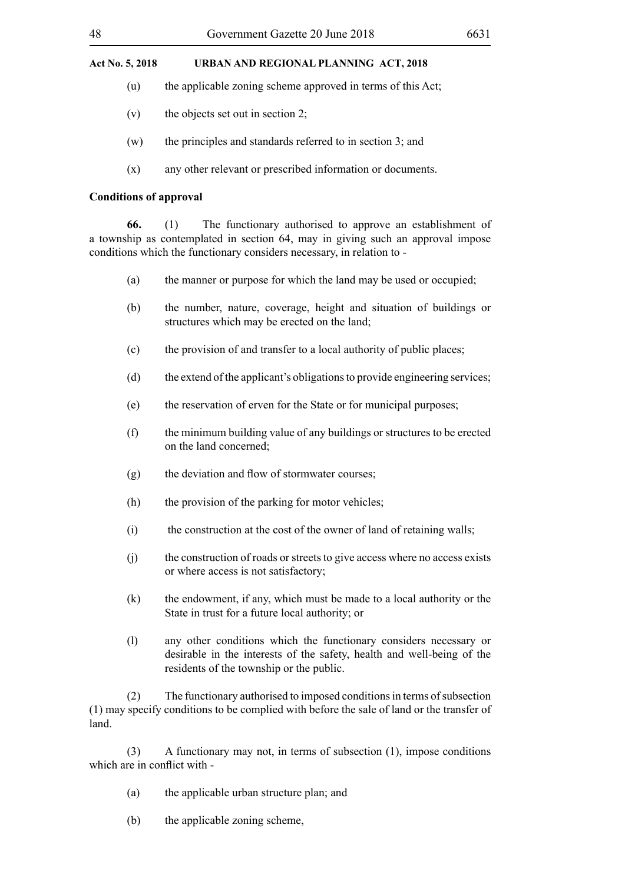(u) the applicable zoning scheme approved in terms of this Act;

(v) the objects set out in section 2;

(w) the principles and standards referred to in section 3; and

(x) any other relevant or prescribed information or documents.

**Conditions of approval**

**66.** (1) The functionary authorised to approve an establishment of a township as contemplated in section 64, may in giving such an approval impose conditions which the functionary considers necessary, in relation to -

(a) the manner or purpose for which the land may be used or occupied;

(b) the number, nature, coverage, height and situation of buildings or structures which may be erected on the land;

(c) the provision of and transfer to a local authority of public places;

(d) the extend of the applicant's obligations to provide engineering services;

(e) the reservation of erven for the State or for municipal purposes;

(f) the minimum building value of any buildings or structures to be erected on the land concerned;

(g) the deviation and flow of stormwater courses;

(h) the provision of the parking for motor vehicles;

(i) the construction at the cost of the owner of land of retaining walls;

(j) the construction of roads or streets to give access where no access exists or where access is not satisfactory;

(k) the endowment, if any, which must be made to a local authority or the State in trust for a future local authority; or

(l) any other conditions which the functionary considers necessary or desirable in the interests of the safety, health and well-being of the residents of the township or the public.

(2) The functionary authorised to imposed conditions in terms of subsection (1) may specify conditions to be complied with before the sale of land or the transfer of land.

(3) A functionary may not, in terms of subsection (1), impose conditions which are in conflict with -

(a) the applicable urban structure plan; and

(b) the applicable zoning scheme,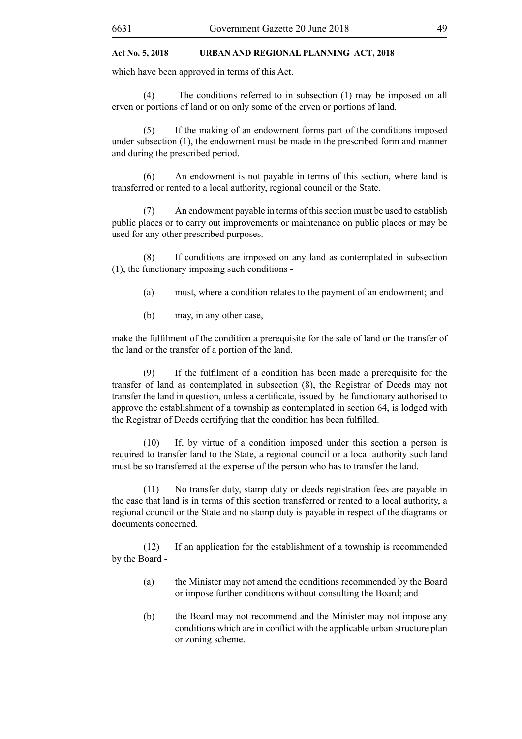which have been approved in terms of this Act.

(4) The conditions referred to in subsection (1) may be imposed on all erven or portions of land or on only some of the erven or portions of land.

(5) If the making of an endowment forms part of the conditions imposed under subsection (1), the endowment must be made in the prescribed form and manner and during the prescribed period.

(6) An endowment is not payable in terms of this section, where land is transferred or rented to a local authority, regional council or the State.

(7) An endowment payable in terms of this section must be used to establish public places or to carry out improvements or maintenance on public places or may be used for any other prescribed purposes.

(8) If conditions are imposed on any land as contemplated in subsection (1), the functionary imposing such conditions -

(a) must, where a condition relates to the payment of an endowment; and

(b) may, in any other case,

make the fulfilment of the condition a prerequisite for the sale of land or the transfer of the land or the transfer of a portion of the land.

(9) If the fulfilment of a condition has been made a prerequisite for the transfer of land as contemplated in subsection (8), the Registrar of Deeds may not transfer the land in question, unless a certificate, issued by the functionary authorised to approve the establishment of a township as contemplated in section 64, is lodged with the Registrar of Deeds certifying that the condition has been fulfilled.

(10) If, by virtue of a condition imposed under this section a person is required to transfer land to the State, a regional council or a local authority such land must be so transferred at the expense of the person who has to transfer the land.

(11) No transfer duty, stamp duty or deeds registration fees are payable in the case that land is in terms of this section transferred or rented to a local authority, a regional council or the State and no stamp duty is payable in respect of the diagrams or documents concerned.

(12) If an application for the establishment of a township is recommended by the Board -

(a) the Minister may not amend the conditions recommended by the Board or impose further conditions without consulting the Board; and

(b) the Board may not recommend and the Minister may not impose any conditions which are in conflict with the applicable urban structure plan or zoning scheme.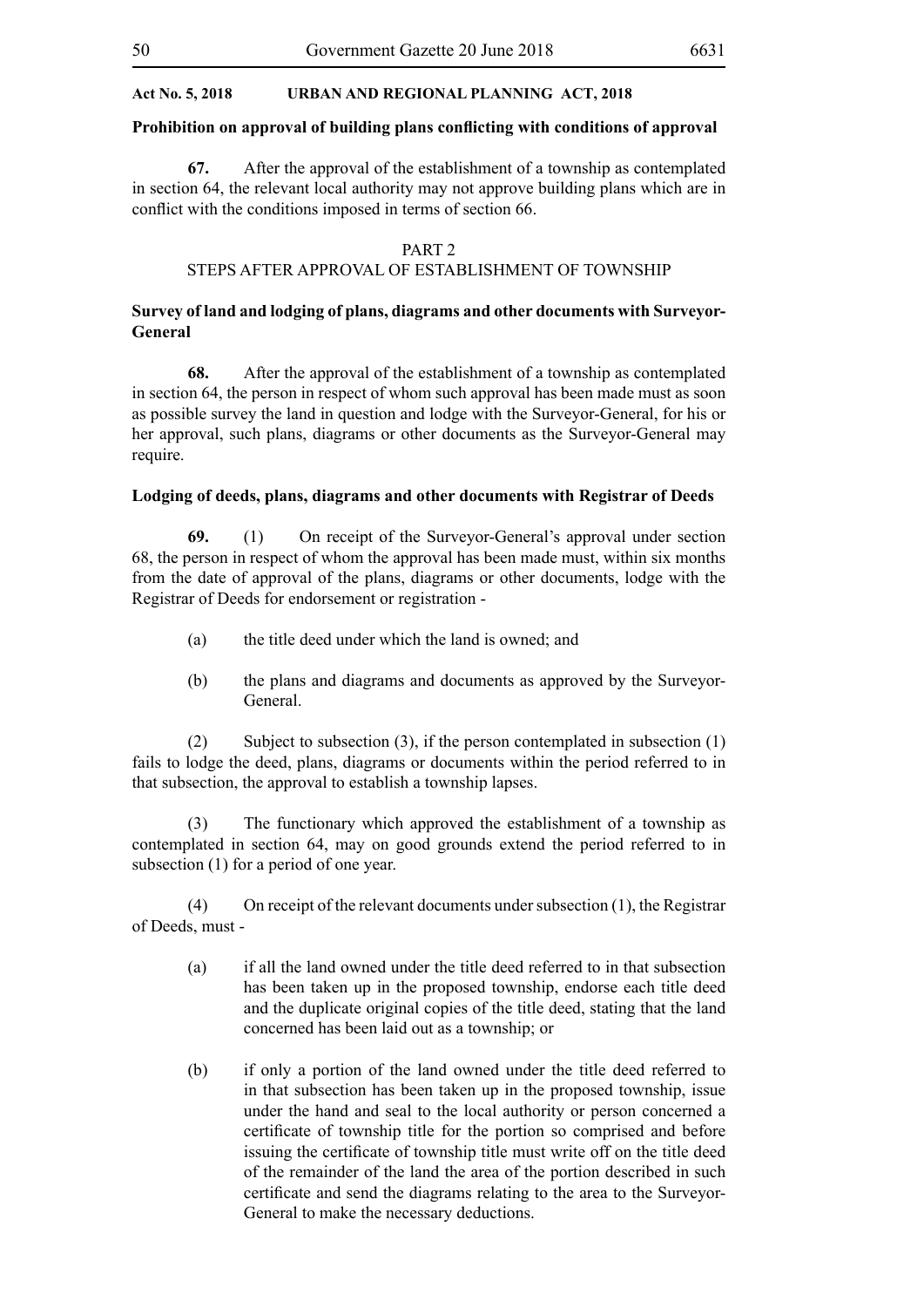**Prohibition on approval of building plans conflicting with conditions of approval**

**67.** After the approval of the establishment of a township as contemplated in section 64, the relevant local authority may not approve building plans which are in conflict with the conditions imposed in terms of section 66.

PART 2

STEPS AFTER APPROVAL OF ESTABLISHMENT OF TOWNSHIP

**Survey of land and lodging of plans, diagrams and other documents with Surveyor-General**

**68.** After the approval of the establishment of a township as contemplated in section 64, the person in respect of whom such approval has been made must as soon as possible survey the land in question and lodge with the Surveyor-General, for his or her approval, such plans, diagrams or other documents as the Surveyor-General may require.

**Lodging of deeds, plans, diagrams and other documents with Registrar of Deeds**

**69.** (1) On receipt of the Surveyor-General's approval under section 68, the person in respect of whom the approval has been made must, within six months from the date of approval of the plans, diagrams or other documents, lodge with the Registrar of Deeds for endorsement or registration -

(a) the title deed under which the land is owned; and

(b) the plans and diagrams and documents as approved by the Surveyor-General.

(2) Subject to subsection (3), if the person contemplated in subsection (1) fails to lodge the deed, plans, diagrams or documents within the period referred to in that subsection, the approval to establish a township lapses.

(3) The functionary which approved the establishment of a township as contemplated in section 64, may on good grounds extend the period referred to in subsection (1) for a period of one year.

(4) On receipt of the relevant documents under subsection (1), the Registrar of Deeds, must -

(a) if all the land owned under the title deed referred to in that subsection has been taken up in the proposed township, endorse each title deed and the duplicate original copies of the title deed, stating that the land concerned has been laid out as a township; or

(b) if only a portion of the land owned under the title deed referred to in that subsection has been taken up in the proposed township, issue under the hand and seal to the local authority or person concerned a certificate of township title for the portion so comprised and before issuing the certificate of township title must write off on the title deed of the remainder of the land the area of the portion described in such certificate and send the diagrams relating to the area to the Surveyor-General to make the necessary deductions.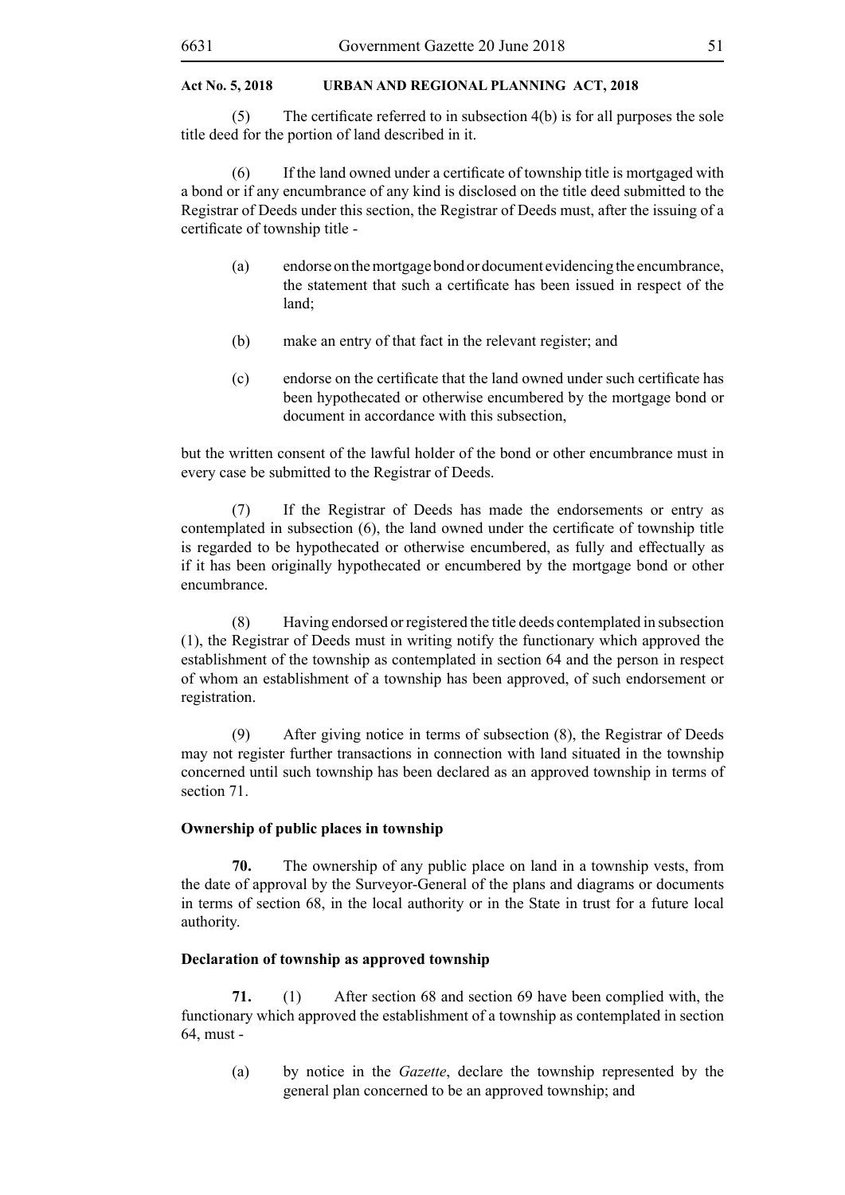(5) The certificate referred to in subsection 4(b) is for all purposes the sole title deed for the portion of land described in it.

(6) If the land owned under a certificate of township title is mortgaged with a bond or if any encumbrance of any kind is disclosed on the title deed submitted to the Registrar of Deeds under this section, the Registrar of Deeds must, after the issuing of a certificate of township title -

(a) endorse on the mortgage bond or document evidencing the encumbrance, the statement that such a certificate has been issued in respect of the land;

(b) make an entry of that fact in the relevant register; and

(c) endorse on the certificate that the land owned under such certificate has been hypothecated or otherwise encumbered by the mortgage bond or document in accordance with this subsection,

but the written consent of the lawful holder of the bond or other encumbrance must in every case be submitted to the Registrar of Deeds.

(7) If the Registrar of Deeds has made the endorsements or entry as contemplated in subsection (6), the land owned under the certificate of township title is regarded to be hypothecated or otherwise encumbered, as fully and effectually as if it has been originally hypothecated or encumbered by the mortgage bond or other encumbrance.

(8) Having endorsed or registered the title deeds contemplated in subsection (1), the Registrar of Deeds must in writing notify the functionary which approved the establishment of the township as contemplated in section 64 and the person in respect of whom an establishment of a township has been approved, of such endorsement or registration.

(9) After giving notice in terms of subsection (8), the Registrar of Deeds may not register further transactions in connection with land situated in the township concerned until such township has been declared as an approved township in terms of section 71.

**Ownership of public places in township**

**70.** The ownership of any public place on land in a township vests, from the date of approval by the Surveyor-General of the plans and diagrams or documents in terms of section 68, in the local authority or in the State in trust for a future local authority.

**Declaration of township as approved township**

**71.** (1) After section 68 and section 69 have been complied with, the functionary which approved the establishment of a township as contemplated in section 64, must -

(a) by notice in the *Gazette*, declare the township represented by the general plan concerned to be an approved township; and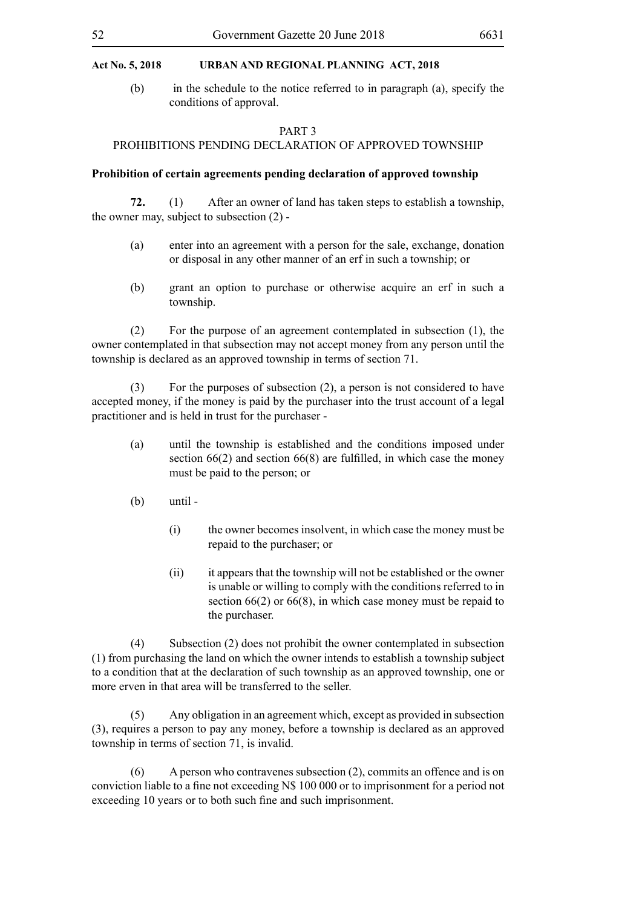(b) in the schedule to the notice referred to in paragraph (a), specify the conditions of approval.

PART 3
PROHIBITIONS PENDING DECLARATION OF APPROVED TOWNSHIP

**Prohibition of certain agreements pending declaration of approved township**

**72.** (1) After an owner of land has taken steps to establish a township, the owner may, subject to subsection (2) -

(a) enter into an agreement with a person for the sale, exchange, donation or disposal in any other manner of an erf in such a township; or

(b) grant an option to purchase or otherwise acquire an erf in such a township.

(2) For the purpose of an agreement contemplated in subsection (1), the owner contemplated in that subsection may not accept money from any person until the township is declared as an approved township in terms of section 71.

(3) For the purposes of subsection (2), a person is not considered to have accepted money, if the money is paid by the purchaser into the trust account of a legal practitioner and is held in trust for the purchaser -

(a) until the township is established and the conditions imposed under section 66(2) and section 66(8) are fulfilled, in which case the money must be paid to the person; or

(b) until -

(i) the owner becomes insolvent, in which case the money must be repaid to the purchaser; or

(ii) it appears that the township will not be established or the owner is unable or willing to comply with the conditions referred to in section 66(2) or 66(8), in which case money must be repaid to the purchaser.

(4) Subsection (2) does not prohibit the owner contemplated in subsection (1) from purchasing the land on which the owner intends to establish a township subject to a condition that at the declaration of such township as an approved township, one or more erven in that area will be transferred to the seller.

(5) Any obligation in an agreement which, except as provided in subsection (3), requires a person to pay any money, before a township is declared as an approved township in terms of section 71, is invalid.

(6) A person who contravenes subsection (2), commits an offence and is on conviction liable to a fine not exceeding N$ 100 000 or to imprisonment for a period not exceeding 10 years or to both such fine and such imprisonment.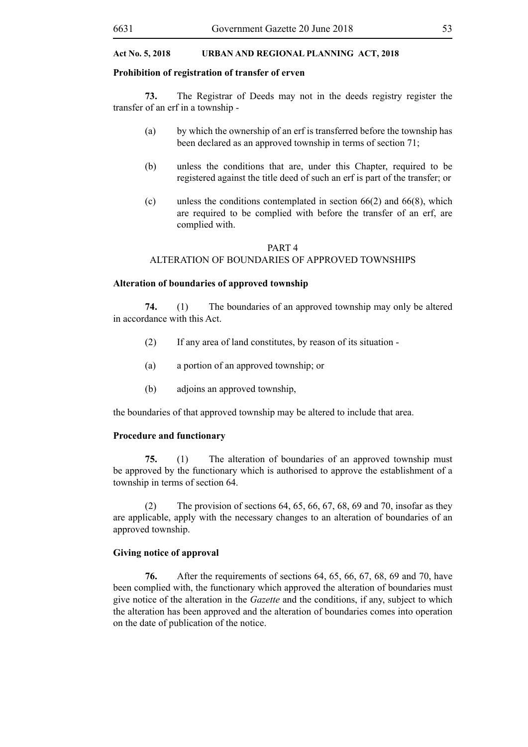**Prohibition of registration of transfer of erven**

**73.** The Registrar of Deeds may not in the deeds registry register the transfer of an erf in a township -

(a) by which the ownership of an erf is transferred before the township has been declared as an approved township in terms of section 71;

(b) unless the conditions that are, under this Chapter, required to be registered against the title deed of such an erf is part of the transfer; or

(c) unless the conditions contemplated in section 66(2) and 66(8), which are required to be complied with before the transfer of an erf, are complied with.

PART 4

ALTERATION OF BOUNDARIES OF APPROVED TOWNSHIPS

**Alteration of boundaries of approved township**

**74.** (1) The boundaries of an approved township may only be altered in accordance with this Act.

(2) If any area of land constitutes, by reason of its situation -

(a) a portion of an approved township; or

(b) adjoins an approved township,

the boundaries of that approved township may be altered to include that area.

**Procedure and functionary**

**75.** (1) The alteration of boundaries of an approved township must be approved by the functionary which is authorised to approve the establishment of a township in terms of section 64.

(2) The provision of sections 64, 65, 66, 67, 68, 69 and 70, insofar as they are applicable, apply with the necessary changes to an alteration of boundaries of an approved township.

**Giving notice of approval**

**76.** After the requirements of sections 64, 65, 66, 67, 68, 69 and 70, have been complied with, the functionary which approved the alteration of boundaries must give notice of the alteration in the *Gazette* and the conditions, if any, subject to which the alteration has been approved and the alteration of boundaries comes into operation on the date of publication of the notice.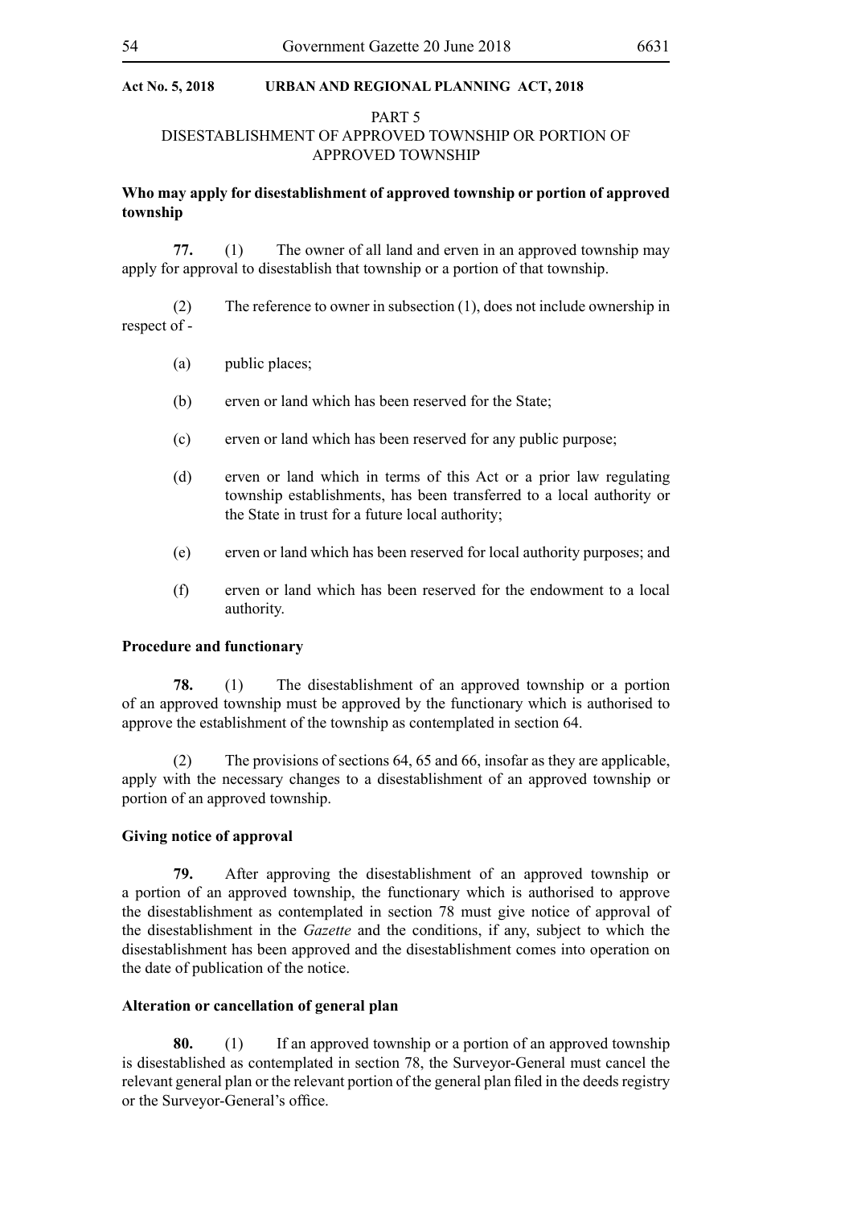PART 5
DISESTABLISHMENT OF APPROVED TOWNSHIP OR PORTION OF APPROVED TOWNSHIP

**Who may apply for disestablishment of approved township or portion of approved township**

**77.** (1) The owner of all land and erven in an approved township may apply for approval to disestablish that township or a portion of that township.

(2) The reference to owner in subsection (1), does not include ownership in respect of -

(a) public places;

(b) erven or land which has been reserved for the State;

(c) erven or land which has been reserved for any public purpose;

(d) erven or land which in terms of this Act or a prior law regulating township establishments, has been transferred to a local authority or the State in trust for a future local authority;

(e) erven or land which has been reserved for local authority purposes; and

(f) erven or land which has been reserved for the endowment to a local authority.

**Procedure and functionary**

**78.** (1) The disestablishment of an approved township or a portion of an approved township must be approved by the functionary which is authorised to approve the establishment of the township as contemplated in section 64.

(2) The provisions of sections 64, 65 and 66, insofar as they are applicable, apply with the necessary changes to a disestablishment of an approved township or portion of an approved township.

**Giving notice of approval**

**79.** After approving the disestablishment of an approved township or a portion of an approved township, the functionary which is authorised to approve the disestablishment as contemplated in section 78 must give notice of approval of the disestablishment in the *Gazette* and the conditions, if any, subject to which the disestablishment has been approved and the disestablishment comes into operation on the date of publication of the notice.

**Alteration or cancellation of general plan**

**80.** (1) If an approved township or a portion of an approved township is disestablished as contemplated in section 78, the Surveyor-General must cancel the relevant general plan or the relevant portion of the general plan filed in the deeds registry or the Surveyor-General's office.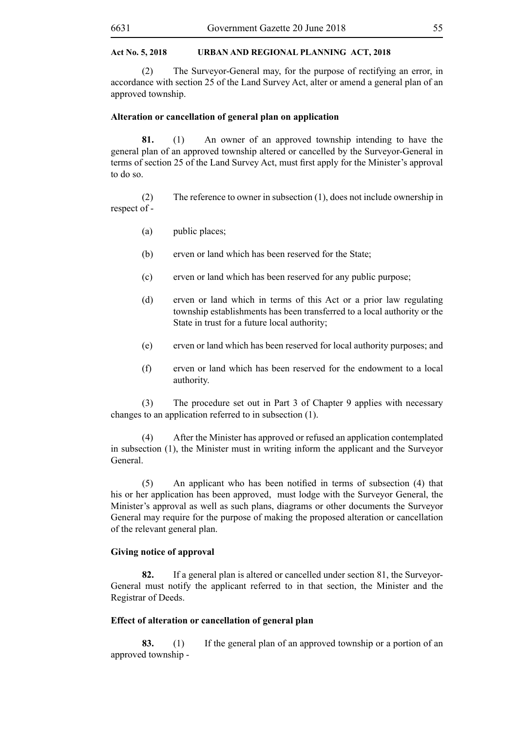(2) The Surveyor-General may, for the purpose of rectifying an error, in accordance with section 25 of the Land Survey Act, alter or amend a general plan of an approved township.

**Alteration or cancellation of general plan on application**

**81.** (1) An owner of an approved township intending to have the general plan of an approved township altered or cancelled by the Surveyor-General in terms of section 25 of the Land Survey Act, must first apply for the Minister's approval to do so.

(2) The reference to owner in subsection (1), does not include ownership in respect of -

(a) public places;

(b) erven or land which has been reserved for the State;

(c) erven or land which has been reserved for any public purpose;

(d) erven or land which in terms of this Act or a prior law regulating township establishments has been transferred to a local authority or the State in trust for a future local authority;

(e) erven or land which has been reserved for local authority purposes; and

(f) erven or land which has been reserved for the endowment to a local authority.

(3) The procedure set out in Part 3 of Chapter 9 applies with necessary changes to an application referred to in subsection (1).

(4) After the Minister has approved or refused an application contemplated in subsection (1), the Minister must in writing inform the applicant and the Surveyor General.

(5) An applicant who has been notified in terms of subsection (4) that his or her application has been approved, must lodge with the Surveyor General, the Minister's approval as well as such plans, diagrams or other documents the Surveyor General may require for the purpose of making the proposed alteration or cancellation of the relevant general plan.

**Giving notice of approval**

**82.** If a general plan is altered or cancelled under section 81, the Surveyor-General must notify the applicant referred to in that section, the Minister and the Registrar of Deeds.

**Effect of alteration or cancellation of general plan**

**83.** (1) If the general plan of an approved township or a portion of an approved township -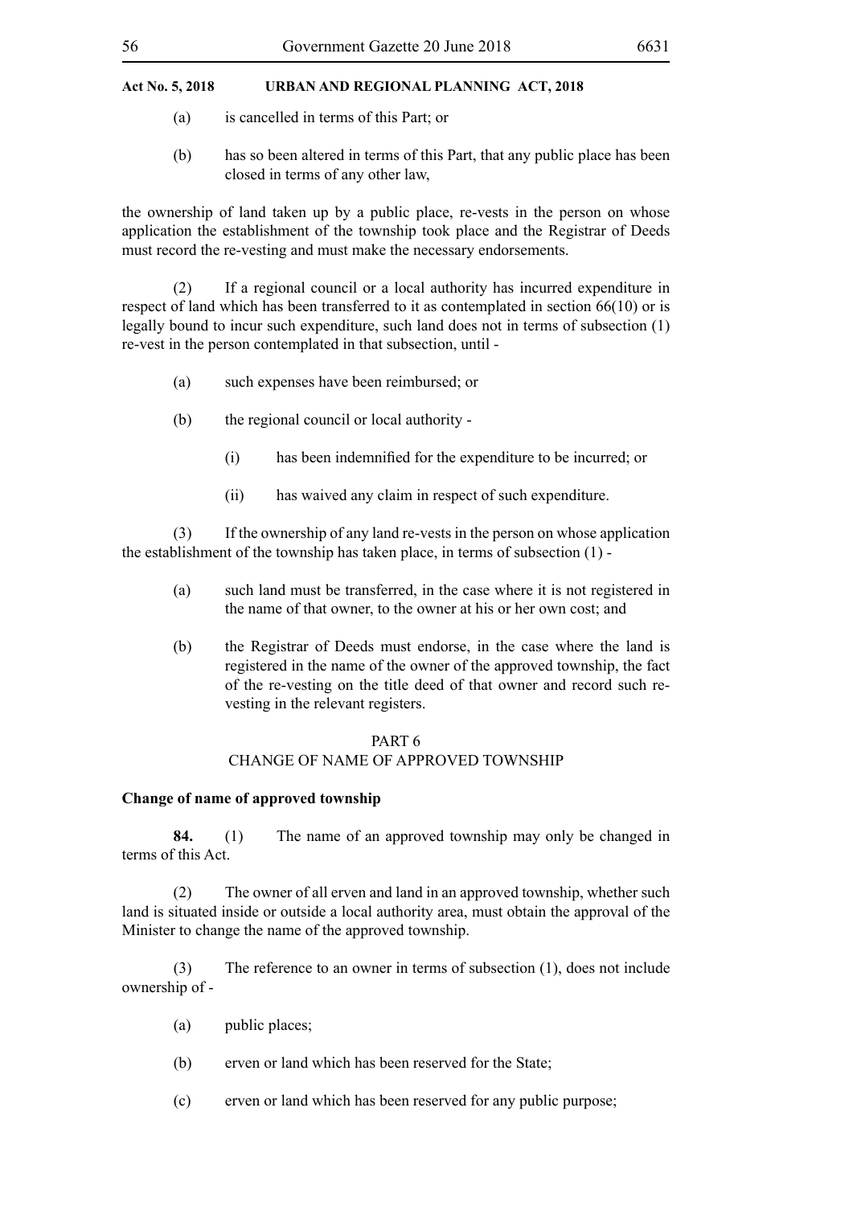(a) is cancelled in terms of this Part; or

(b) has so been altered in terms of this Part, that any public place has been closed in terms of any other law,

the ownership of land taken up by a public place, re-vests in the person on whose application the establishment of the township took place and the Registrar of Deeds must record the re-vesting and must make the necessary endorsements.

(2) If a regional council or a local authority has incurred expenditure in respect of land which has been transferred to it as contemplated in section 66(10) or is legally bound to incur such expenditure, such land does not in terms of subsection (1) re-vest in the person contemplated in that subsection, until -

(a) such expenses have been reimbursed; or

(b) the regional council or local authority -

(i) has been indemnified for the expenditure to be incurred; or

(ii) has waived any claim in respect of such expenditure.

(3) If the ownership of any land re-vests in the person on whose application the establishment of the township has taken place, in terms of subsection (1) -

(a) such land must be transferred, in the case where it is not registered in the name of that owner, to the owner at his or her own cost; and

(b) the Registrar of Deeds must endorse, in the case where the land is registered in the name of the owner of the approved township, the fact of the re-vesting on the title deed of that owner and record such re-vesting in the relevant registers.

## PART 6
## CHANGE OF NAME OF APPROVED TOWNSHIP

**Change of name of approved township**

**84.** (1) The name of an approved township may only be changed in terms of this Act.

(2) The owner of all erven and land in an approved township, whether such land is situated inside or outside a local authority area, must obtain the approval of the Minister to change the name of the approved township.

(3) The reference to an owner in terms of subsection (1), does not include ownership of -

(a) public places;

(b) erven or land which has been reserved for the State;

(c) erven or land which has been reserved for any public purpose;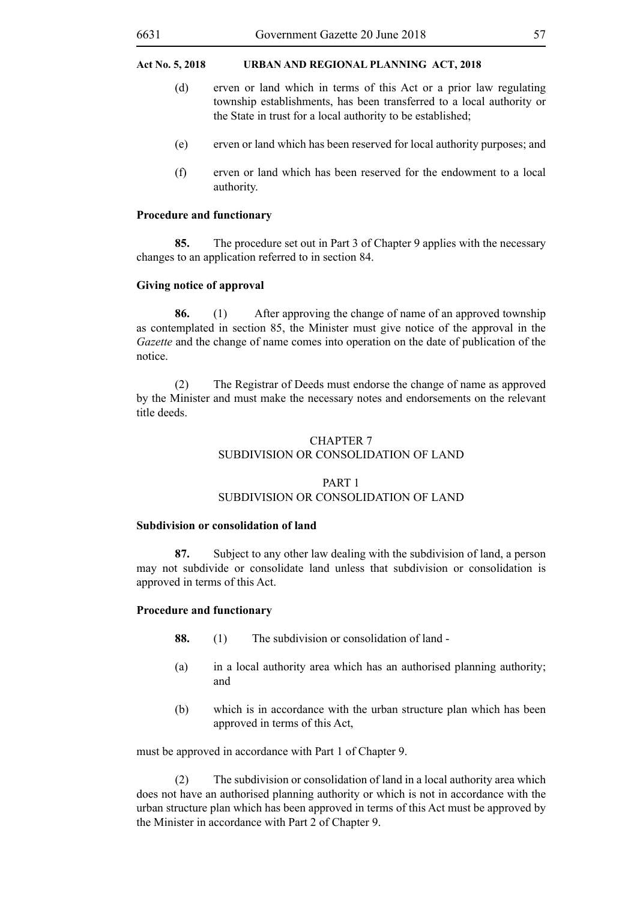(d) erven or land which in terms of this Act or a prior law regulating township establishments, has been transferred to a local authority or the State in trust for a local authority to be established;

(e) erven or land which has been reserved for local authority purposes; and

(f) erven or land which has been reserved for the endowment to a local authority.

**Procedure and functionary**

**85.** The procedure set out in Part 3 of Chapter 9 applies with the necessary changes to an application referred to in section 84.

**Giving notice of approval**

**86.** (1) After approving the change of name of an approved township as contemplated in section 85, the Minister must give notice of the approval in the *Gazette* and the change of name comes into operation on the date of publication of the notice.

(2) The Registrar of Deeds must endorse the change of name as approved by the Minister and must make the necessary notes and endorsements on the relevant title deeds.

## CHAPTER 7
## SUBDIVISION OR CONSOLIDATION OF LAND

## PART 1
## SUBDIVISION OR CONSOLIDATION OF LAND

**Subdivision or consolidation of land**

**87.** Subject to any other law dealing with the subdivision of land, a person may not subdivide or consolidate land unless that subdivision or consolidation is approved in terms of this Act.

**Procedure and functionary**

**88.** (1) The subdivision or consolidation of land -

(a) in a local authority area which has an authorised planning authority; and

(b) which is in accordance with the urban structure plan which has been approved in terms of this Act,

must be approved in accordance with Part 1 of Chapter 9.

(2) The subdivision or consolidation of land in a local authority area which does not have an authorised planning authority or which is not in accordance with the urban structure plan which has been approved in terms of this Act must be approved by the Minister in accordance with Part 2 of Chapter 9.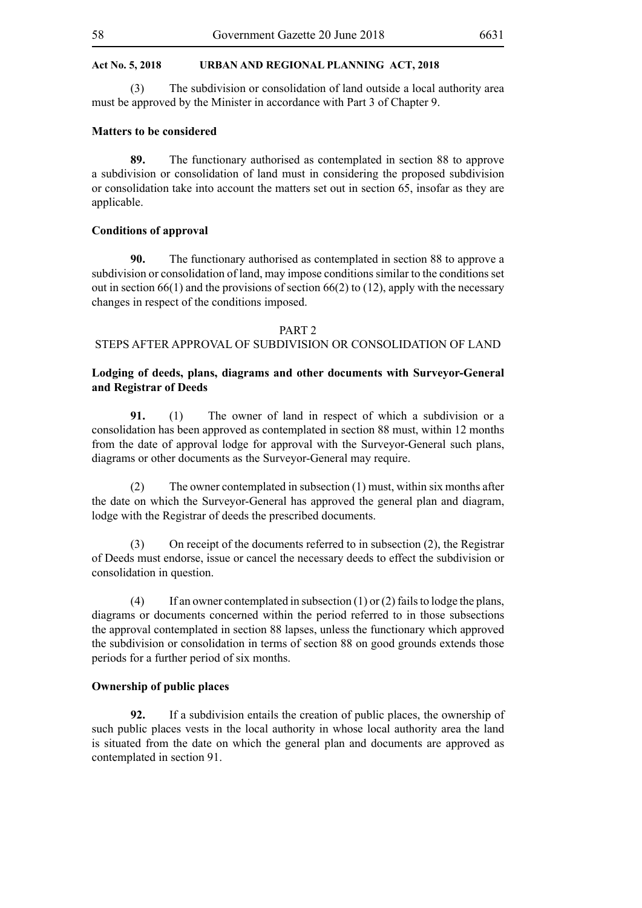(3) The subdivision or consolidation of land outside a local authority area must be approved by the Minister in accordance with Part 3 of Chapter 9.

**Matters to be considered**

**89.** The functionary authorised as contemplated in section 88 to approve a subdivision or consolidation of land must in considering the proposed subdivision or consolidation take into account the matters set out in section 65, insofar as they are applicable.

**Conditions of approval**

**90.** The functionary authorised as contemplated in section 88 to approve a subdivision or consolidation of land, may impose conditions similar to the conditions set out in section 66(1) and the provisions of section 66(2) to (12), apply with the necessary changes in respect of the conditions imposed.

## PART 2
## STEPS AFTER APPROVAL OF SUBDIVISION OR CONSOLIDATION OF LAND

**Lodging of deeds, plans, diagrams and other documents with Surveyor-General and Registrar of Deeds**

**91.** (1) The owner of land in respect of which a subdivision or a consolidation has been approved as contemplated in section 88 must, within 12 months from the date of approval lodge for approval with the Surveyor-General such plans, diagrams or other documents as the Surveyor-General may require.

(2) The owner contemplated in subsection (1) must, within six months after the date on which the Surveyor-General has approved the general plan and diagram, lodge with the Registrar of deeds the prescribed documents.

(3) On receipt of the documents referred to in subsection (2), the Registrar of Deeds must endorse, issue or cancel the necessary deeds to effect the subdivision or consolidation in question.

(4) If an owner contemplated in subsection (1) or (2) fails to lodge the plans, diagrams or documents concerned within the period referred to in those subsections the approval contemplated in section 88 lapses, unless the functionary which approved the subdivision or consolidation in terms of section 88 on good grounds extends those periods for a further period of six months.

**Ownership of public places**

**92.** If a subdivision entails the creation of public places, the ownership of such public places vests in the local authority in whose local authority area the land is situated from the date on which the general plan and documents are approved as contemplated in section 91.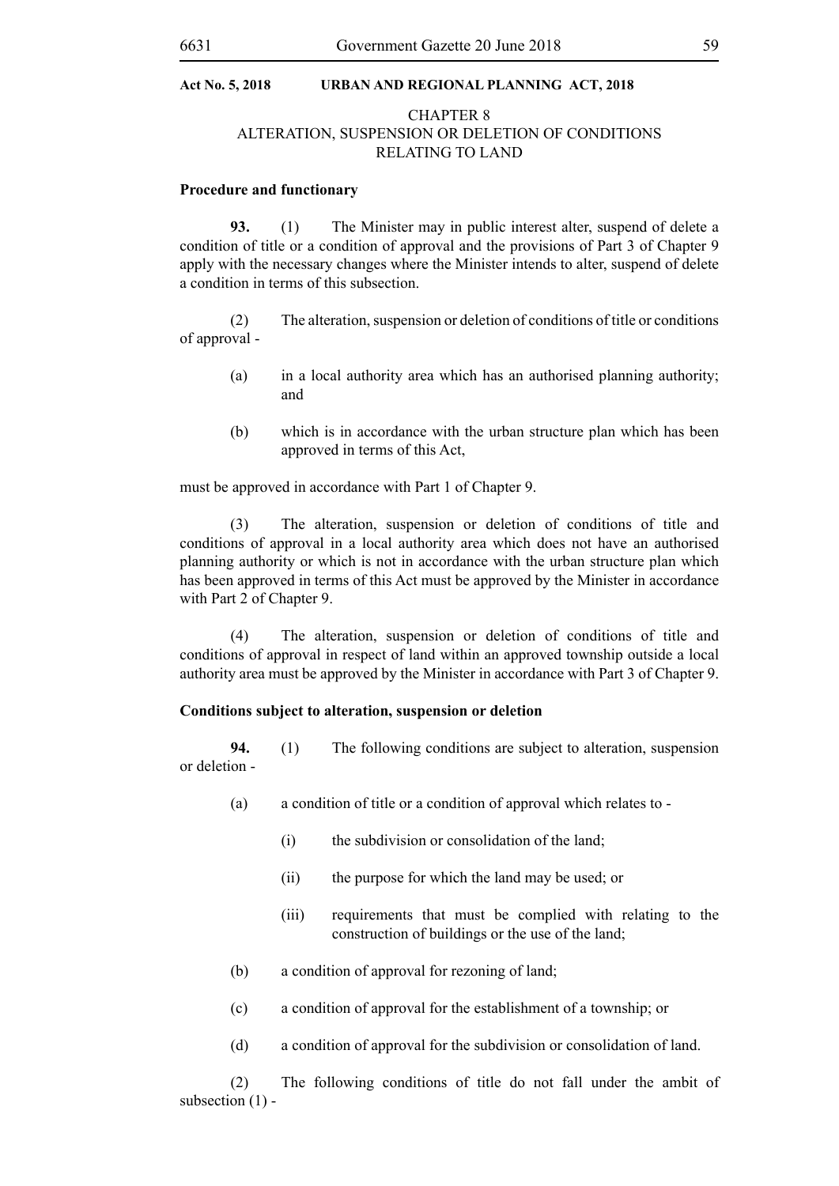## CHAPTER 8
## ALTERATION, SUSPENSION OR DELETION OF CONDITIONS RELATING TO LAND

**Procedure and functionary**

**93.** (1) The Minister may in public interest alter, suspend of delete a condition of title or a condition of approval and the provisions of Part 3 of Chapter 9 apply with the necessary changes where the Minister intends to alter, suspend of delete a condition in terms of this subsection.

(2) The alteration, suspension or deletion of conditions of title or conditions of approval -

(a) in a local authority area which has an authorised planning authority; and

(b) which is in accordance with the urban structure plan which has been approved in terms of this Act,

must be approved in accordance with Part 1 of Chapter 9.

(3) The alteration, suspension or deletion of conditions of title and conditions of approval in a local authority area which does not have an authorised planning authority or which is not in accordance with the urban structure plan which has been approved in terms of this Act must be approved by the Minister in accordance with Part 2 of Chapter 9.

(4) The alteration, suspension or deletion of conditions of title and conditions of approval in respect of land within an approved township outside a local authority area must be approved by the Minister in accordance with Part 3 of Chapter 9.

**Conditions subject to alteration, suspension or deletion**

**94.** (1) The following conditions are subject to alteration, suspension or deletion -

(a) a condition of title or a condition of approval which relates to -

(i) the subdivision or consolidation of the land;

(ii) the purpose for which the land may be used; or

(iii) requirements that must be complied with relating to the construction of buildings or the use of the land;

(b) a condition of approval for rezoning of land;

(c) a condition of approval for the establishment of a township; or

(d) a condition of approval for the subdivision or consolidation of land.

(2) The following conditions of title do not fall under the ambit of subsection (1) -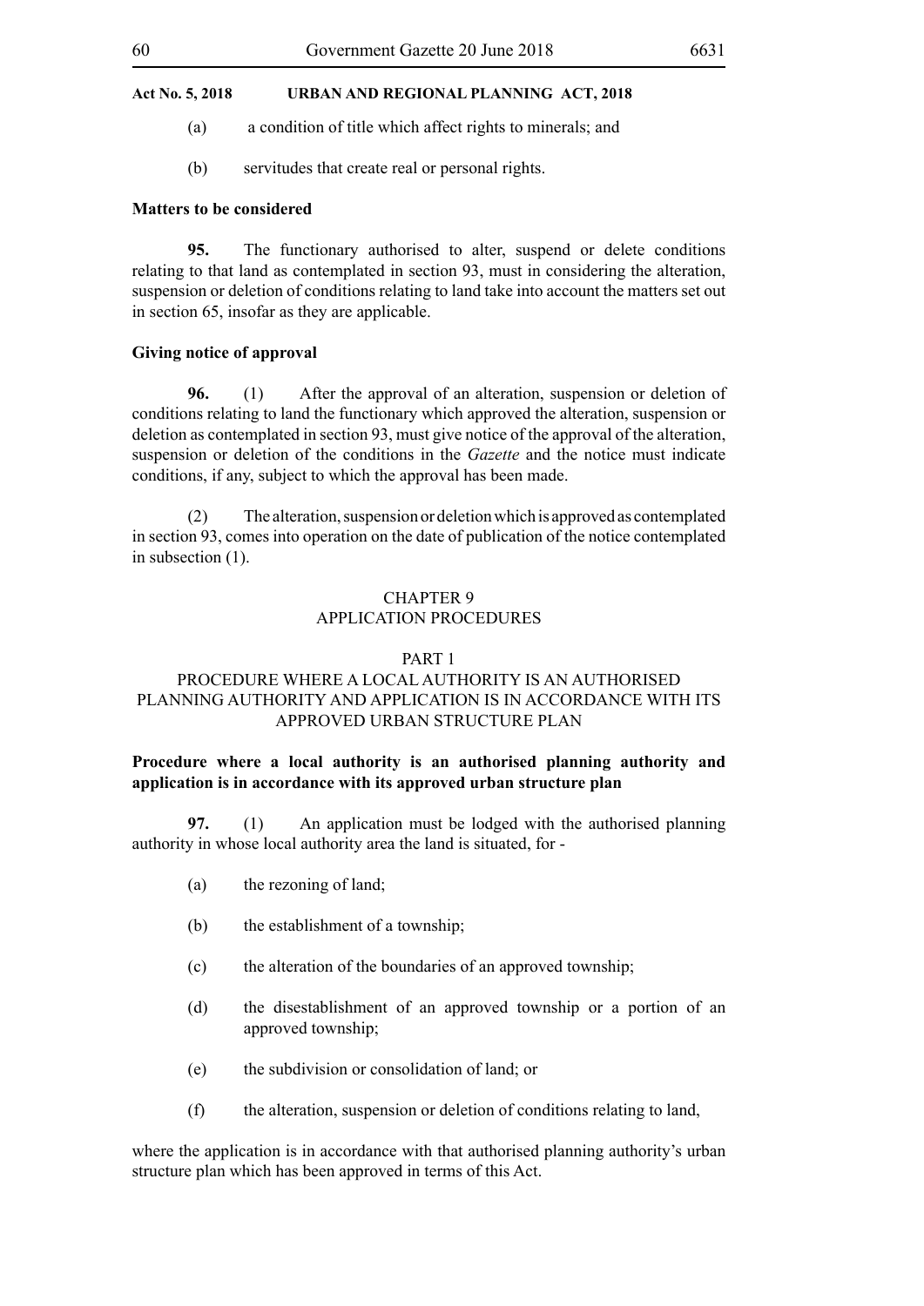(a) a condition of title which affect rights to minerals; and

(b) servitudes that create real or personal rights.

**Matters to be considered**

**95.** The functionary authorised to alter, suspend or delete conditions relating to that land as contemplated in section 93, must in considering the alteration, suspension or deletion of conditions relating to land take into account the matters set out in section 65, insofar as they are applicable.

**Giving notice of approval**

**96.** (1) After the approval of an alteration, suspension or deletion of conditions relating to land the functionary which approved the alteration, suspension or deletion as contemplated in section 93, must give notice of the approval of the alteration, suspension or deletion of the conditions in the *Gazette* and the notice must indicate conditions, if any, subject to which the approval has been made.

(2) The alteration, suspension or deletion which is approved as contemplated in section 93, comes into operation on the date of publication of the notice contemplated in subsection (1).

## CHAPTER 9
## APPLICATION PROCEDURES

### PART 1
### PROCEDURE WHERE A LOCAL AUTHORITY IS AN AUTHORISED PLANNING AUTHORITY AND APPLICATION IS IN ACCORDANCE WITH ITS APPROVED URBAN STRUCTURE PLAN

**Procedure where a local authority is an authorised planning authority and application is in accordance with its approved urban structure plan**

**97.** (1) An application must be lodged with the authorised planning authority in whose local authority area the land is situated, for -

(a) the rezoning of land;

(b) the establishment of a township;

(c) the alteration of the boundaries of an approved township;

(d) the disestablishment of an approved township or a portion of an approved township;

(e) the subdivision or consolidation of land; or

(f) the alteration, suspension or deletion of conditions relating to land,

where the application is in accordance with that authorised planning authority's urban structure plan which has been approved in terms of this Act.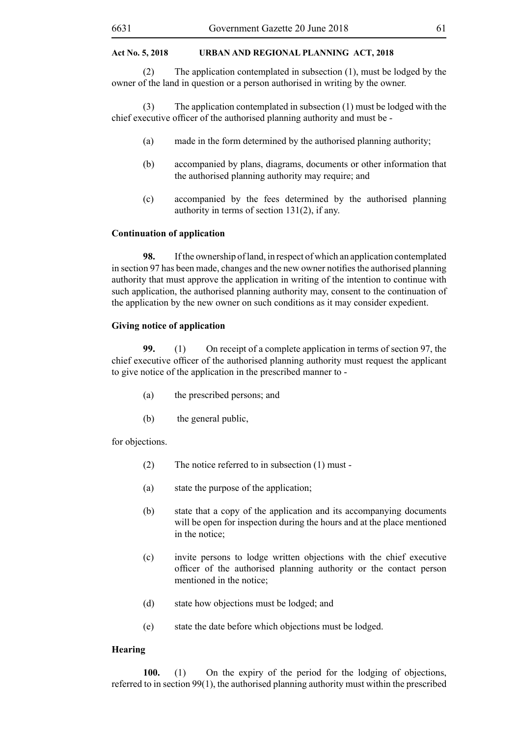(2) The application contemplated in subsection (1), must be lodged by the owner of the land in question or a person authorised in writing by the owner.

(3) The application contemplated in subsection (1) must be lodged with the chief executive officer of the authorised planning authority and must be -

(a) made in the form determined by the authorised planning authority;

(b) accompanied by plans, diagrams, documents or other information that the authorised planning authority may require; and

(c) accompanied by the fees determined by the authorised planning authority in terms of section 131(2), if any.

**Continuation of application**

**98.** If the ownership of land, in respect of which an application contemplated in section 97 has been made, changes and the new owner notifies the authorised planning authority that must approve the application in writing of the intention to continue with such application, the authorised planning authority may, consent to the continuation of the application by the new owner on such conditions as it may consider expedient.

**Giving notice of application**

**99.** (1) On receipt of a complete application in terms of section 97, the chief executive officer of the authorised planning authority must request the applicant to give notice of the application in the prescribed manner to -

(a) the prescribed persons; and

(b) the general public,

for objections.

(2) The notice referred to in subsection (1) must -

(a) state the purpose of the application;

(b) state that a copy of the application and its accompanying documents will be open for inspection during the hours and at the place mentioned in the notice;

(c) invite persons to lodge written objections with the chief executive officer of the authorised planning authority or the contact person mentioned in the notice;

(d) state how objections must be lodged; and

(e) state the date before which objections must be lodged.

**Hearing**

**100.** (1) On the expiry of the period for the lodging of objections, referred to in section 99(1), the authorised planning authority must within the prescribed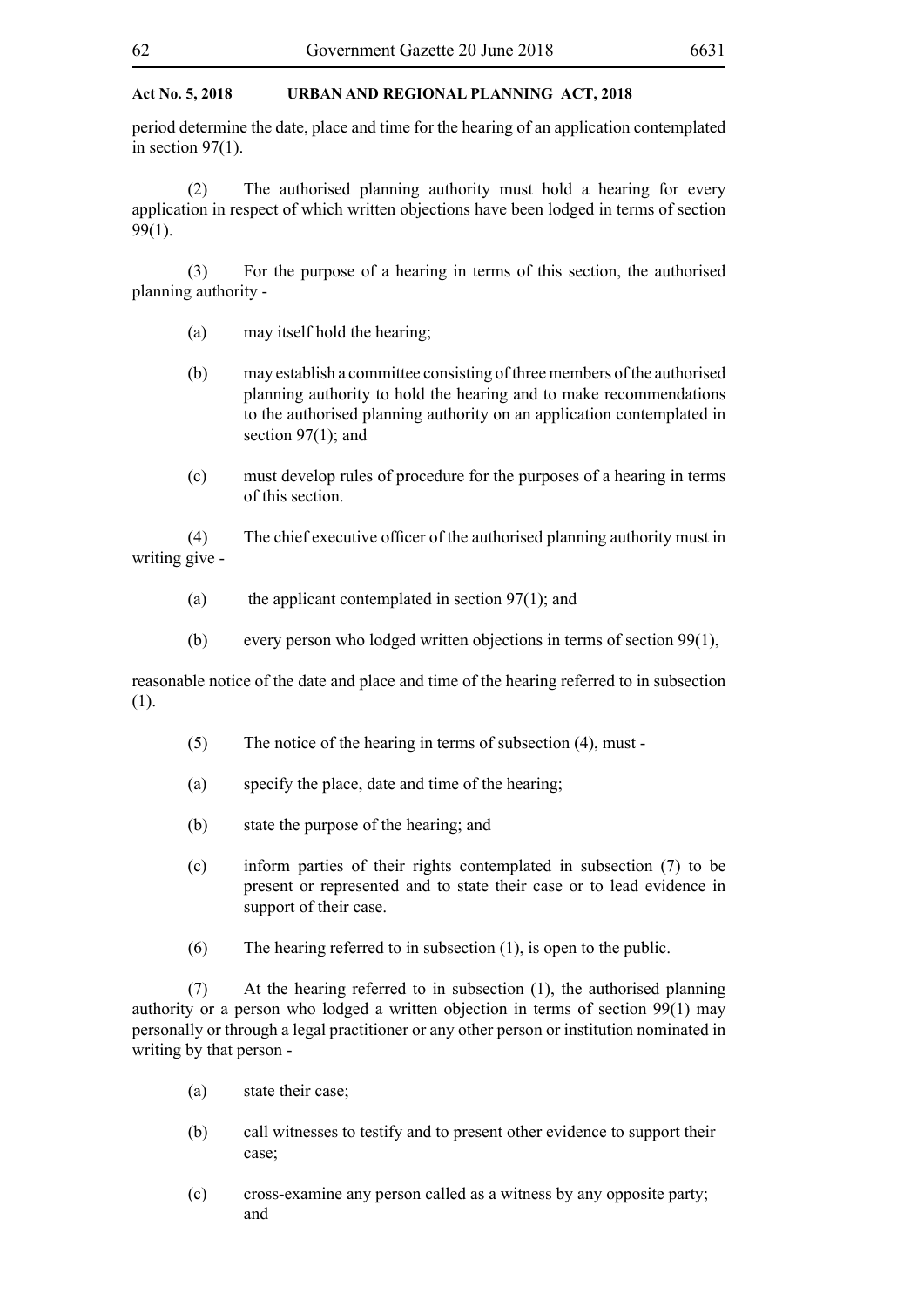period determine the date, place and time for the hearing of an application contemplated in section 97(1).

(2) The authorised planning authority must hold a hearing for every application in respect of which written objections have been lodged in terms of section 99(1).

(3) For the purpose of a hearing in terms of this section, the authorised planning authority -

(a) may itself hold the hearing;

(b) may establish a committee consisting of three members of the authorised planning authority to hold the hearing and to make recommendations to the authorised planning authority on an application contemplated in section 97(1); and

(c) must develop rules of procedure for the purposes of a hearing in terms of this section.

(4) The chief executive officer of the authorised planning authority must in writing give -

(a) the applicant contemplated in section 97(1); and

(b) every person who lodged written objections in terms of section 99(1),

reasonable notice of the date and place and time of the hearing referred to in subsection (1).

(5) The notice of the hearing in terms of subsection (4), must -

(a) specify the place, date and time of the hearing;

(b) state the purpose of the hearing; and

(c) inform parties of their rights contemplated in subsection (7) to be present or represented and to state their case or to lead evidence in support of their case.

(6) The hearing referred to in subsection (1), is open to the public.

(7) At the hearing referred to in subsection (1), the authorised planning authority or a person who lodged a written objection in terms of section 99(1) may personally or through a legal practitioner or any other person or institution nominated in writing by that person -

(a) state their case;

(b) call witnesses to testify and to present other evidence to support their case;

(c) cross-examine any person called as a witness by any opposite party; and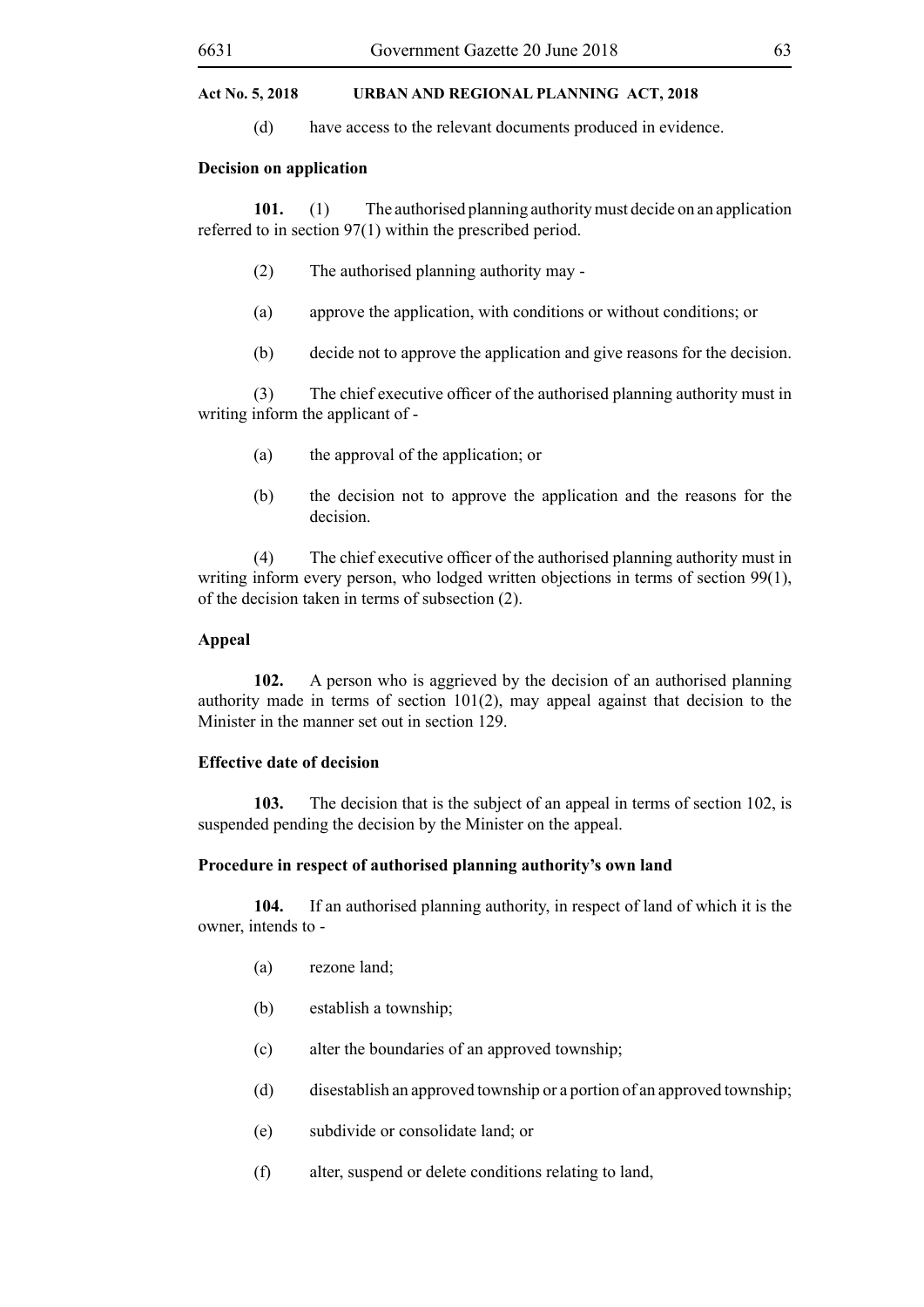(d) have access to the relevant documents produced in evidence.

**Decision on application**

**101.** (1) The authorised planning authority must decide on an application referred to in section 97(1) within the prescribed period.

(2) The authorised planning authority may -

(a) approve the application, with conditions or without conditions; or

(b) decide not to approve the application and give reasons for the decision.

(3) The chief executive officer of the authorised planning authority must in writing inform the applicant of -

(a) the approval of the application; or

(b) the decision not to approve the application and the reasons for the decision.

(4) The chief executive officer of the authorised planning authority must in writing inform every person, who lodged written objections in terms of section 99(1), of the decision taken in terms of subsection (2).

**Appeal**

**102.** A person who is aggrieved by the decision of an authorised planning authority made in terms of section 101(2), may appeal against that decision to the Minister in the manner set out in section 129.

**Effective date of decision**

**103.** The decision that is the subject of an appeal in terms of section 102, is suspended pending the decision by the Minister on the appeal.

**Procedure in respect of authorised planning authority's own land**

**104.** If an authorised planning authority, in respect of land of which it is the owner, intends to -

(a) rezone land;

(b) establish a township;

(c) alter the boundaries of an approved township;

(d) disestablish an approved township or a portion of an approved township;

(e) subdivide or consolidate land; or

(f) alter, suspend or delete conditions relating to land,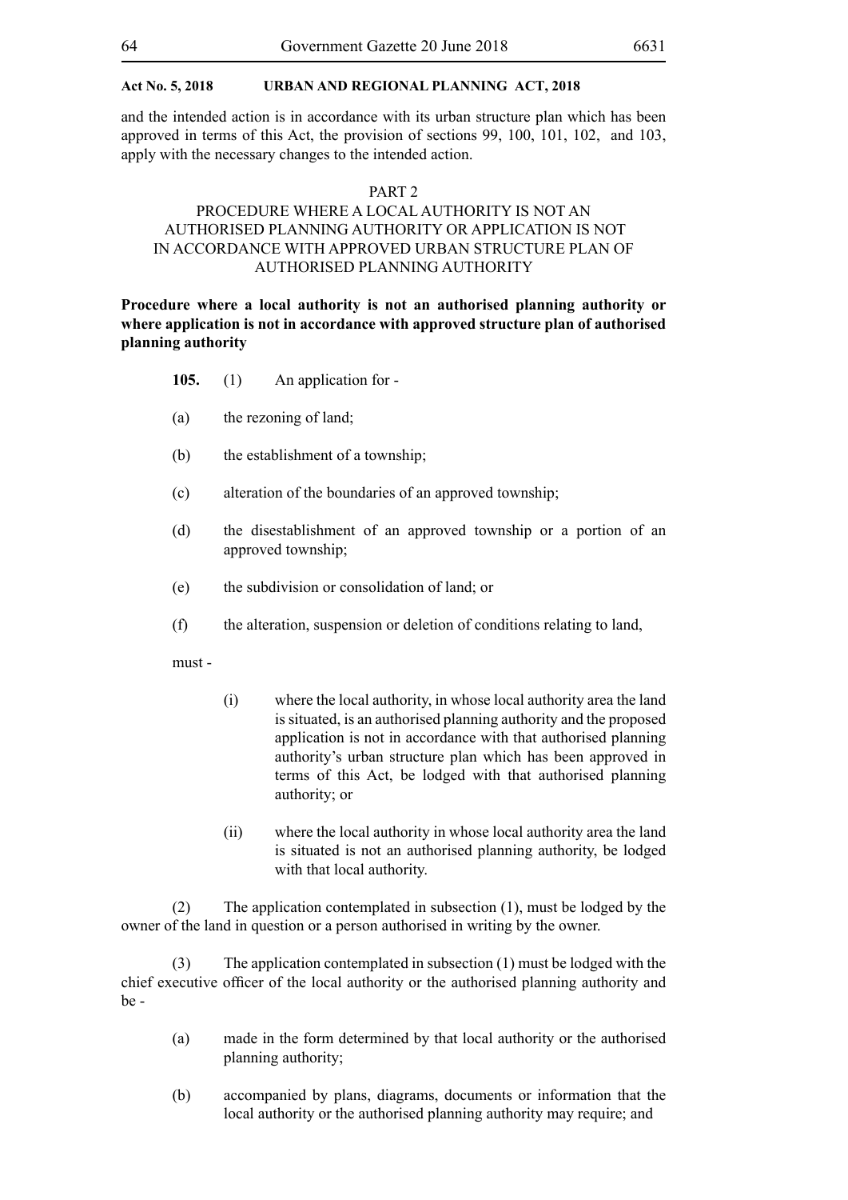and the intended action is in accordance with its urban structure plan which has been approved in terms of this Act, the provision of sections 99, 100, 101, 102, and 103, apply with the necessary changes to the intended action.

PART 2

PROCEDURE WHERE A LOCAL AUTHORITY IS NOT AN AUTHORISED PLANNING AUTHORITY OR APPLICATION IS NOT IN ACCORDANCE WITH APPROVED URBAN STRUCTURE PLAN OF AUTHORISED PLANNING AUTHORITY

**Procedure where a local authority is not an authorised planning authority or where application is not in accordance with approved structure plan of authorised planning authority**

**105.** (1) An application for -

(a) the rezoning of land;

(b) the establishment of a township;

(c) alteration of the boundaries of an approved township;

(d) the disestablishment of an approved township or a portion of an approved township;

(e) the subdivision or consolidation of land; or

(f) the alteration, suspension or deletion of conditions relating to land,

must -

(i) where the local authority, in whose local authority area the land is situated, is an authorised planning authority and the proposed application is not in accordance with that authorised planning authority's urban structure plan which has been approved in terms of this Act, be lodged with that authorised planning authority; or

(ii) where the local authority in whose local authority area the land is situated is not an authorised planning authority, be lodged with that local authority.

(2) The application contemplated in subsection (1), must be lodged by the owner of the land in question or a person authorised in writing by the owner.

(3) The application contemplated in subsection (1) must be lodged with the chief executive officer of the local authority or the authorised planning authority and be -

(a) made in the form determined by that local authority or the authorised planning authority;

(b) accompanied by plans, diagrams, documents or information that the local authority or the authorised planning authority may require; and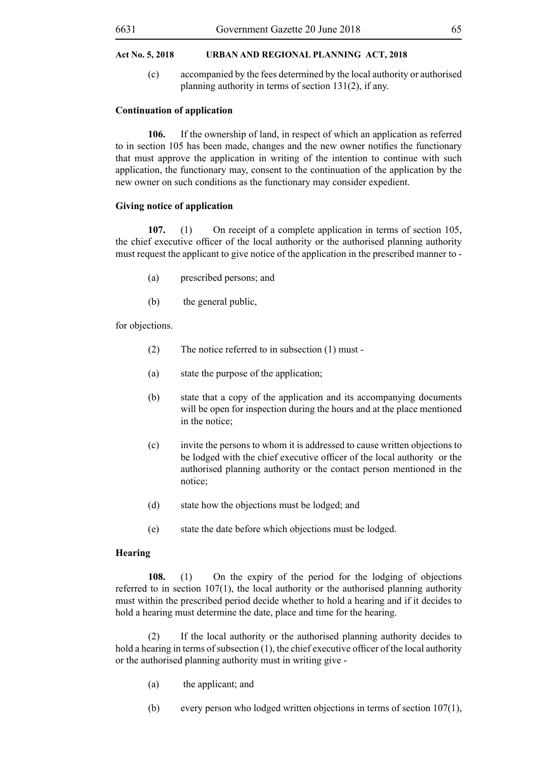(c) accompanied by the fees determined by the local authority or authorised planning authority in terms of section 131(2), if any.

**Continuation of application**

**106.** If the ownership of land, in respect of which an application as referred to in section 105 has been made, changes and the new owner notifies the functionary that must approve the application in writing of the intention to continue with such application, the functionary may, consent to the continuation of the application by the new owner on such conditions as the functionary may consider expedient.

**Giving notice of application**

**107.** (1) On receipt of a complete application in terms of section 105, the chief executive officer of the local authority or the authorised planning authority must request the applicant to give notice of the application in the prescribed manner to -

(a) prescribed persons; and

(b) the general public,

for objections.

(2) The notice referred to in subsection (1) must -

(a) state the purpose of the application;

(b) state that a copy of the application and its accompanying documents will be open for inspection during the hours and at the place mentioned in the notice;

(c) invite the persons to whom it is addressed to cause written objections to be lodged with the chief executive officer of the local authority or the authorised planning authority or the contact person mentioned in the notice;

(d) state how the objections must be lodged; and

(e) state the date before which objections must be lodged.

**Hearing**

**108.** (1) On the expiry of the period for the lodging of objections referred to in section 107(1), the local authority or the authorised planning authority must within the prescribed period decide whether to hold a hearing and if it decides to hold a hearing must determine the date, place and time for the hearing.

(2) If the local authority or the authorised planning authority decides to hold a hearing in terms of subsection (1), the chief executive officer of the local authority or the authorised planning authority must in writing give -

(a) the applicant; and

(b) every person who lodged written objections in terms of section 107(1),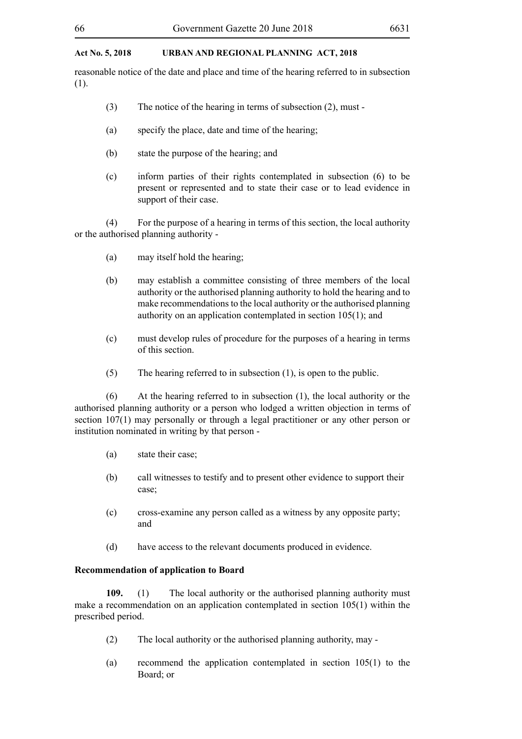reasonable notice of the date and place and time of the hearing referred to in subsection (1).

(3) The notice of the hearing in terms of subsection (2), must -

(a) specify the place, date and time of the hearing;

(b) state the purpose of the hearing; and

(c) inform parties of their rights contemplated in subsection (6) to be present or represented and to state their case or to lead evidence in support of their case.

(4) For the purpose of a hearing in terms of this section, the local authority or the authorised planning authority -

(a) may itself hold the hearing;

(b) may establish a committee consisting of three members of the local authority or the authorised planning authority to hold the hearing and to make recommendations to the local authority or the authorised planning authority on an application contemplated in section 105(1); and

(c) must develop rules of procedure for the purposes of a hearing in terms of this section.

(5) The hearing referred to in subsection (1), is open to the public.

(6) At the hearing referred to in subsection (1), the local authority or the authorised planning authority or a person who lodged a written objection in terms of section 107(1) may personally or through a legal practitioner or any other person or institution nominated in writing by that person -

(a) state their case;

(b) call witnesses to testify and to present other evidence to support their case;

(c) cross-examine any person called as a witness by any opposite party; and

(d) have access to the relevant documents produced in evidence.

**Recommendation of application to Board**

**109.** (1) The local authority or the authorised planning authority must make a recommendation on an application contemplated in section 105(1) within the prescribed period.

(2) The local authority or the authorised planning authority, may -

(a) recommend the application contemplated in section 105(1) to the Board; or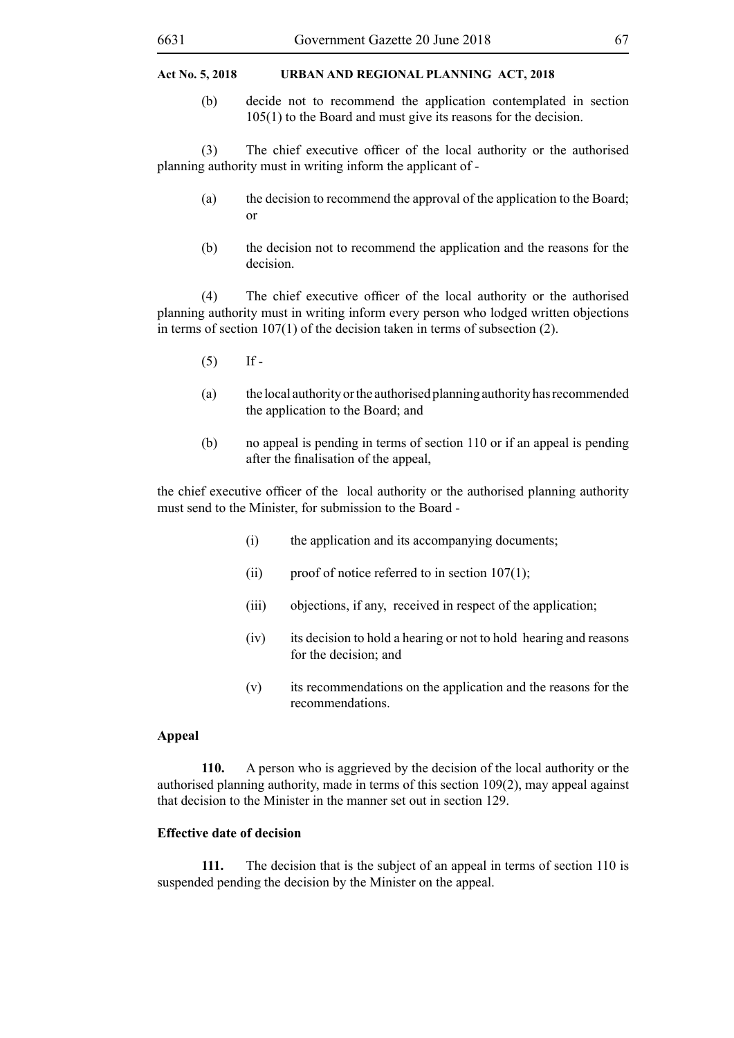(b) decide not to recommend the application contemplated in section 105(1) to the Board and must give its reasons for the decision.

(3) The chief executive officer of the local authority or the authorised planning authority must in writing inform the applicant of -

(a) the decision to recommend the approval of the application to the Board; or

(b) the decision not to recommend the application and the reasons for the decision.

(4) The chief executive officer of the local authority or the authorised planning authority must in writing inform every person who lodged written objections in terms of section 107(1) of the decision taken in terms of subsection (2).

(5) If -

(a) the local authority or the authorised planning authority has recommended the application to the Board; and

(b) no appeal is pending in terms of section 110 or if an appeal is pending after the finalisation of the appeal,

the chief executive officer of the local authority or the authorised planning authority must send to the Minister, for submission to the Board -

(i) the application and its accompanying documents;

(ii) proof of notice referred to in section 107(1);

(iii) objections, if any, received in respect of the application;

(iv) its decision to hold a hearing or not to hold hearing and reasons for the decision; and

(v) its recommendations on the application and the reasons for the recommendations.

**Appeal**

**110.** A person who is aggrieved by the decision of the local authority or the authorised planning authority, made in terms of this section 109(2), may appeal against that decision to the Minister in the manner set out in section 129.

**Effective date of decision**

**111.** The decision that is the subject of an appeal in terms of section 110 is suspended pending the decision by the Minister on the appeal.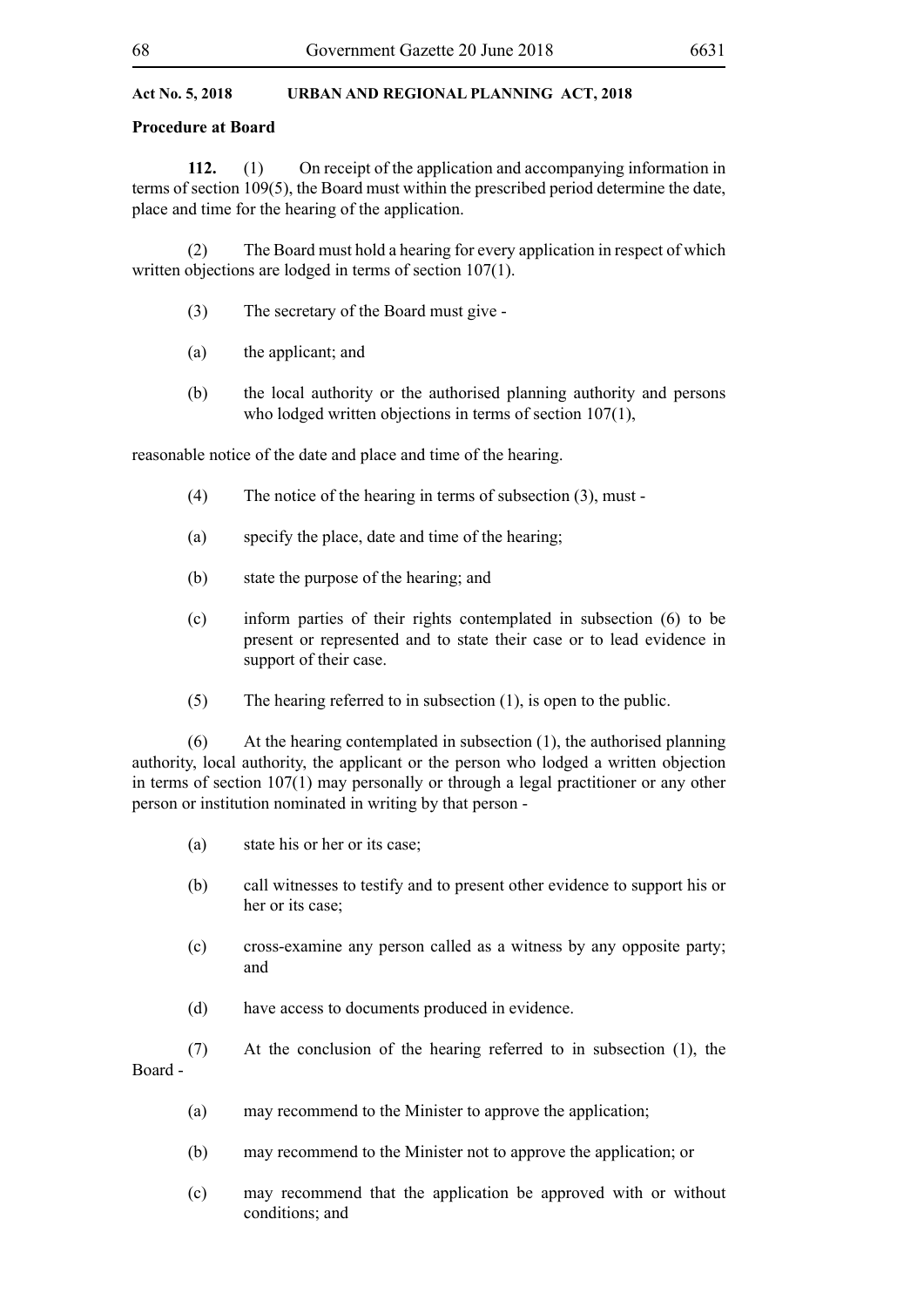**Procedure at Board**

**112.** (1) On receipt of the application and accompanying information in terms of section 109(5), the Board must within the prescribed period determine the date, place and time for the hearing of the application.

(2) The Board must hold a hearing for every application in respect of which written objections are lodged in terms of section 107(1).

(3) The secretary of the Board must give -

(a) the applicant; and

(b) the local authority or the authorised planning authority and persons who lodged written objections in terms of section 107(1),

reasonable notice of the date and place and time of the hearing.

(4) The notice of the hearing in terms of subsection (3), must -

(a) specify the place, date and time of the hearing;

(b) state the purpose of the hearing; and

(c) inform parties of their rights contemplated in subsection (6) to be present or represented and to state their case or to lead evidence in support of their case.

(5) The hearing referred to in subsection (1), is open to the public.

(6) At the hearing contemplated in subsection (1), the authorised planning authority, local authority, the applicant or the person who lodged a written objection in terms of section 107(1) may personally or through a legal practitioner or any other person or institution nominated in writing by that person -

(a) state his or her or its case;

(b) call witnesses to testify and to present other evidence to support his or her or its case;

(c) cross-examine any person called as a witness by any opposite party; and

(d) have access to documents produced in evidence.

(7) At the conclusion of the hearing referred to in subsection (1), the Board -

(a) may recommend to the Minister to approve the application;

(b) may recommend to the Minister not to approve the application; or

(c) may recommend that the application be approved with or without conditions; and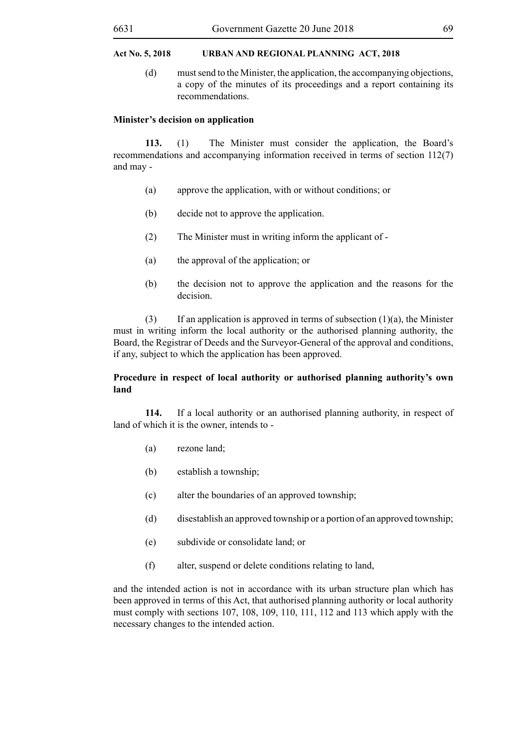(d) must send to the Minister, the application, the accompanying objections, a copy of the minutes of its proceedings and a report containing its recommendations.

**Minister's decision on application**

**113.** (1) The Minister must consider the application, the Board's recommendations and accompanying information received in terms of section 112(7) and may -

(a) approve the application, with or without conditions; or

(b) decide not to approve the application.

(2) The Minister must in writing inform the applicant of -

(a) the approval of the application; or

(b) the decision not to approve the application and the reasons for the decision.

(3) If an application is approved in terms of subsection (1)(a), the Minister must in writing inform the local authority or the authorised planning authority, the Board, the Registrar of Deeds and the Surveyor-General of the approval and conditions, if any, subject to which the application has been approved.

**Procedure in respect of local authority or authorised planning authority's own land**

**114.** If a local authority or an authorised planning authority, in respect of land of which it is the owner, intends to -

(a) rezone land;

(b) establish a township;

(c) alter the boundaries of an approved township;

(d) disestablish an approved township or a portion of an approved township;

(e) subdivide or consolidate land; or

(f) alter, suspend or delete conditions relating to land,

and the intended action is not in accordance with its urban structure plan which has been approved in terms of this Act, that authorised planning authority or local authority must comply with sections 107, 108, 109, 110, 111, 112 and 113 which apply with the necessary changes to the intended action.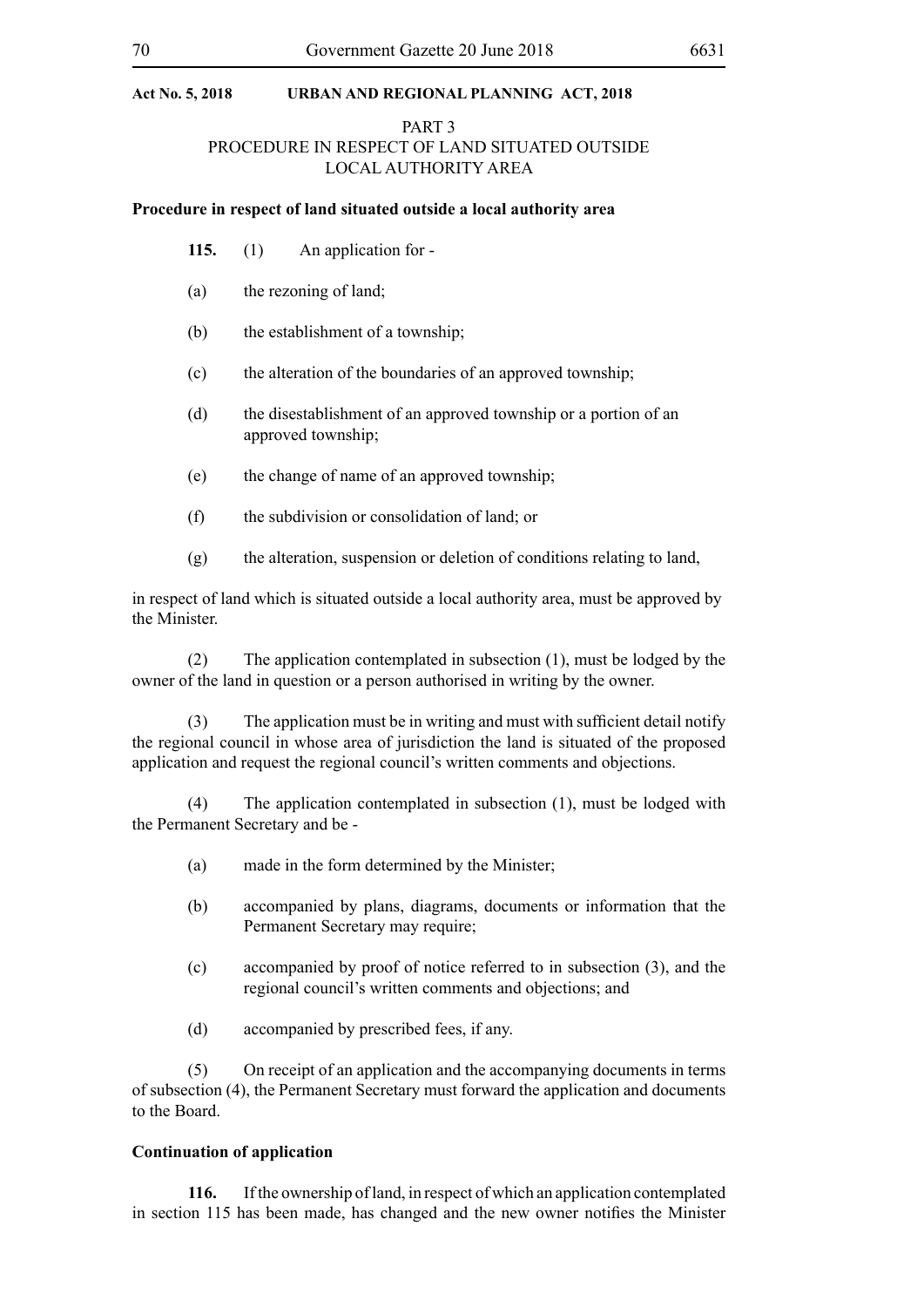## PART 3
## PROCEDURE IN RESPECT OF LAND SITUATED OUTSIDE LOCAL AUTHORITY AREA

**Procedure in respect of land situated outside a local authority area**

**115.** (1) An application for -

(a) the rezoning of land;

(b) the establishment of a township;

(c) the alteration of the boundaries of an approved township;

(d) the disestablishment of an approved township or a portion of an approved township;

(e) the change of name of an approved township;

(f) the subdivision or consolidation of land; or

(g) the alteration, suspension or deletion of conditions relating to land,

in respect of land which is situated outside a local authority area, must be approved by the Minister.

(2) The application contemplated in subsection (1), must be lodged by the owner of the land in question or a person authorised in writing by the owner.

(3) The application must be in writing and must with sufficient detail notify the regional council in whose area of jurisdiction the land is situated of the proposed application and request the regional council's written comments and objections.

(4) The application contemplated in subsection (1), must be lodged with the Permanent Secretary and be -

(a) made in the form determined by the Minister;

(b) accompanied by plans, diagrams, documents or information that the Permanent Secretary may require;

(c) accompanied by proof of notice referred to in subsection (3), and the regional council's written comments and objections; and

(d) accompanied by prescribed fees, if any.

(5) On receipt of an application and the accompanying documents in terms of subsection (4), the Permanent Secretary must forward the application and documents to the Board.

**Continuation of application**

**116.** If the ownership of land, in respect of which an application contemplated in section 115 has been made, has changed and the new owner notifies the Minister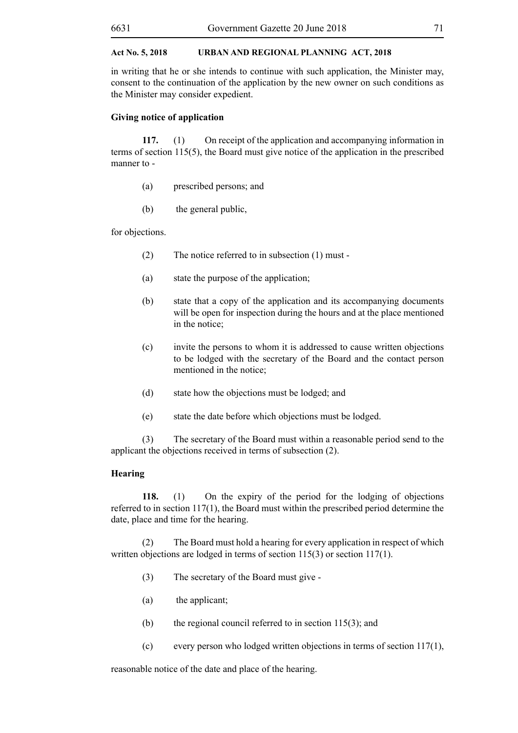in writing that he or she intends to continue with such application, the Minister may, consent to the continuation of the application by the new owner on such conditions as the Minister may consider expedient.

**Giving notice of application**

**117.** (1) On receipt of the application and accompanying information in terms of section 115(5), the Board must give notice of the application in the prescribed manner to -

(a) prescribed persons; and

(b) the general public,

for objections.

(2) The notice referred to in subsection (1) must -

(a) state the purpose of the application;

(b) state that a copy of the application and its accompanying documents will be open for inspection during the hours and at the place mentioned in the notice;

(c) invite the persons to whom it is addressed to cause written objections to be lodged with the secretary of the Board and the contact person mentioned in the notice;

(d) state how the objections must be lodged; and

(e) state the date before which objections must be lodged.

(3) The secretary of the Board must within a reasonable period send to the applicant the objections received in terms of subsection (2).

**Hearing**

**118.** (1) On the expiry of the period for the lodging of objections referred to in section 117(1), the Board must within the prescribed period determine the date, place and time for the hearing.

(2) The Board must hold a hearing for every application in respect of which written objections are lodged in terms of section 115(3) or section 117(1).

(3) The secretary of the Board must give -

(a) the applicant;

(b) the regional council referred to in section 115(3); and

(c) every person who lodged written objections in terms of section 117(1),

reasonable notice of the date and place of the hearing.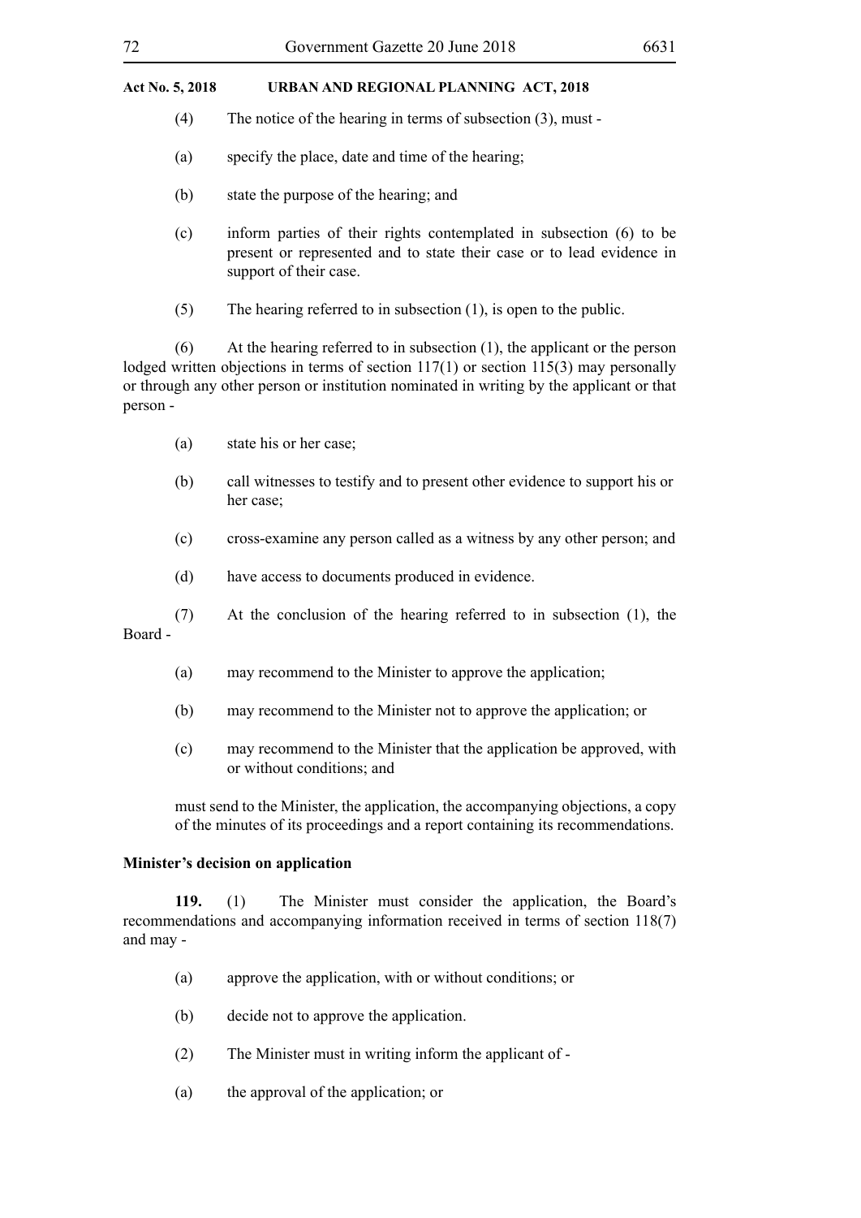(4) The notice of the hearing in terms of subsection (3), must -

(a) specify the place, date and time of the hearing;

(b) state the purpose of the hearing; and

(c) inform parties of their rights contemplated in subsection (6) to be present or represented and to state their case or to lead evidence in support of their case.

(5) The hearing referred to in subsection (1), is open to the public.

(6) At the hearing referred to in subsection (1), the applicant or the person lodged written objections in terms of section 117(1) or section 115(3) may personally or through any other person or institution nominated in writing by the applicant or that person -

(a) state his or her case;

(b) call witnesses to testify and to present other evidence to support his or her case;

(c) cross-examine any person called as a witness by any other person; and

(d) have access to documents produced in evidence.

(7) At the conclusion of the hearing referred to in subsection (1), the Board -

(a) may recommend to the Minister to approve the application;

(b) may recommend to the Minister not to approve the application; or

(c) may recommend to the Minister that the application be approved, with or without conditions; and

must send to the Minister, the application, the accompanying objections, a copy of the minutes of its proceedings and a report containing its recommendations.

**Minister's decision on application**

**119.** (1) The Minister must consider the application, the Board's recommendations and accompanying information received in terms of section 118(7) and may -

(a) approve the application, with or without conditions; or

(b) decide not to approve the application.

(2) The Minister must in writing inform the applicant of -

(a) the approval of the application; or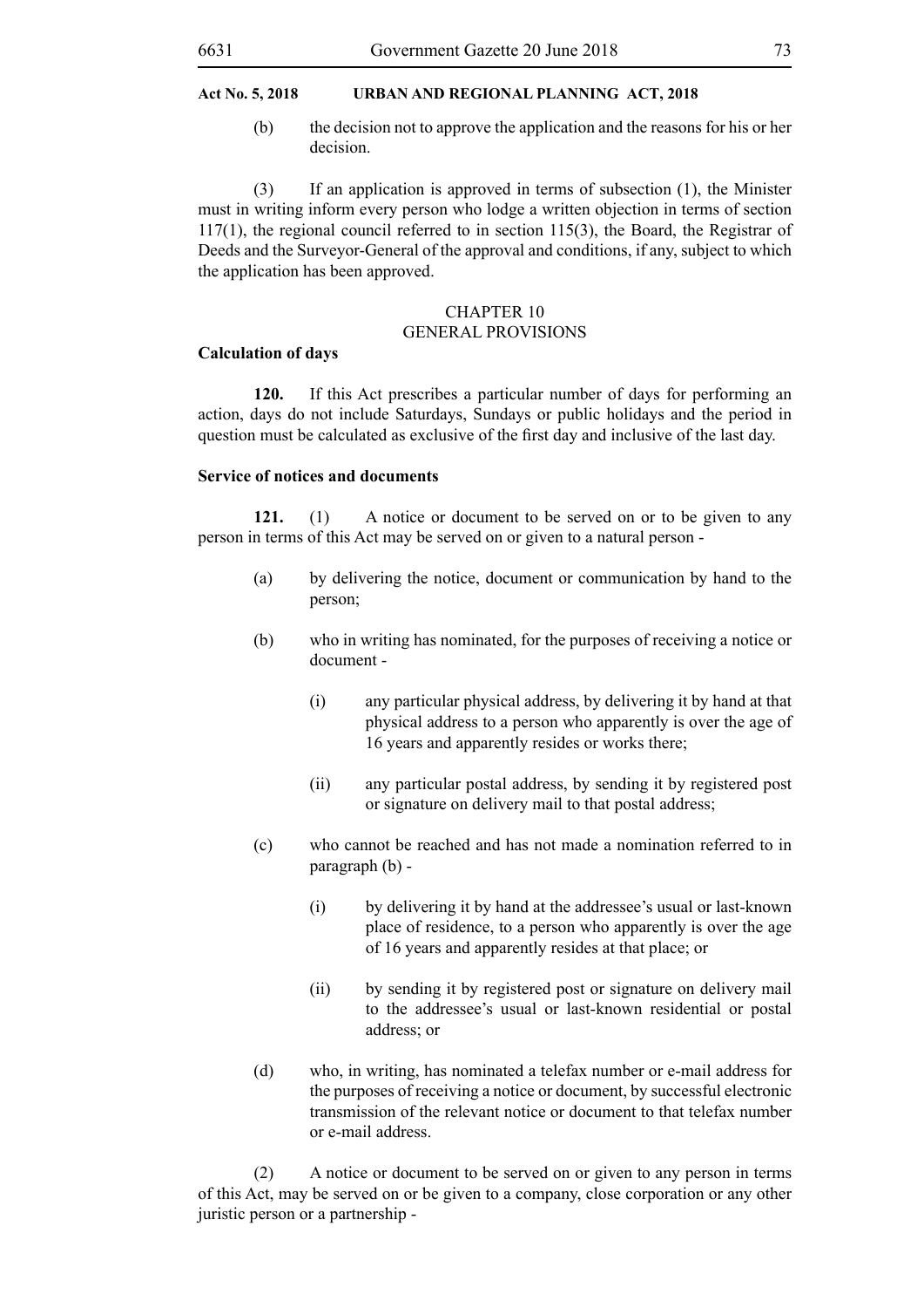(b) the decision not to approve the application and the reasons for his or her decision.

(3) If an application is approved in terms of subsection (1), the Minister must in writing inform every person who lodge a written objection in terms of section 117(1), the regional council referred to in section 115(3), the Board, the Registrar of Deeds and the Surveyor-General of the approval and conditions, if any, subject to which the application has been approved.

## CHAPTER 10
## GENERAL PROVISIONS

**Calculation of days**

**120.** If this Act prescribes a particular number of days for performing an action, days do not include Saturdays, Sundays or public holidays and the period in question must be calculated as exclusive of the first day and inclusive of the last day.

**Service of notices and documents**

**121.** (1) A notice or document to be served on or to be given to any person in terms of this Act may be served on or given to a natural person -

(a) by delivering the notice, document or communication by hand to the person;

(b) who in writing has nominated, for the purposes of receiving a notice or document -

(i) any particular physical address, by delivering it by hand at that physical address to a person who apparently is over the age of 16 years and apparently resides or works there;

(ii) any particular postal address, by sending it by registered post or signature on delivery mail to that postal address;

(c) who cannot be reached and has not made a nomination referred to in paragraph (b) -

(i) by delivering it by hand at the addressee's usual or last-known place of residence, to a person who apparently is over the age of 16 years and apparently resides at that place; or

(ii) by sending it by registered post or signature on delivery mail to the addressee's usual or last-known residential or postal address; or

(d) who, in writing, has nominated a telefax number or e-mail address for the purposes of receiving a notice or document, by successful electronic transmission of the relevant notice or document to that telefax number or e-mail address.

(2) A notice or document to be served on or given to any person in terms of this Act, may be served on or be given to a company, close corporation or any other juristic person or a partnership -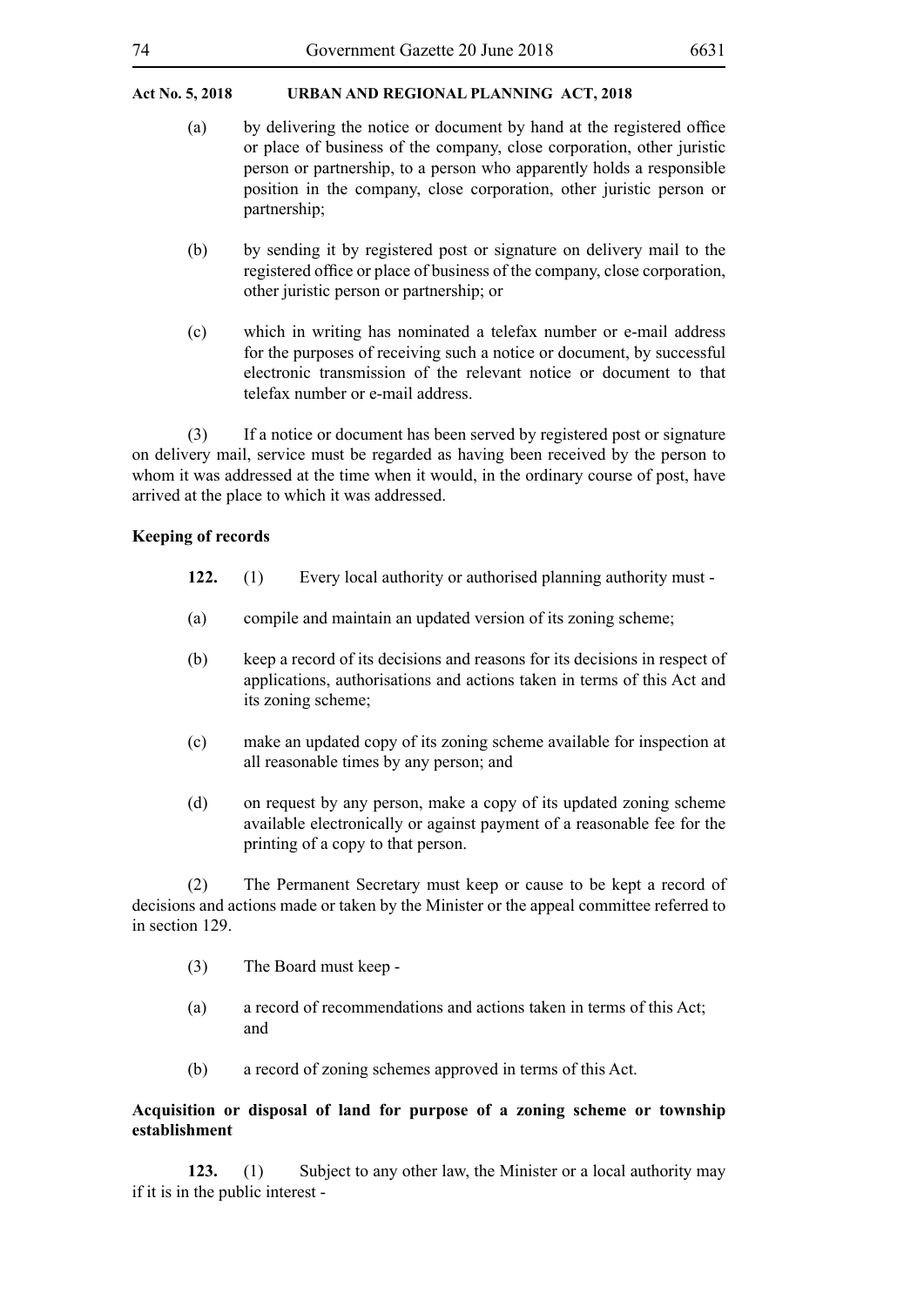(a) by delivering the notice or document by hand at the registered office or place of business of the company, close corporation, other juristic person or partnership, to a person who apparently holds a responsible position in the company, close corporation, other juristic person or partnership;

(b) by sending it by registered post or signature on delivery mail to the registered office or place of business of the company, close corporation, other juristic person or partnership; or

(c) which in writing has nominated a telefax number or e-mail address for the purposes of receiving such a notice or document, by successful electronic transmission of the relevant notice or document to that telefax number or e-mail address.

(3) If a notice or document has been served by registered post or signature on delivery mail, service must be regarded as having been received by the person to whom it was addressed at the time when it would, in the ordinary course of post, have arrived at the place to which it was addressed.

**Keeping of records**

**122.** (1) Every local authority or authorised planning authority must -

(a) compile and maintain an updated version of its zoning scheme;

(b) keep a record of its decisions and reasons for its decisions in respect of applications, authorisations and actions taken in terms of this Act and its zoning scheme;

(c) make an updated copy of its zoning scheme available for inspection at all reasonable times by any person; and

(d) on request by any person, make a copy of its updated zoning scheme available electronically or against payment of a reasonable fee for the printing of a copy to that person.

(2) The Permanent Secretary must keep or cause to be kept a record of decisions and actions made or taken by the Minister or the appeal committee referred to in section 129.

(3) The Board must keep -

(a) a record of recommendations and actions taken in terms of this Act; and

(b) a record of zoning schemes approved in terms of this Act.

**Acquisition or disposal of land for purpose of a zoning scheme or township establishment**

**123.** (1) Subject to any other law, the Minister or a local authority may if it is in the public interest -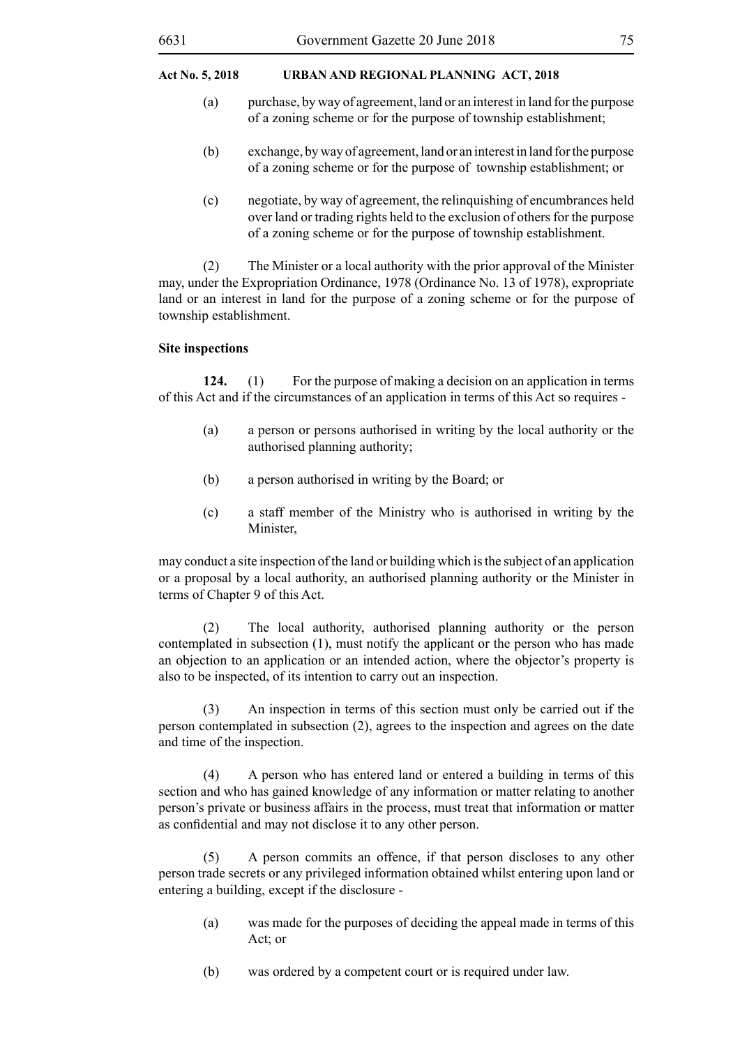(a) purchase, by way of agreement, land or an interest in land for the purpose of a zoning scheme or for the purpose of township establishment;

(b) exchange, by way of agreement, land or an interest in land for the purpose of a zoning scheme or for the purpose of township establishment; or

(c) negotiate, by way of agreement, the relinquishing of encumbrances held over land or trading rights held to the exclusion of others for the purpose of a zoning scheme or for the purpose of township establishment.

(2) The Minister or a local authority with the prior approval of the Minister may, under the Expropriation Ordinance, 1978 (Ordinance No. 13 of 1978), expropriate land or an interest in land for the purpose of a zoning scheme or for the purpose of township establishment.

**Site inspections**

**124.** (1) For the purpose of making a decision on an application in terms of this Act and if the circumstances of an application in terms of this Act so requires -

(a) a person or persons authorised in writing by the local authority or the authorised planning authority;

(b) a person authorised in writing by the Board; or

(c) a staff member of the Ministry who is authorised in writing by the Minister,

may conduct a site inspection of the land or building which is the subject of an application or a proposal by a local authority, an authorised planning authority or the Minister in terms of Chapter 9 of this Act.

(2) The local authority, authorised planning authority or the person contemplated in subsection (1), must notify the applicant or the person who has made an objection to an application or an intended action, where the objector's property is also to be inspected, of its intention to carry out an inspection.

(3) An inspection in terms of this section must only be carried out if the person contemplated in subsection (2), agrees to the inspection and agrees on the date and time of the inspection.

(4) A person who has entered land or entered a building in terms of this section and who has gained knowledge of any information or matter relating to another person's private or business affairs in the process, must treat that information or matter as confidential and may not disclose it to any other person.

(5) A person commits an offence, if that person discloses to any other person trade secrets or any privileged information obtained whilst entering upon land or entering a building, except if the disclosure -

(a) was made for the purposes of deciding the appeal made in terms of this Act; or

(b) was ordered by a competent court or is required under law.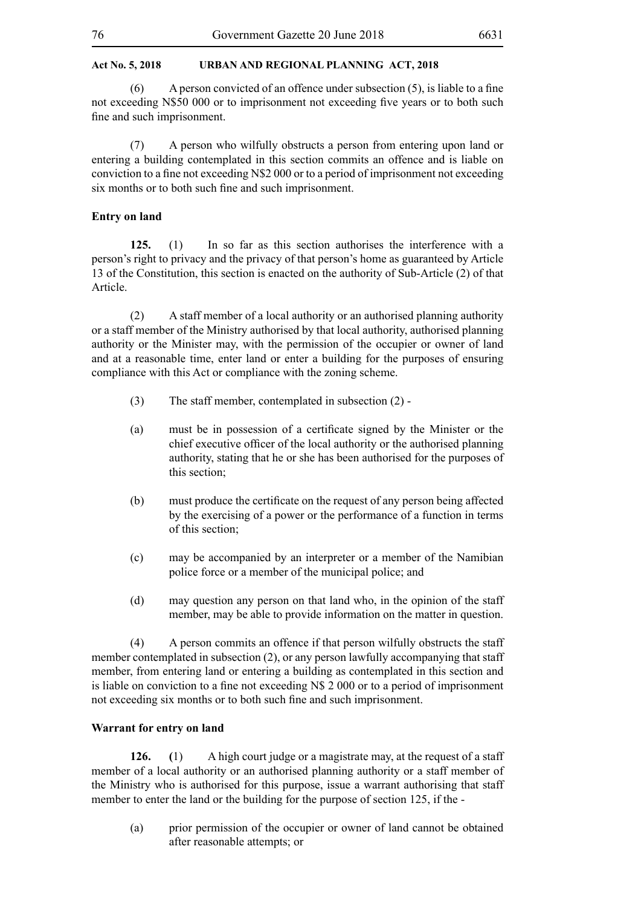(6) A person convicted of an offence under subsection (5), is liable to a fine not exceeding N$50 000 or to imprisonment not exceeding five years or to both such fine and such imprisonment.

(7) A person who wilfully obstructs a person from entering upon land or entering a building contemplated in this section commits an offence and is liable on conviction to a fine not exceeding N$2 000 or to a period of imprisonment not exceeding six months or to both such fine and such imprisonment.

**Entry on land**

**125.** (1) In so far as this section authorises the interference with a person's right to privacy and the privacy of that person's home as guaranteed by Article 13 of the Constitution, this section is enacted on the authority of Sub-Article (2) of that Article.

(2) A staff member of a local authority or an authorised planning authority or a staff member of the Ministry authorised by that local authority, authorised planning authority or the Minister may, with the permission of the occupier or owner of land and at a reasonable time, enter land or enter a building for the purposes of ensuring compliance with this Act or compliance with the zoning scheme.

(3) The staff member, contemplated in subsection (2) -

(a) must be in possession of a certificate signed by the Minister or the chief executive officer of the local authority or the authorised planning authority, stating that he or she has been authorised for the purposes of this section;

(b) must produce the certificate on the request of any person being affected by the exercising of a power or the performance of a function in terms of this section;

(c) may be accompanied by an interpreter or a member of the Namibian police force or a member of the municipal police; and

(d) may question any person on that land who, in the opinion of the staff member, may be able to provide information on the matter in question.

(4) A person commits an offence if that person wilfully obstructs the staff member contemplated in subsection (2), or any person lawfully accompanying that staff member, from entering land or entering a building as contemplated in this section and is liable on conviction to a fine not exceeding N$ 2 000 or to a period of imprisonment not exceeding six months or to both such fine and such imprisonment.

**Warrant for entry on land**

**126.** (1) A high court judge or a magistrate may, at the request of a staff member of a local authority or an authorised planning authority or a staff member of the Ministry who is authorised for this purpose, issue a warrant authorising that staff member to enter the land or the building for the purpose of section 125, if the -

(a) prior permission of the occupier or owner of land cannot be obtained after reasonable attempts; or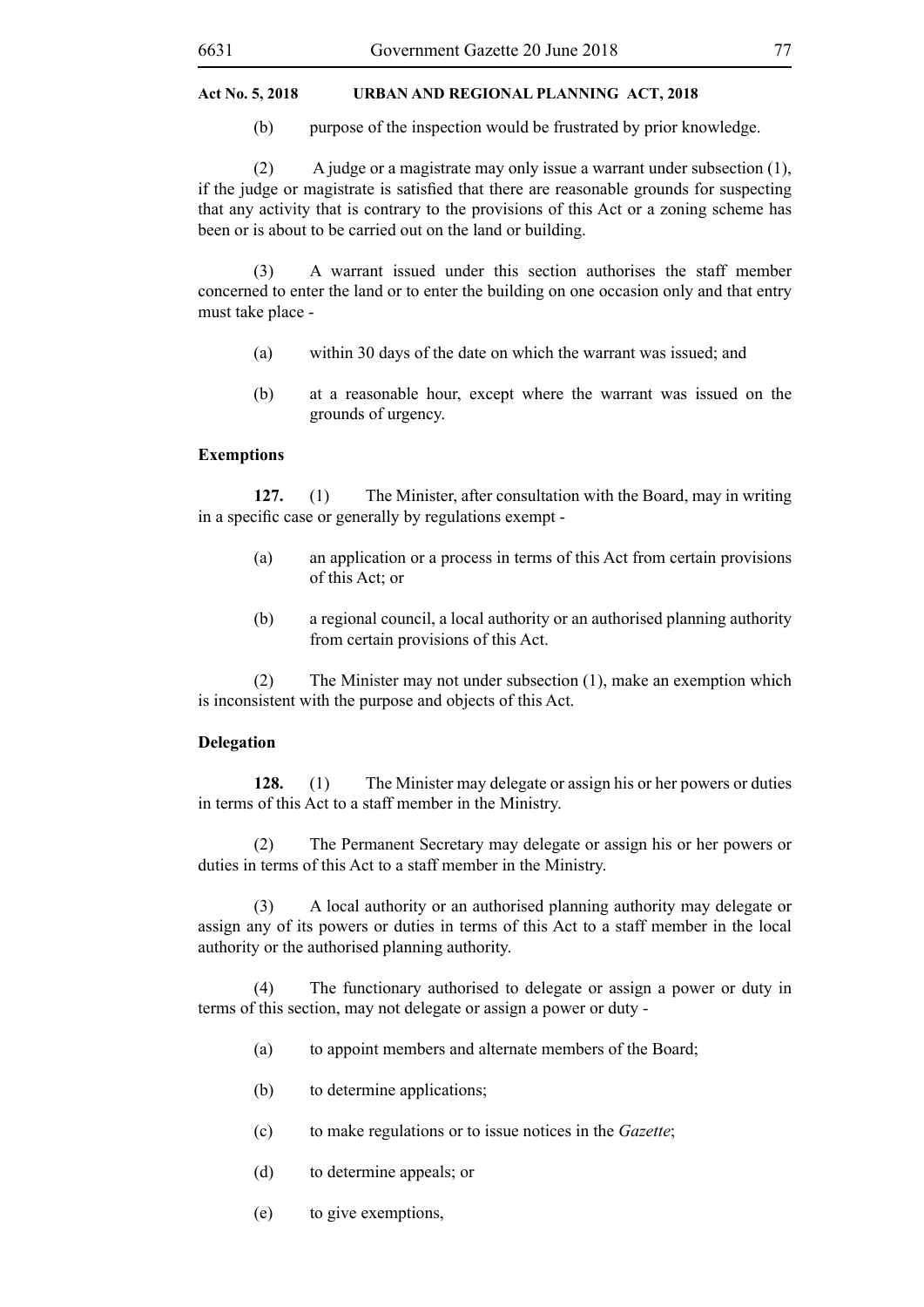(b) purpose of the inspection would be frustrated by prior knowledge.

(2) A judge or a magistrate may only issue a warrant under subsection (1), if the judge or magistrate is satisfied that there are reasonable grounds for suspecting that any activity that is contrary to the provisions of this Act or a zoning scheme has been or is about to be carried out on the land or building.

(3) A warrant issued under this section authorises the staff member concerned to enter the land or to enter the building on one occasion only and that entry must take place -

(a) within 30 days of the date on which the warrant was issued; and

(b) at a reasonable hour, except where the warrant was issued on the grounds of urgency.

**Exemptions**

**127.** (1) The Minister, after consultation with the Board, may in writing in a specific case or generally by regulations exempt -

(a) an application or a process in terms of this Act from certain provisions of this Act; or

(b) a regional council, a local authority or an authorised planning authority from certain provisions of this Act.

(2) The Minister may not under subsection (1), make an exemption which is inconsistent with the purpose and objects of this Act.

**Delegation**

**128.** (1) The Minister may delegate or assign his or her powers or duties in terms of this Act to a staff member in the Ministry.

(2) The Permanent Secretary may delegate or assign his or her powers or duties in terms of this Act to a staff member in the Ministry.

(3) A local authority or an authorised planning authority may delegate or assign any of its powers or duties in terms of this Act to a staff member in the local authority or the authorised planning authority.

(4) The functionary authorised to delegate or assign a power or duty in terms of this section, may not delegate or assign a power or duty -

(a) to appoint members and alternate members of the Board;

(b) to determine applications;

(c) to make regulations or to issue notices in the *Gazette*;

(d) to determine appeals; or

(e) to give exemptions,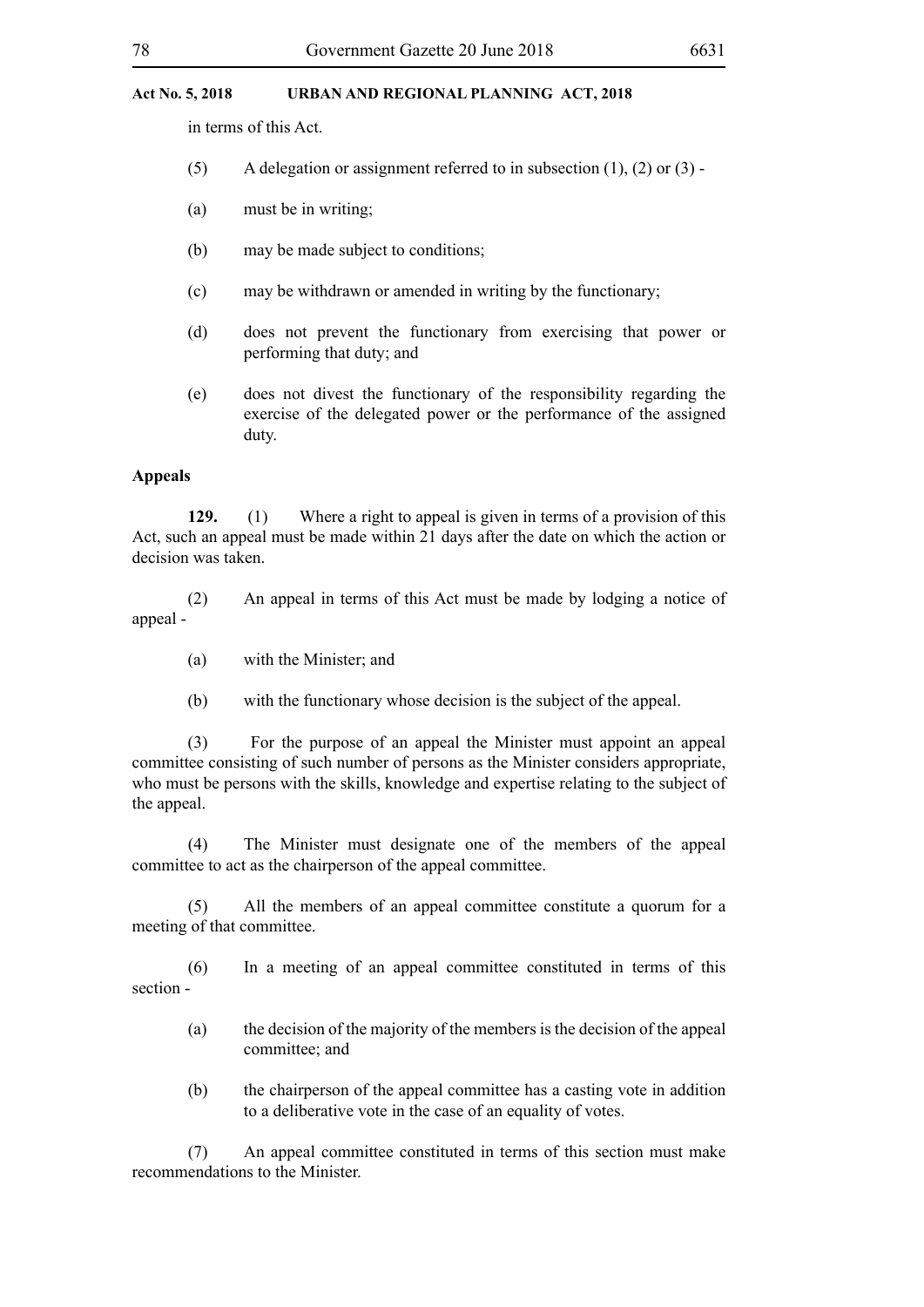in terms of this Act.

(5) A delegation or assignment referred to in subsection (1), (2) or (3) -

(a) must be in writing;

(b) may be made subject to conditions;

(c) may be withdrawn or amended in writing by the functionary;

(d) does not prevent the functionary from exercising that power or performing that duty; and

(e) does not divest the functionary of the responsibility regarding the exercise of the delegated power or the performance of the assigned duty.

**Appeals**

**129.** (1) Where a right to appeal is given in terms of a provision of this Act, such an appeal must be made within 21 days after the date on which the action or decision was taken.

(2) An appeal in terms of this Act must be made by lodging a notice of appeal -

(a) with the Minister; and

(b) with the functionary whose decision is the subject of the appeal.

(3) For the purpose of an appeal the Minister must appoint an appeal committee consisting of such number of persons as the Minister considers appropriate, who must be persons with the skills, knowledge and expertise relating to the subject of the appeal.

(4) The Minister must designate one of the members of the appeal committee to act as the chairperson of the appeal committee.

(5) All the members of an appeal committee constitute a quorum for a meeting of that committee.

(6) In a meeting of an appeal committee constituted in terms of this section -

(a) the decision of the majority of the members is the decision of the appeal committee; and

(b) the chairperson of the appeal committee has a casting vote in addition to a deliberative vote in the case of an equality of votes.

(7) An appeal committee constituted in terms of this section must make recommendations to the Minister.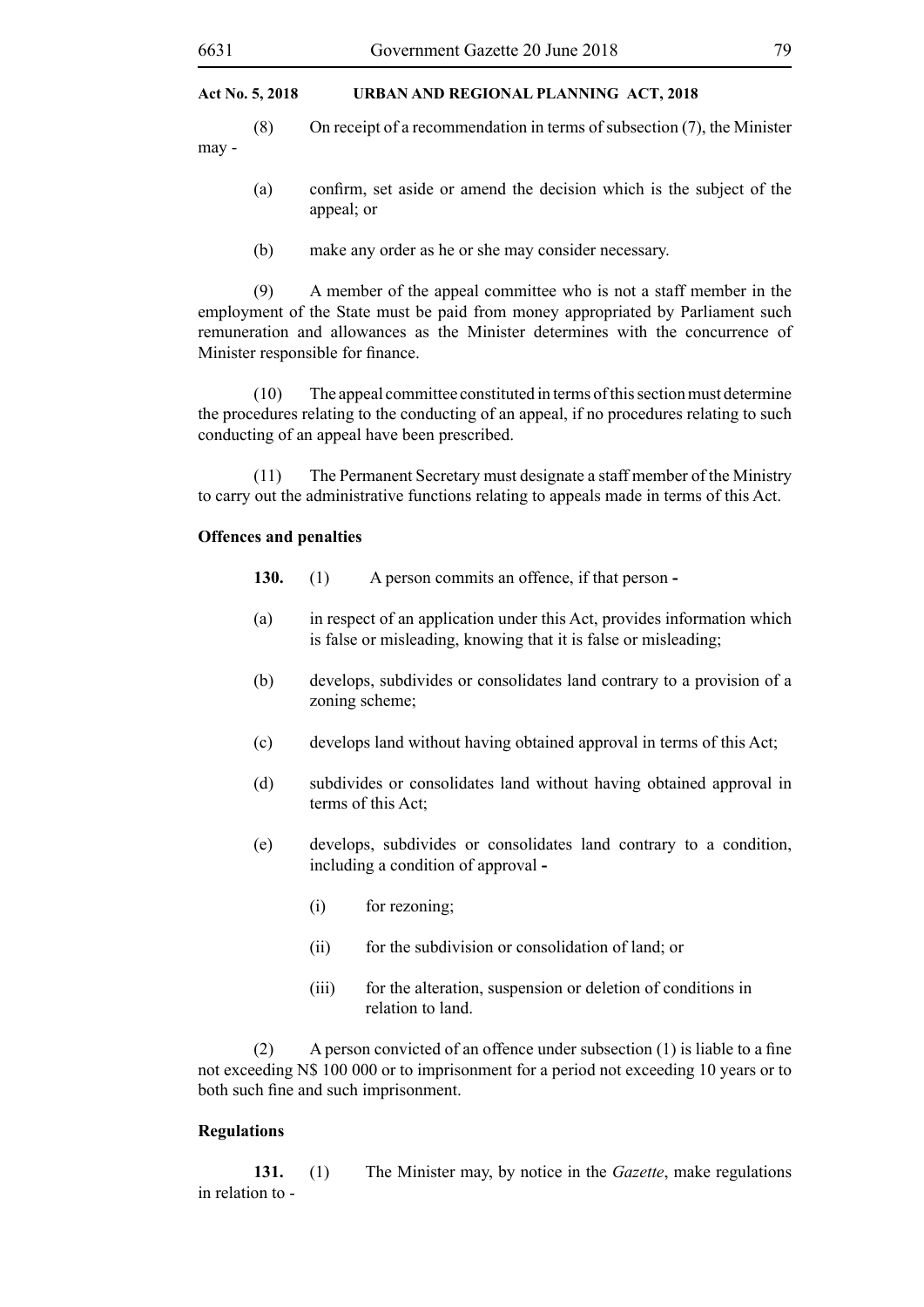(8) On receipt of a recommendation in terms of subsection (7), the Minister may -

(a) confirm, set aside or amend the decision which is the subject of the appeal; or

(b) make any order as he or she may consider necessary.

(9) A member of the appeal committee who is not a staff member in the employment of the State must be paid from money appropriated by Parliament such remuneration and allowances as the Minister determines with the concurrence of Minister responsible for finance.

(10) The appeal committee constituted in terms of this section must determine the procedures relating to the conducting of an appeal, if no procedures relating to such conducting of an appeal have been prescribed.

(11) The Permanent Secretary must designate a staff member of the Ministry to carry out the administrative functions relating to appeals made in terms of this Act.

**Offences and penalties**

**130.** (1) A person commits an offence, if that person -

(a) in respect of an application under this Act, provides information which is false or misleading, knowing that it is false or misleading;

(b) develops, subdivides or consolidates land contrary to a provision of a zoning scheme;

(c) develops land without having obtained approval in terms of this Act;

(d) subdivides or consolidates land without having obtained approval in terms of this Act;

(e) develops, subdivides or consolidates land contrary to a condition, including a condition of approval -

(i) for rezoning;

(ii) for the subdivision or consolidation of land; or

(iii) for the alteration, suspension or deletion of conditions in relation to land.

(2) A person convicted of an offence under subsection (1) is liable to a fine not exceeding N$ 100 000 or to imprisonment for a period not exceeding 10 years or to both such fine and such imprisonment.

**Regulations**

**131.** (1) The Minister may, by notice in the *Gazette*, make regulations in relation to -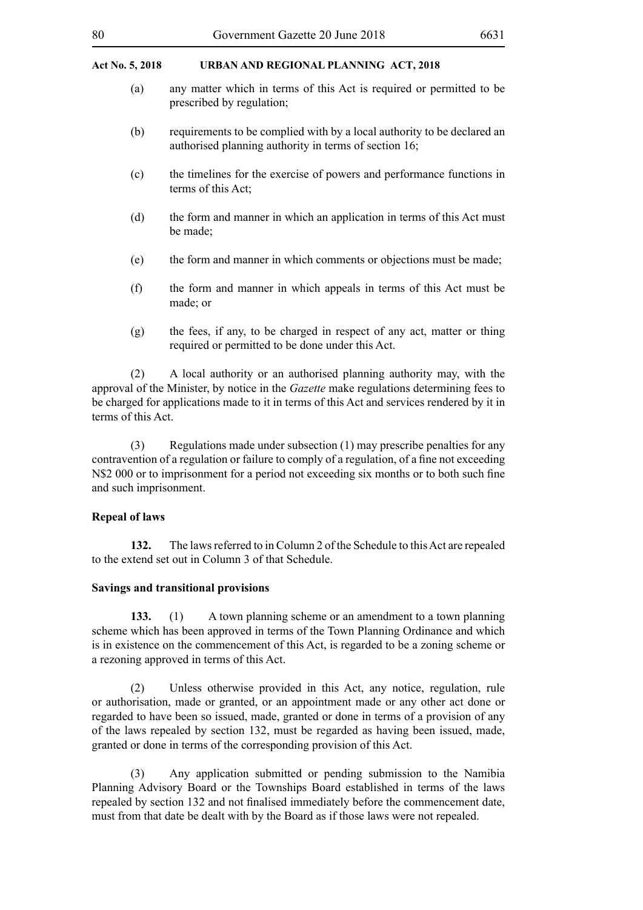(a) any matter which in terms of this Act is required or permitted to be prescribed by regulation;

(b) requirements to be complied with by a local authority to be declared an authorised planning authority in terms of section 16;

(c) the timelines for the exercise of powers and performance functions in terms of this Act;

(d) the form and manner in which an application in terms of this Act must be made;

(e) the form and manner in which comments or objections must be made;

(f) the form and manner in which appeals in terms of this Act must be made; or

(g) the fees, if any, to be charged in respect of any act, matter or thing required or permitted to be done under this Act.

(2) A local authority or an authorised planning authority may, with the approval of the Minister, by notice in the *Gazette* make regulations determining fees to be charged for applications made to it in terms of this Act and services rendered by it in terms of this Act.

(3) Regulations made under subsection (1) may prescribe penalties for any contravention of a regulation or failure to comply of a regulation, of a fine not exceeding N$2 000 or to imprisonment for a period not exceeding six months or to both such fine and such imprisonment.

**Repeal of laws**

**132.** The laws referred to in Column 2 of the Schedule to this Act are repealed to the extend set out in Column 3 of that Schedule.

**Savings and transitional provisions**

**133.** (1) A town planning scheme or an amendment to a town planning scheme which has been approved in terms of the Town Planning Ordinance and which is in existence on the commencement of this Act, is regarded to be a zoning scheme or a rezoning approved in terms of this Act.

(2) Unless otherwise provided in this Act, any notice, regulation, rule or authorisation, made or granted, or an appointment made or any other act done or regarded to have been so issued, made, granted or done in terms of a provision of any of the laws repealed by section 132, must be regarded as having been issued, made, granted or done in terms of the corresponding provision of this Act.

(3) Any application submitted or pending submission to the Namibia Planning Advisory Board or the Townships Board established in terms of the laws repealed by section 132 and not finalised immediately before the commencement date, must from that date be dealt with by the Board as if those laws were not repealed.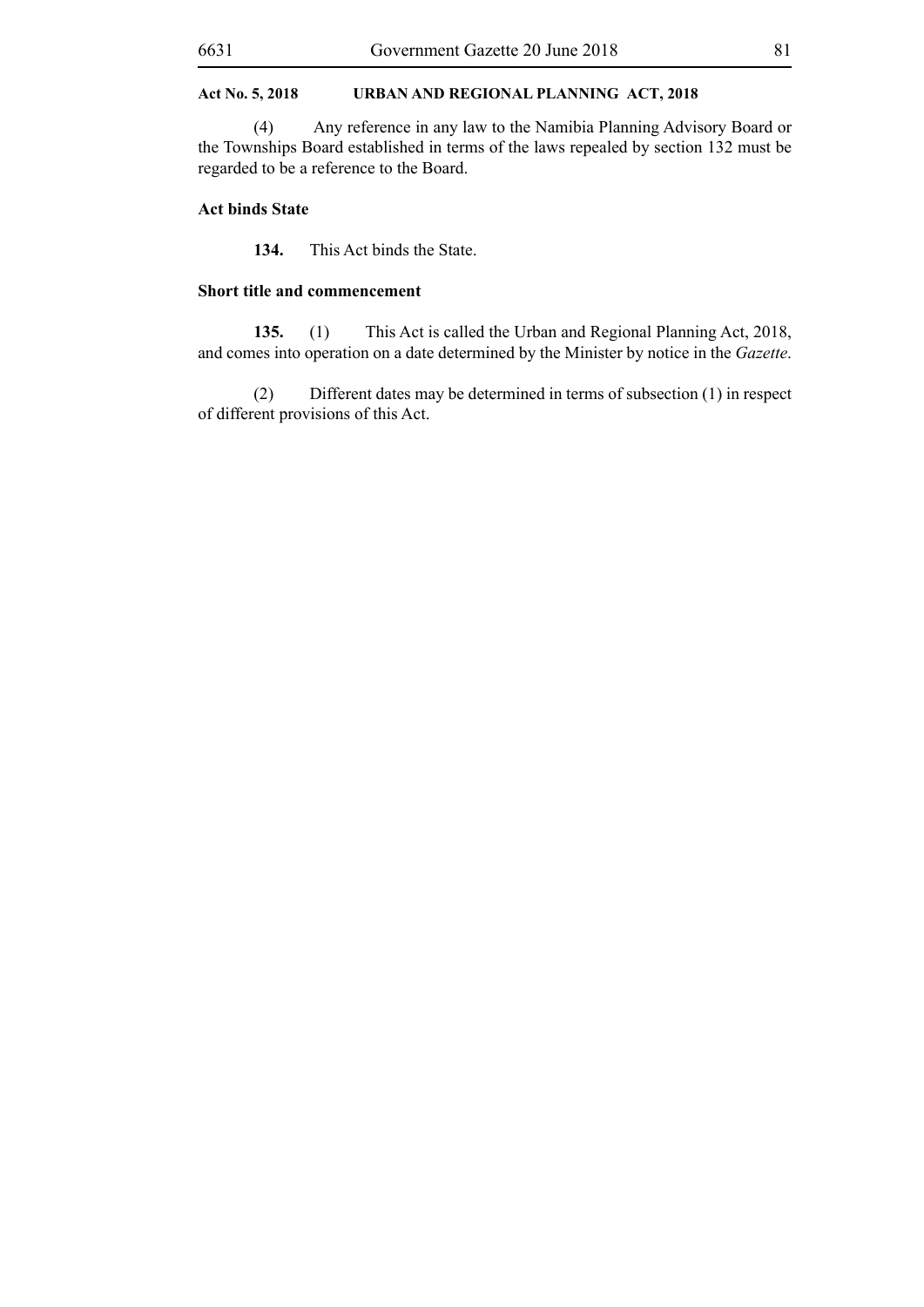(4) Any reference in any law to the Namibia Planning Advisory Board or the Townships Board established in terms of the laws repealed by section 132 must be regarded to be a reference to the Board.

**Act binds State**

**134.** This Act binds the State.

**Short title and commencement**

**135.** (1) This Act is called the Urban and Regional Planning Act, 2018, and comes into operation on a date determined by the Minister by notice in the *Gazette*.

(2) Different dates may be determined in terms of subsection (1) in respect of different provisions of this Act.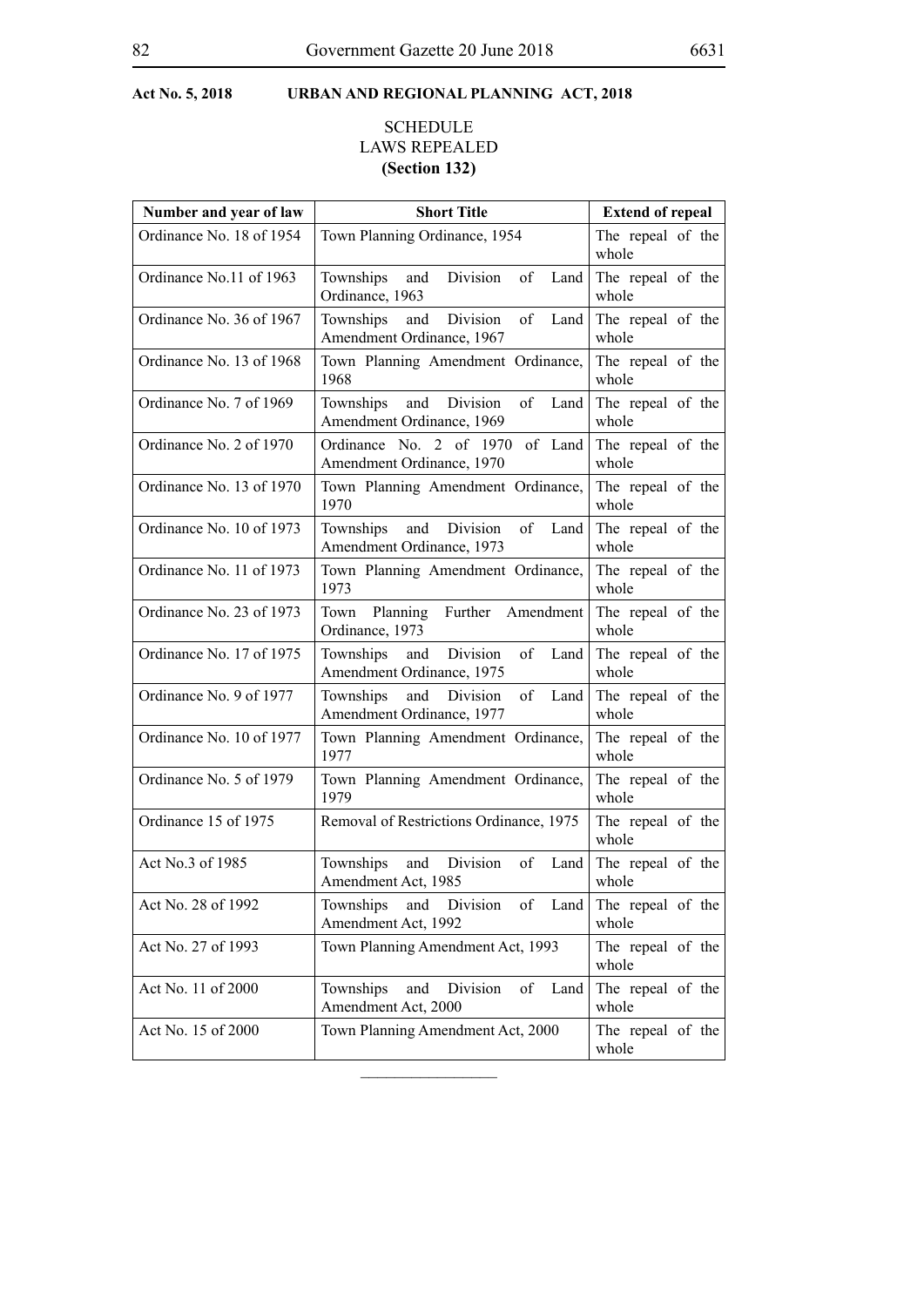**Act No. 5, 2018 URBAN AND REGIONAL PLANNING ACT, 2018**

SCHEDULE
LAWS REPEALED
**(Section 132)**

| Number and year of law | Short Title | Extend of repeal |
|---|---|---|
| Ordinance No. 18 of 1954 | Town Planning Ordinance, 1954 | The repeal of the whole |
| Ordinance No.11 of 1963 | Townships and Division of Land Ordinance, 1963 | The repeal of the whole |
| Ordinance No. 36 of 1967 | Townships and Division of Land Amendment Ordinance, 1967 | The repeal of the whole |
| Ordinance No. 13 of 1968 | Town Planning Amendment Ordinance, 1968 | The repeal of the whole |
| Ordinance No. 7 of 1969 | Townships and Division of Land Amendment Ordinance, 1969 | The repeal of the whole |
| Ordinance No. 2 of 1970 | Ordinance No. 2 of 1970 of Land Amendment Ordinance, 1970 | The repeal of the whole |
| Ordinance No. 13 of 1970 | Town Planning Amendment Ordinance, 1970 | The repeal of the whole |
| Ordinance No. 10 of 1973 | Townships and Division of Land Amendment Ordinance, 1973 | The repeal of the whole |
| Ordinance No. 11 of 1973 | Town Planning Amendment Ordinance, 1973 | The repeal of the whole |
| Ordinance No. 23 of 1973 | Town Planning Further Amendment Ordinance, 1973 | The repeal of the whole |
| Ordinance No. 17 of 1975 | Townships and Division of Land Amendment Ordinance, 1975 | The repeal of the whole |
| Ordinance No. 9 of 1977 | Townships and Division of Land Amendment Ordinance, 1977 | The repeal of the whole |
| Ordinance No. 10 of 1977 | Town Planning Amendment Ordinance, 1977 | The repeal of the whole |
| Ordinance No. 5 of 1979 | Town Planning Amendment Ordinance, 1979 | The repeal of the whole |
| Ordinance 15 of 1975 | Removal of Restrictions Ordinance, 1975 | The repeal of the whole |
| Act No.3 of 1985 | Townships and Division of Land Amendment Act, 1985 | The repeal of the whole |
| Act No. 28 of 1992 | Townships and Division of Land Amendment Act, 1992 | The repeal of the whole |
| Act No. 27 of 1993 | Town Planning Amendment Act, 1993 | The repeal of the whole |
| Act No. 11 of 2000 | Townships and Division of Land Amendment Act, 2000 | The repeal of the whole |
| Act No. 15 of 2000 | Town Planning Amendment Act, 2000 | The repeal of the whole |

________________